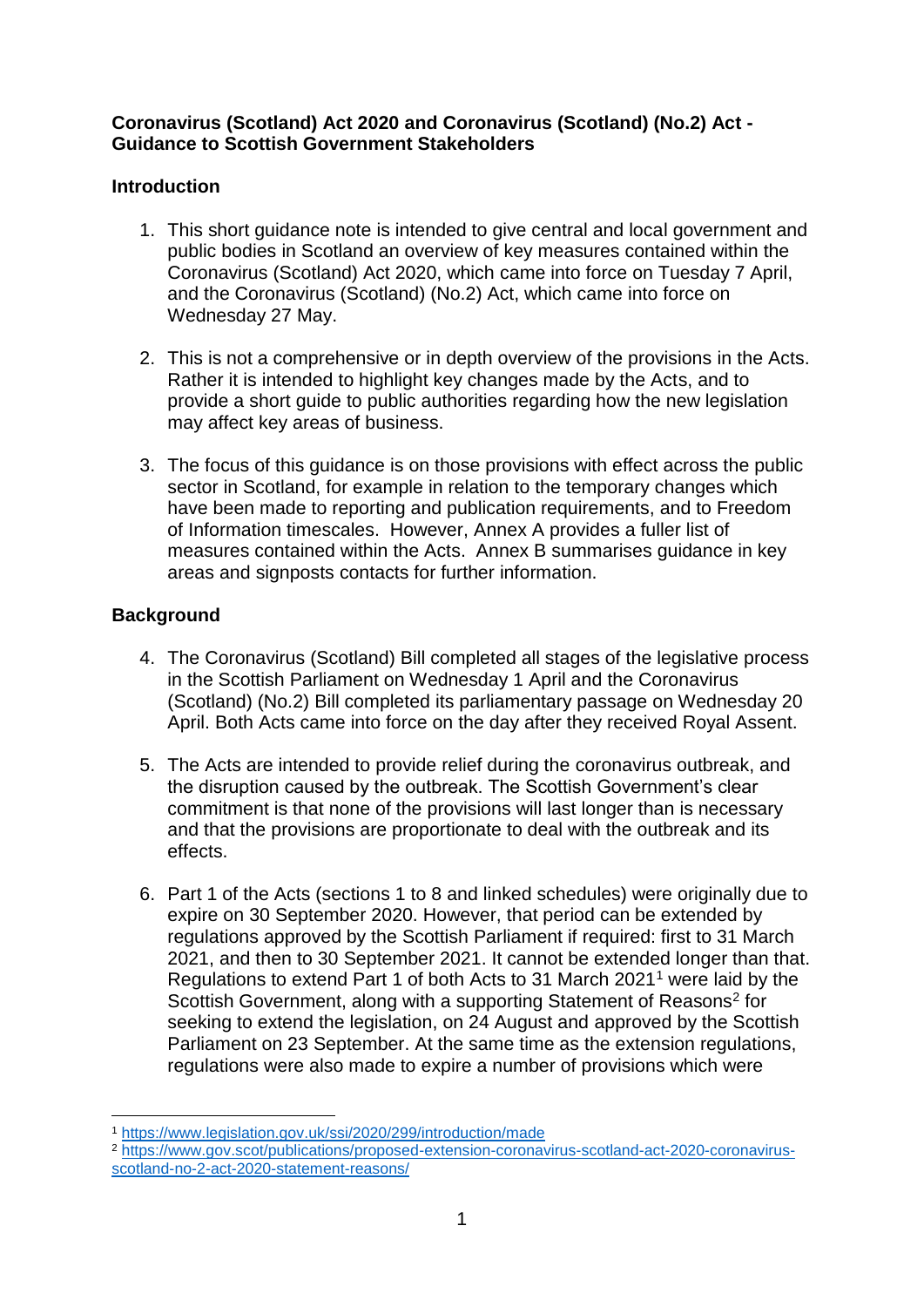**Coronavirus (Scotland) Act 2020 and Coronavirus (Scotland) (No.2) Act - Guidance to Scottish Government Stakeholders**

## Introduction

1. This short guidance note is intended to give central and local government and public bodies in Scotland an overview of key measures contained within the Coronavirus (Scotland) Act 2020, which came into force on Tuesday 7 April, and the Coronavirus (Scotland) (No.2) Act, which came into force on Wednesday 27 May.

2. This is not a comprehensive or in depth overview of the provisions in the Acts. Rather it is intended to highlight key changes made by the Acts, and to provide a short guide to public authorities regarding how the new legislation may affect key areas of business.

3. The focus of this guidance is on those provisions with effect across the public sector in Scotland, for example in relation to the temporary changes which have been made to reporting and publication requirements, and to Freedom of Information timescales. However, Annex A provides a fuller list of measures contained within the Acts. Annex B summarises guidance in key areas and signposts contacts for further information.

## Background

4. The Coronavirus (Scotland) Bill completed all stages of the legislative process in the Scottish Parliament on Wednesday 1 April and the Coronavirus (Scotland) (No.2) Bill completed its parliamentary passage on Wednesday 20 April. Both Acts came into force on the day after they received Royal Assent.

5. The Acts are intended to provide relief during the coronavirus outbreak, and the disruption caused by the outbreak. The Scottish Government's clear commitment is that none of the provisions will last longer than is necessary and that the provisions are proportionate to deal with the outbreak and its effects.

6. Part 1 of the Acts (sections 1 to 8 and linked schedules) were originally due to expire on 30 September 2020. However, that period can be extended by regulations approved by the Scottish Parliament if required: first to 31 March 2021, and then to 30 September 2021. It cannot be extended longer than that. Regulations to extend Part 1 of both Acts to 31 March 2021[1] were laid by the Scottish Government, along with a supporting Statement of Reasons[2] for seeking to extend the legislation, on 24 August and approved by the Scottish Parliament on 23 September. At the same time as the extension regulations, regulations were also made to expire a number of provisions which were

---

[1] https://www.legislation.gov.uk/ssi/2020/299/introduction/made

[2] https://www.gov.scot/publications/proposed-extension-coronavirus-scotland-act-2020-coronavirus-scotland-no-2-act-2020-statement-reasons/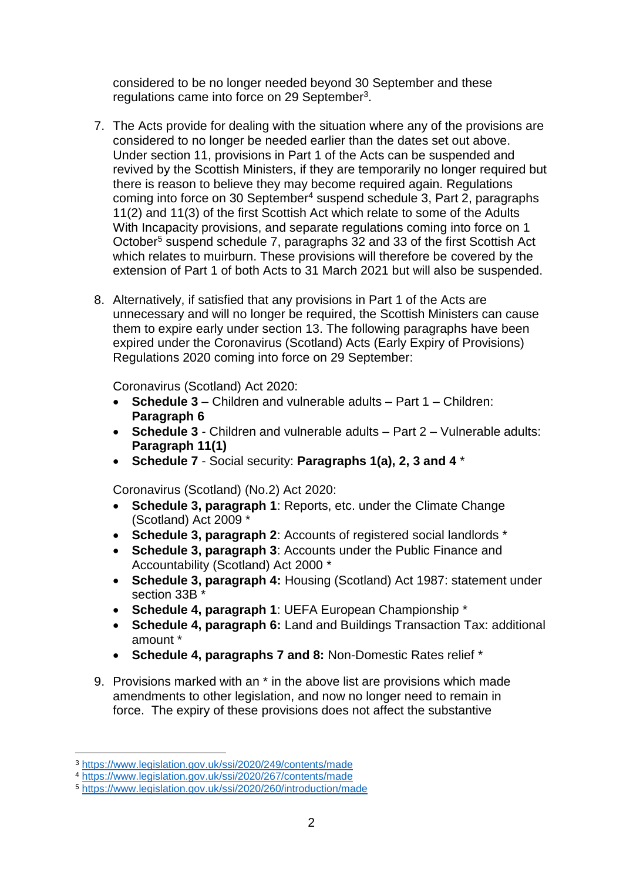considered to be no longer needed beyond 30 September and these regulations came into force on 29 September[3].

7. The Acts provide for dealing with the situation where any of the provisions are considered to no longer be needed earlier than the dates set out above. Under section 11, provisions in Part 1 of the Acts can be suspended and revived by the Scottish Ministers, if they are temporarily no longer required but there is reason to believe they may become required again. Regulations coming into force on 30 September[4] suspend schedule 3, Part 2, paragraphs 11(2) and 11(3) of the first Scottish Act which relate to some of the Adults With Incapacity provisions, and separate regulations coming into force on 1 October[5] suspend schedule 7, paragraphs 32 and 33 of the first Scottish Act which relates to muirburn. These provisions will therefore be covered by the extension of Part 1 of both Acts to 31 March 2021 but will also be suspended.

8. Alternatively, if satisfied that any provisions in Part 1 of the Acts are unnecessary and will no longer be required, the Scottish Ministers can cause them to expire early under section 13. The following paragraphs have been expired under the Coronavirus (Scotland) Acts (Early Expiry of Provisions) Regulations 2020 coming into force on 29 September:

   Coronavirus (Scotland) Act 2020:
   - **Schedule 3** – Children and vulnerable adults – Part 1 – Children: **Paragraph 6**
   - **Schedule 3** - Children and vulnerable adults – Part 2 – Vulnerable adults: **Paragraph 11(1)**
   - **Schedule 7** - Social security: **Paragraphs 1(a), 2, 3 and 4** *

   Coronavirus (Scotland) (No.2) Act 2020:
   - **Schedule 3, paragraph 1**: Reports, etc. under the Climate Change (Scotland) Act 2009 *
   - **Schedule 3, paragraph 2**: Accounts of registered social landlords *
   - **Schedule 3, paragraph 3**: Accounts under the Public Finance and Accountability (Scotland) Act 2000 *
   - **Schedule 3, paragraph 4:** Housing (Scotland) Act 1987: statement under section 33B *
   - **Schedule 4, paragraph 1**: UEFA European Championship *
   - **Schedule 4, paragraph 6:** Land and Buildings Transaction Tax: additional amount *
   - **Schedule 4, paragraphs 7 and 8:** Non-Domestic Rates relief *

9. Provisions marked with an * in the above list are provisions which made amendments to other legislation, and now no longer need to remain in force. The expiry of these provisions does not affect the substantive

[3] https://www.legislation.gov.uk/ssi/2020/249/contents/made
[4] https://www.legislation.gov.uk/ssi/2020/267/contents/made
[5] https://www.legislation.gov.uk/ssi/2020/260/introduction/made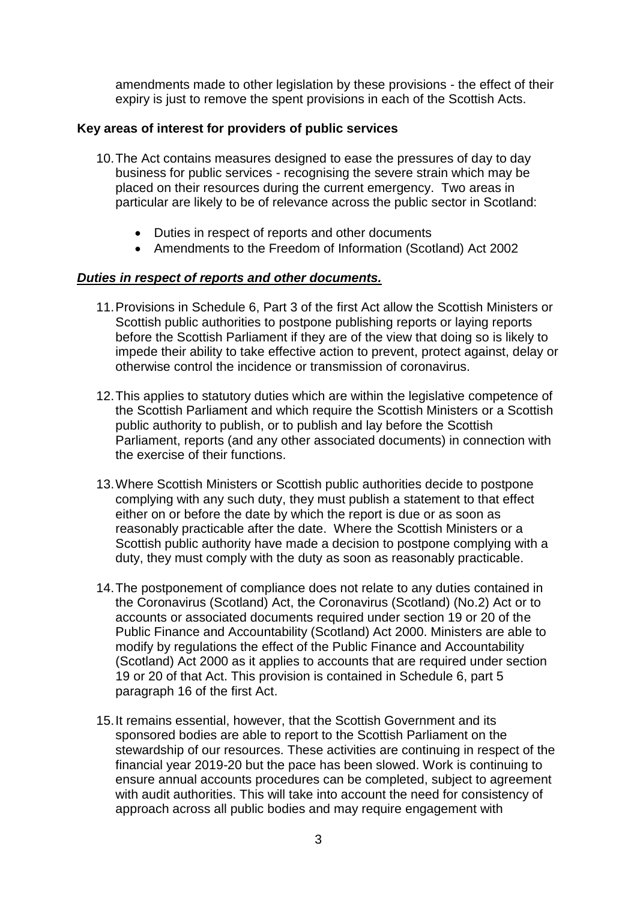amendments made to other legislation by these provisions - the effect of their expiry is just to remove the spent provisions in each of the Scottish Acts.

**Key areas of interest for providers of public services**

10. The Act contains measures designed to ease the pressures of day to day business for public services - recognising the severe strain which may be placed on their resources during the current emergency. Two areas in particular are likely to be of relevance across the public sector in Scotland:

    - Duties in respect of reports and other documents
    - Amendments to the Freedom of Information (Scotland) Act 2002

***Duties in respect of reports and other documents.***

11. Provisions in Schedule 6, Part 3 of the first Act allow the Scottish Ministers or Scottish public authorities to postpone publishing reports or laying reports before the Scottish Parliament if they are of the view that doing so is likely to impede their ability to take effective action to prevent, protect against, delay or otherwise control the incidence or transmission of coronavirus.

12. This applies to statutory duties which are within the legislative competence of the Scottish Parliament and which require the Scottish Ministers or a Scottish public authority to publish, or to publish and lay before the Scottish Parliament, reports (and any other associated documents) in connection with the exercise of their functions.

13. Where Scottish Ministers or Scottish public authorities decide to postpone complying with any such duty, they must publish a statement to that effect either on or before the date by which the report is due or as soon as reasonably practicable after the date. Where the Scottish Ministers or a Scottish public authority have made a decision to postpone complying with a duty, they must comply with the duty as soon as reasonably practicable.

14. The postponement of compliance does not relate to any duties contained in the Coronavirus (Scotland) Act, the Coronavirus (Scotland) (No.2) Act or to accounts or associated documents required under section 19 or 20 of the Public Finance and Accountability (Scotland) Act 2000. Ministers are able to modify by regulations the effect of the Public Finance and Accountability (Scotland) Act 2000 as it applies to accounts that are required under section 19 or 20 of that Act. This provision is contained in Schedule 6, part 5 paragraph 16 of the first Act.

15. It remains essential, however, that the Scottish Government and its sponsored bodies are able to report to the Scottish Parliament on the stewardship of our resources. These activities are continuing in respect of the financial year 2019-20 but the pace has been slowed. Work is continuing to ensure annual accounts procedures can be completed, subject to agreement with audit authorities. This will take into account the need for consistency of approach across all public bodies and may require engagement with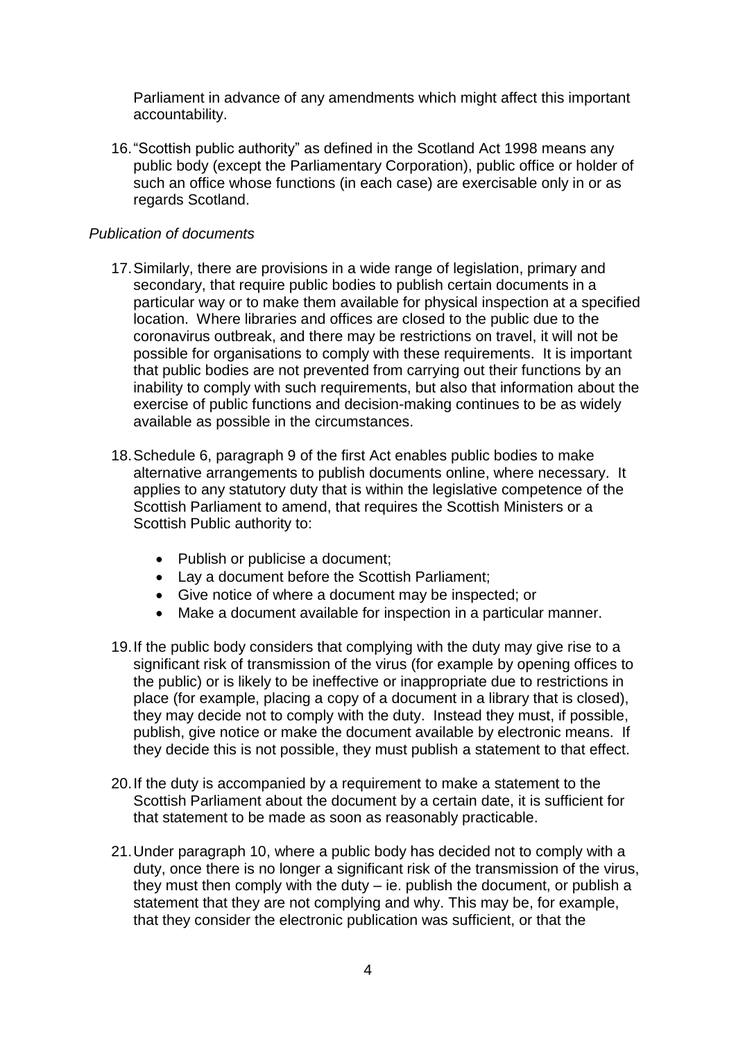Parliament in advance of any amendments which might affect this important accountability.

16. "Scottish public authority" as defined in the Scotland Act 1998 means any public body (except the Parliamentary Corporation), public office or holder of such an office whose functions (in each case) are exercisable only in or as regards Scotland.

*Publication of documents*

17. Similarly, there are provisions in a wide range of legislation, primary and secondary, that require public bodies to publish certain documents in a particular way or to make them available for physical inspection at a specified location. Where libraries and offices are closed to the public due to the coronavirus outbreak, and there may be restrictions on travel, it will not be possible for organisations to comply with these requirements. It is important that public bodies are not prevented from carrying out their functions by an inability to comply with such requirements, but also that information about the exercise of public functions and decision-making continues to be as widely available as possible in the circumstances.

18. Schedule 6, paragraph 9 of the first Act enables public bodies to make alternative arrangements to publish documents online, where necessary. It applies to any statutory duty that is within the legislative competence of the Scottish Parliament to amend, that requires the Scottish Ministers or a Scottish Public authority to:

    - Publish or publicise a document;
    - Lay a document before the Scottish Parliament;
    - Give notice of where a document may be inspected; or
    - Make a document available for inspection in a particular manner.

19. If the public body considers that complying with the duty may give rise to a significant risk of transmission of the virus (for example by opening offices to the public) or is likely to be ineffective or inappropriate due to restrictions in place (for example, placing a copy of a document in a library that is closed), they may decide not to comply with the duty. Instead they must, if possible, publish, give notice or make the document available by electronic means. If they decide this is not possible, they must publish a statement to that effect.

20. If the duty is accompanied by a requirement to make a statement to the Scottish Parliament about the document by a certain date, it is sufficient for that statement to be made as soon as reasonably practicable.

21. Under paragraph 10, where a public body has decided not to comply with a duty, once there is no longer a significant risk of the transmission of the virus, they must then comply with the duty – ie. publish the document, or publish a statement that they are not complying and why. This may be, for example, that they consider the electronic publication was sufficient, or that the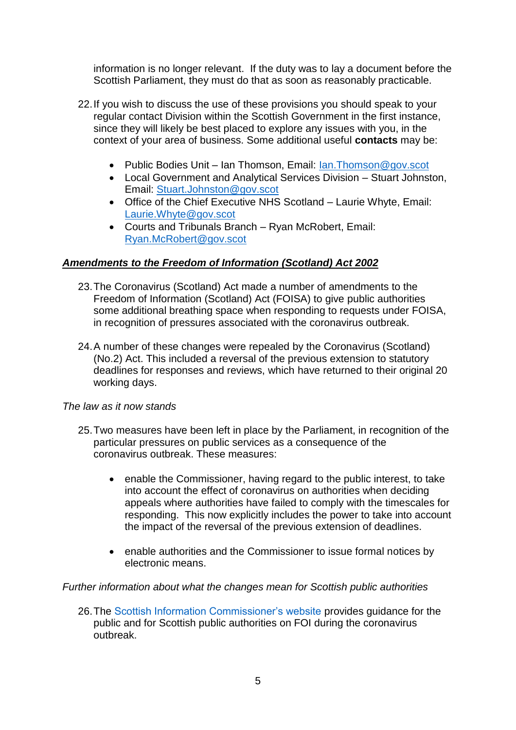information is no longer relevant. If the duty was to lay a document before the Scottish Parliament, they must do that as soon as reasonably practicable.

22. If you wish to discuss the use of these provisions you should speak to your regular contact Division within the Scottish Government in the first instance, since they will likely be best placed to explore any issues with you, in the context of your area of business. Some additional useful **contacts** may be:

   - Public Bodies Unit – Ian Thomson, Email: Ian.Thomson@gov.scot
   - Local Government and Analytical Services Division – Stuart Johnston, Email: Stuart.Johnston@gov.scot
   - Office of the Chief Executive NHS Scotland – Laurie Whyte, Email: Laurie.Whyte@gov.scot
   - Courts and Tribunals Branch – Ryan McRobert, Email: Ryan.McRobert@gov.scot

### ***Amendments to the Freedom of Information (Scotland) Act 2002***

23. The Coronavirus (Scotland) Act made a number of amendments to the Freedom of Information (Scotland) Act (FOISA) to give public authorities some additional breathing space when responding to requests under FOISA, in recognition of pressures associated with the coronavirus outbreak.

24. A number of these changes were repealed by the Coronavirus (Scotland) (No.2) Act. This included a reversal of the previous extension to statutory deadlines for responses and reviews, which have returned to their original 20 working days.

*The law as it now stands*

25. Two measures have been left in place by the Parliament, in recognition of the particular pressures on public services as a consequence of the coronavirus outbreak. These measures:

   - enable the Commissioner, having regard to the public interest, to take into account the effect of coronavirus on authorities when deciding appeals where authorities have failed to comply with the timescales for responding. This now explicitly includes the power to take into account the impact of the reversal of the previous extension of deadlines.

   - enable authorities and the Commissioner to issue formal notices by electronic means.

*Further information about what the changes mean for Scottish public authorities*

26. The Scottish Information Commissioner's website provides guidance for the public and for Scottish public authorities on FOI during the coronavirus outbreak.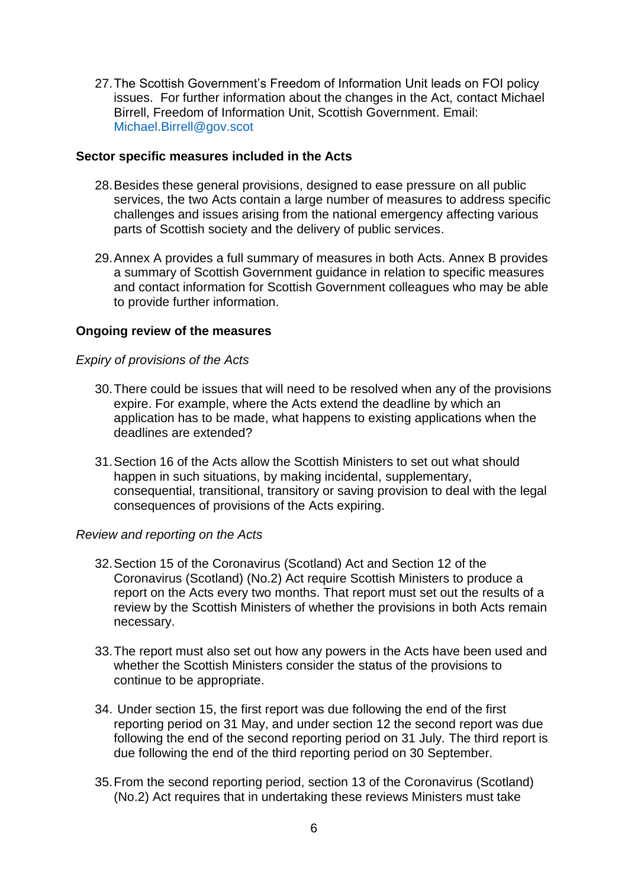27. The Scottish Government's Freedom of Information Unit leads on FOI policy issues. For further information about the changes in the Act, contact Michael Birrell, Freedom of Information Unit, Scottish Government. Email: Michael.Birrell@gov.scot

**Sector specific measures included in the Acts**

28. Besides these general provisions, designed to ease pressure on all public services, the two Acts contain a large number of measures to address specific challenges and issues arising from the national emergency affecting various parts of Scottish society and the delivery of public services.

29. Annex A provides a full summary of measures in both Acts. Annex B provides a summary of Scottish Government guidance in relation to specific measures and contact information for Scottish Government colleagues who may be able to provide further information.

**Ongoing review of the measures**

*Expiry of provisions of the Acts*

30. There could be issues that will need to be resolved when any of the provisions expire. For example, where the Acts extend the deadline by which an application has to be made, what happens to existing applications when the deadlines are extended?

31. Section 16 of the Acts allow the Scottish Ministers to set out what should happen in such situations, by making incidental, supplementary, consequential, transitional, transitory or saving provision to deal with the legal consequences of provisions of the Acts expiring.

*Review and reporting on the Acts*

32. Section 15 of the Coronavirus (Scotland) Act and Section 12 of the Coronavirus (Scotland) (No.2) Act require Scottish Ministers to produce a report on the Acts every two months. That report must set out the results of a review by the Scottish Ministers of whether the provisions in both Acts remain necessary.

33. The report must also set out how any powers in the Acts have been used and whether the Scottish Ministers consider the status of the provisions to continue to be appropriate.

34. Under section 15, the first report was due following the end of the first reporting period on 31 May, and under section 12 the second report was due following the end of the second reporting period on 31 July. The third report is due following the end of the third reporting period on 30 September.

35. From the second reporting period, section 13 of the Coronavirus (Scotland) (No.2) Act requires that in undertaking these reviews Ministers must take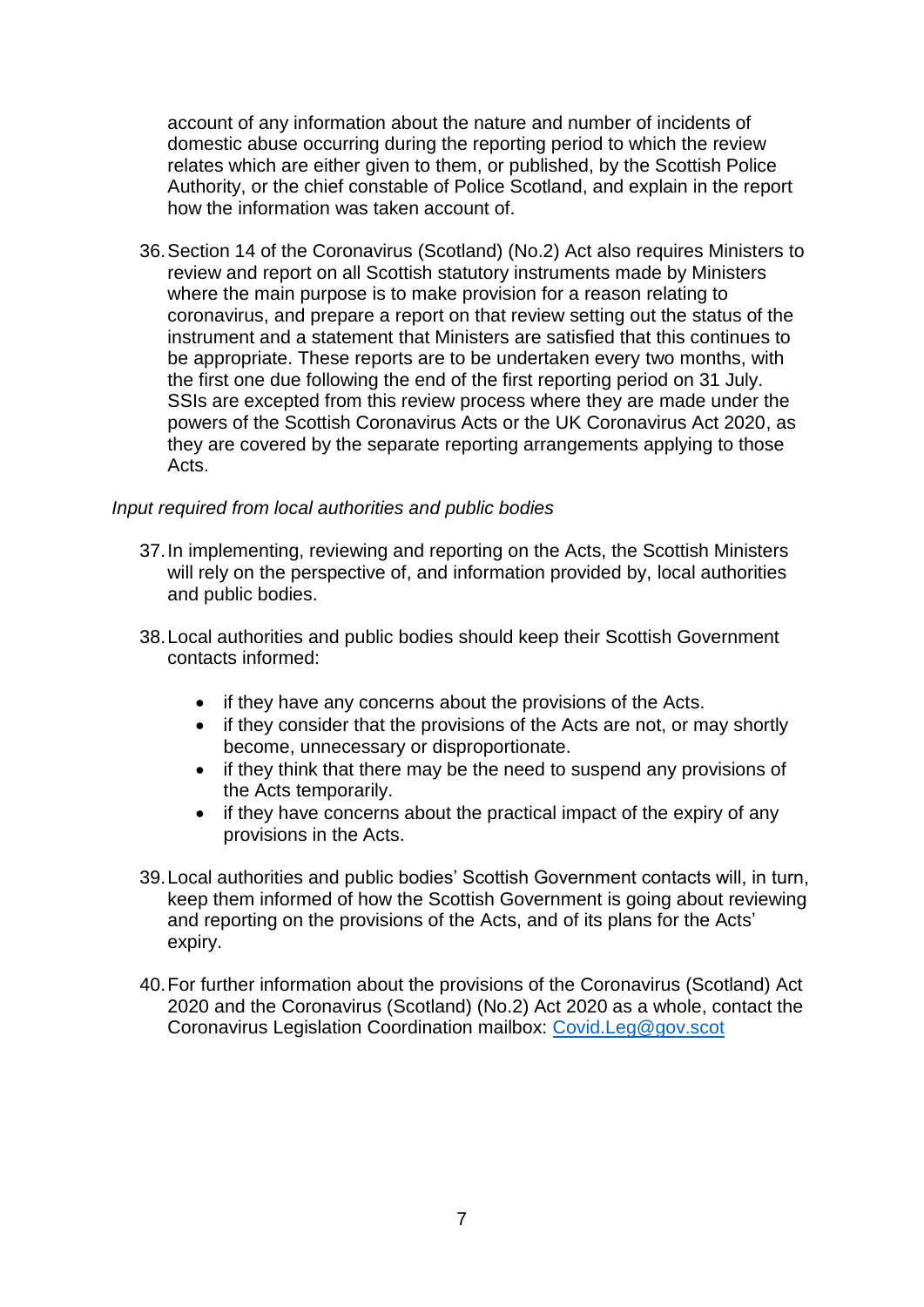account of any information about the nature and number of incidents of domestic abuse occurring during the reporting period to which the review relates which are either given to them, or published, by the Scottish Police Authority, or the chief constable of Police Scotland, and explain in the report how the information was taken account of.

36. Section 14 of the Coronavirus (Scotland) (No.2) Act also requires Ministers to review and report on all Scottish statutory instruments made by Ministers where the main purpose is to make provision for a reason relating to coronavirus, and prepare a report on that review setting out the status of the instrument and a statement that Ministers are satisfied that this continues to be appropriate. These reports are to be undertaken every two months, with the first one due following the end of the first reporting period on 31 July. SSIs are excepted from this review process where they are made under the powers of the Scottish Coronavirus Acts or the UK Coronavirus Act 2020, as they are covered by the separate reporting arrangements applying to those Acts.

*Input required from local authorities and public bodies*

37. In implementing, reviewing and reporting on the Acts, the Scottish Ministers will rely on the perspective of, and information provided by, local authorities and public bodies.

38. Local authorities and public bodies should keep their Scottish Government contacts informed:

    - if they have any concerns about the provisions of the Acts.
    - if they consider that the provisions of the Acts are not, or may shortly become, unnecessary or disproportionate.
    - if they think that there may be the need to suspend any provisions of the Acts temporarily.
    - if they have concerns about the practical impact of the expiry of any provisions in the Acts.

39. Local authorities and public bodies' Scottish Government contacts will, in turn, keep them informed of how the Scottish Government is going about reviewing and reporting on the provisions of the Acts, and of its plans for the Acts' expiry.

40. For further information about the provisions of the Coronavirus (Scotland) Act 2020 and the Coronavirus (Scotland) (No.2) Act 2020 as a whole, contact the Coronavirus Legislation Coordination mailbox: [Covid.Leg@gov.scot](mailto:Covid.Leg@gov.scot)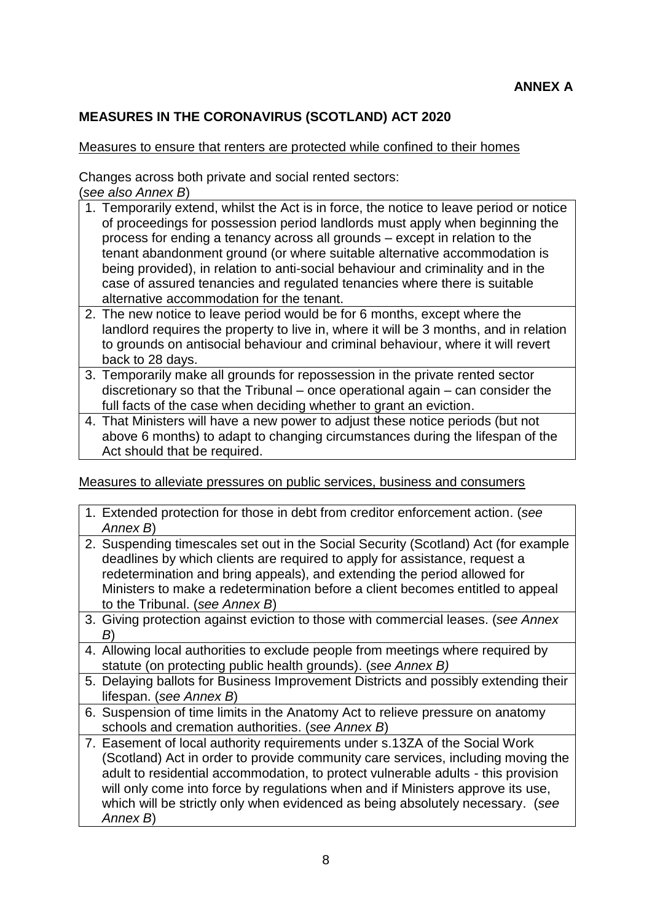**ANNEX A**

## MEASURES IN THE CORONAVIRUS (SCOTLAND) ACT 2020

Measures to ensure that renters are protected while confined to their homes

Changes across both private and social rented sectors:
(*see also Annex B*)

1. Temporarily extend, whilst the Act is in force, the notice to leave period or notice of proceedings for possession period landlords must apply when beginning the process for ending a tenancy across all grounds – except in relation to the tenant abandonment ground (or where suitable alternative accommodation is being provided), in relation to anti-social behaviour and criminality and in the case of assured tenancies and regulated tenancies where there is suitable alternative accommodation for the tenant.
2. The new notice to leave period would be for 6 months, except where the landlord requires the property to live in, where it will be 3 months, and in relation to grounds on antisocial behaviour and criminal behaviour, where it will revert back to 28 days.
3. Temporarily make all grounds for repossession in the private rented sector discretionary so that the Tribunal – once operational again – can consider the full facts of the case when deciding whether to grant an eviction.
4. That Ministers will have a new power to adjust these notice periods (but not above 6 months) to adapt to changing circumstances during the lifespan of the Act should that be required.

Measures to alleviate pressures on public services, business and consumers

1. Extended protection for those in debt from creditor enforcement action. (*see Annex B*)
2. Suspending timescales set out in the Social Security (Scotland) Act (for example deadlines by which clients are required to apply for assistance, request a redetermination and bring appeals), and extending the period allowed for Ministers to make a redetermination before a client becomes entitled to appeal to the Tribunal. (*see Annex B*)
3. Giving protection against eviction to those with commercial leases. (*see Annex B*)
4. Allowing local authorities to exclude people from meetings where required by statute (on protecting public health grounds). (*see Annex B)*
5. Delaying ballots for Business Improvement Districts and possibly extending their lifespan. (*see Annex B*)
6. Suspension of time limits in the Anatomy Act to relieve pressure on anatomy schools and cremation authorities. (*see Annex B*)
7. Easement of local authority requirements under s.13ZA of the Social Work (Scotland) Act in order to provide community care services, including moving the adult to residential accommodation, to protect vulnerable adults - this provision will only come into force by regulations when and if Ministers approve its use, which will be strictly only when evidenced as being absolutely necessary. (*see Annex B*)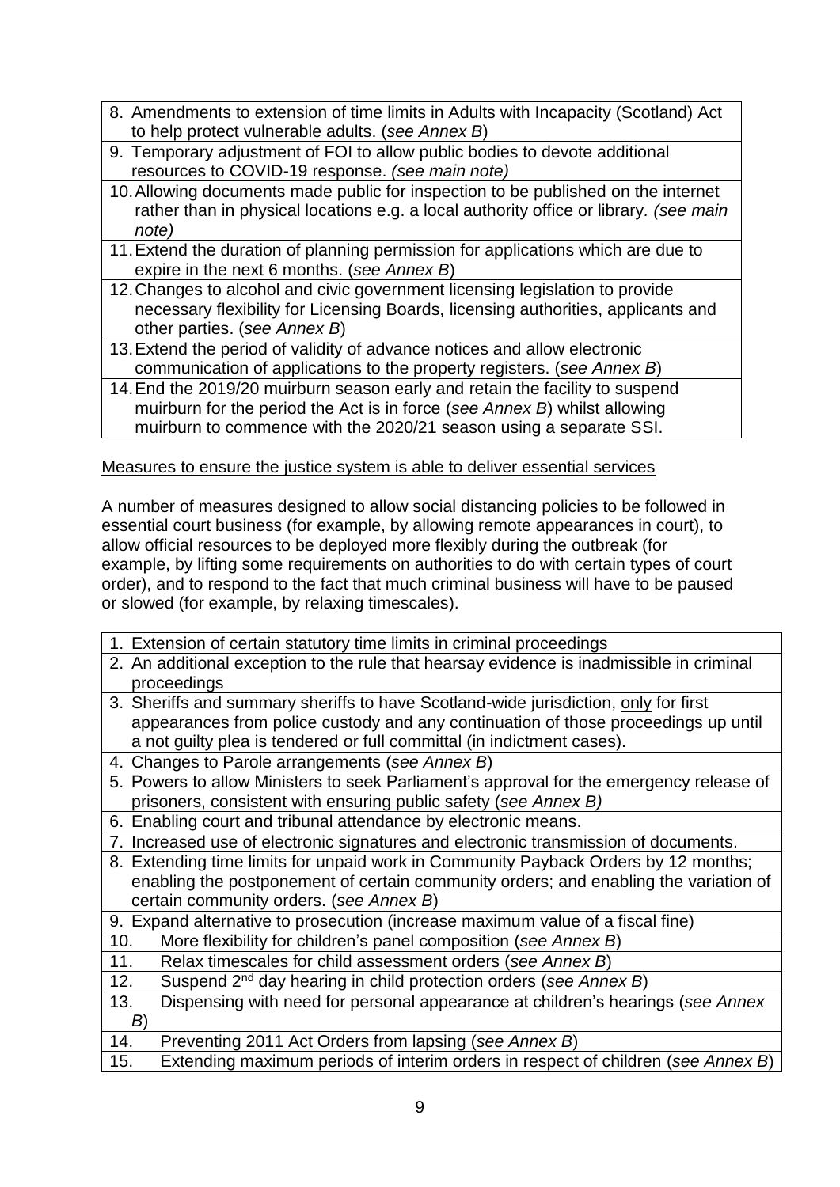| |
|---|
| 8. Amendments to extension of time limits in Adults with Incapacity (Scotland) Act to help protect vulnerable adults. (*see Annex B*) |
| 9. Temporary adjustment of FOI to allow public bodies to devote additional resources to COVID-19 response. *(see main note)* |
| 10. Allowing documents made public for inspection to be published on the internet rather than in physical locations e.g. a local authority office or library. *(see main note)* |
| 11. Extend the duration of planning permission for applications which are due to expire in the next 6 months. (*see Annex B*) |
| 12. Changes to alcohol and civic government licensing legislation to provide necessary flexibility for Licensing Boards, licensing authorities, applicants and other parties. (*see Annex B*) |
| 13. Extend the period of validity of advance notices and allow electronic communication of applications to the property registers. (*see Annex B*) |
| 14. End the 2019/20 muirburn season early and retain the facility to suspend muirburn for the period the Act is in force (*see Annex B*) whilst allowing muirburn to commence with the 2020/21 season using a separate SSI. |

<u>Measures to ensure the justice system is able to deliver essential services</u>

A number of measures designed to allow social distancing policies to be followed in essential court business (for example, by allowing remote appearances in court), to allow official resources to be deployed more flexibly during the outbreak (for example, by lifting some requirements on authorities to do with certain types of court order), and to respond to the fact that much criminal business will have to be paused or slowed (for example, by relaxing timescales).

| |
|---|
| 1. Extension of certain statutory time limits in criminal proceedings |
| 2. An additional exception to the rule that hearsay evidence is inadmissible in criminal proceedings |
| 3. Sheriffs and summary sheriffs to have Scotland-wide jurisdiction, <u>only</u> for first appearances from police custody and any continuation of those proceedings up until a not guilty plea is tendered or full committal (in indictment cases). |
| 4. Changes to Parole arrangements (*see Annex B*) |
| 5. Powers to allow Ministers to seek Parliament's approval for the emergency release of prisoners, consistent with ensuring public safety (*see Annex B)* |
| 6. Enabling court and tribunal attendance by electronic means. |
| 7. Increased use of electronic signatures and electronic transmission of documents. |
| 8. Extending time limits for unpaid work in Community Payback Orders by 12 months; enabling the postponement of certain community orders; and enabling the variation of certain community orders. (*see Annex B*) |
| 9. Expand alternative to prosecution (increase maximum value of a fiscal fine) |
| 10. More flexibility for children's panel composition (*see Annex B*) |
| 11. Relax timescales for child assessment orders (*see Annex B*) |
| 12. Suspend 2nd day hearing in child protection orders (*see Annex B*) |
| 13. Dispensing with need for personal appearance at children's hearings (*see Annex B*) |
| 14. Preventing 2011 Act Orders from lapsing (*see Annex B*) |
| 15. Extending maximum periods of interim orders in respect of children (*see Annex B*) |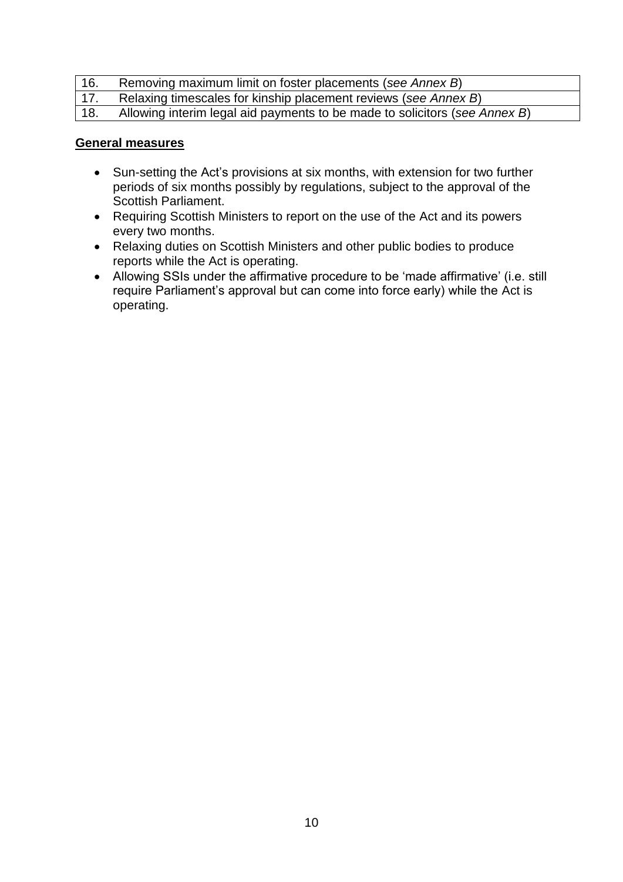| 16. | Removing maximum limit on foster placements (*see Annex B*) |
|---|---|
| 17. | Relaxing timescales for kinship placement reviews (*see Annex B*) |
| 18. | Allowing interim legal aid payments to be made to solicitors (*see Annex B*) |

**General measures**

- Sun-setting the Act's provisions at six months, with extension for two further periods of six months possibly by regulations, subject to the approval of the Scottish Parliament.
- Requiring Scottish Ministers to report on the use of the Act and its powers every two months.
- Relaxing duties on Scottish Ministers and other public bodies to produce reports while the Act is operating.
- Allowing SSIs under the affirmative procedure to be 'made affirmative' (i.e. still require Parliament's approval but can come into force early) while the Act is operating.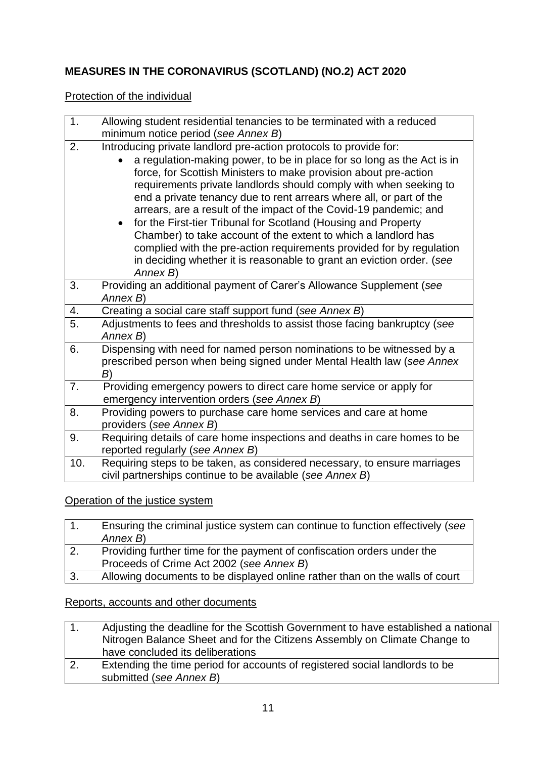**MEASURES IN THE CORONAVIRUS (SCOTLAND) (NO.2) ACT 2020**

Protection of the individual

| | |
|---|---|
| 1. | Allowing student residential tenancies to be terminated with a reduced minimum notice period (*see Annex B*) |
| 2. | Introducing private landlord pre-action protocols to provide for: <br>• a regulation-making power, to be in place for so long as the Act is in force, for Scottish Ministers to make provision about pre-action requirements private landlords should comply with when seeking to end a private tenancy due to rent arrears where all, or part of the arrears, are a result of the impact of the Covid-19 pandemic; and <br>• for the First-tier Tribunal for Scotland (Housing and Property Chamber) to take account of the extent to which a landlord has complied with the pre-action requirements provided for by regulation in deciding whether it is reasonable to grant an eviction order. (*see Annex B*) |
| 3. | Providing an additional payment of Carer's Allowance Supplement (*see Annex B*) |
| 4. | Creating a social care staff support fund (*see Annex B*) |
| 5. | Adjustments to fees and thresholds to assist those facing bankruptcy (*see Annex B*) |
| 6. | Dispensing with need for named person nominations to be witnessed by a prescribed person when being signed under Mental Health law (*see Annex B*) |
| 7. | Providing emergency powers to direct care home service or apply for emergency intervention orders (*see Annex B*) |
| 8. | Providing powers to purchase care home services and care at home providers (*see Annex B*) |
| 9. | Requiring details of care home inspections and deaths in care homes to be reported regularly (*see Annex B*) |
| 10. | Requiring steps to be taken, as considered necessary, to ensure marriages civil partnerships continue to be available (*see Annex B*) |

Operation of the justice system

| | |
|---|---|
| 1. | Ensuring the criminal justice system can continue to function effectively (*see Annex B*) |
| 2. | Providing further time for the payment of confiscation orders under the Proceeds of Crime Act 2002 (*see Annex B*) |
| 3. | Allowing documents to be displayed online rather than on the walls of court |

Reports, accounts and other documents

| | |
|---|---|
| 1. | Adjusting the deadline for the Scottish Government to have established a national Nitrogen Balance Sheet and for the Citizens Assembly on Climate Change to have concluded its deliberations |
| 2. | Extending the time period for accounts of registered social landlords to be submitted (*see Annex B*) |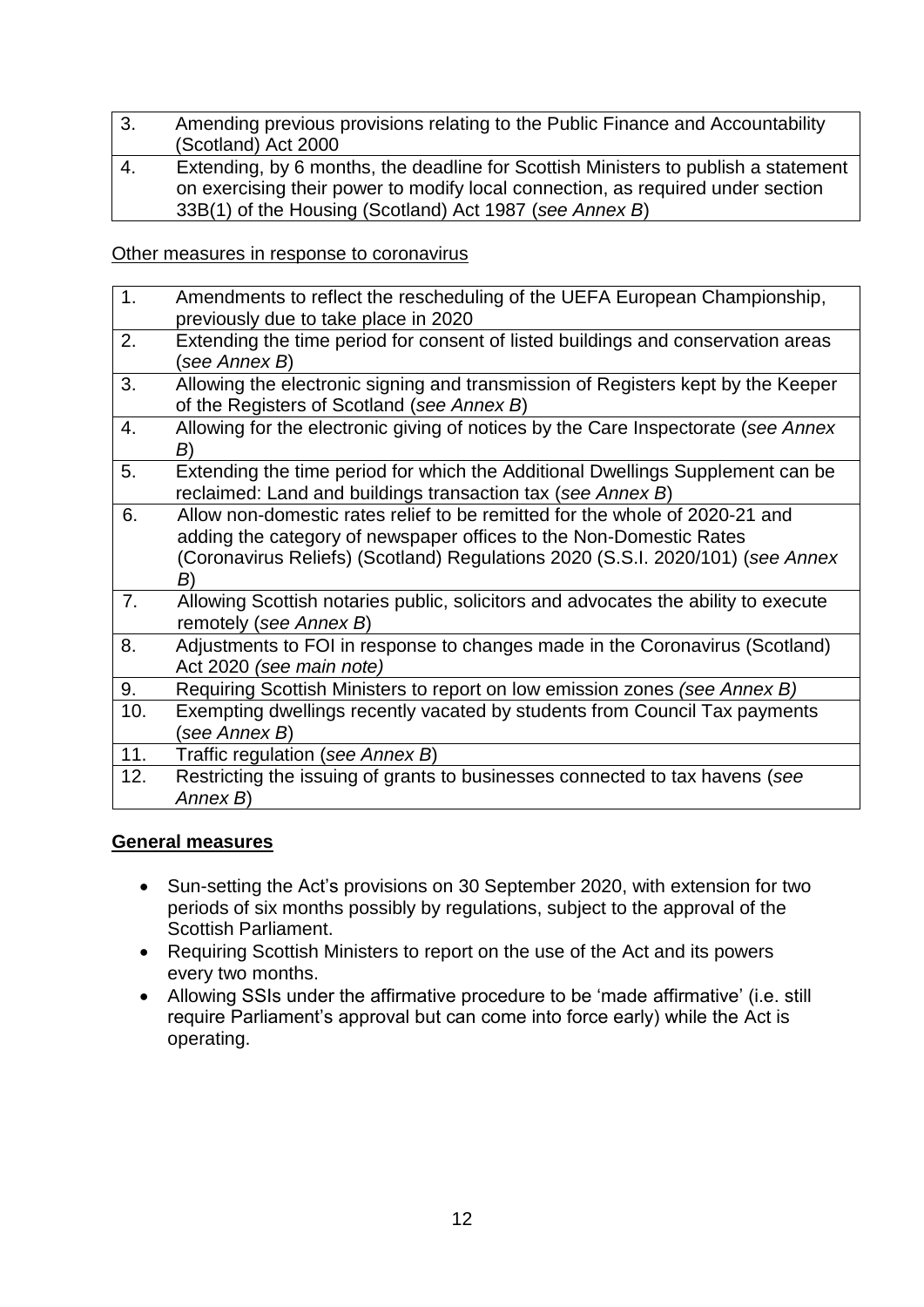| | |
|---|---|
| 3. | Amending previous provisions relating to the Public Finance and Accountability (Scotland) Act 2000 |
| 4. | Extending, by 6 months, the deadline for Scottish Ministers to publish a statement on exercising their power to modify local connection, as required under section 33B(1) of the Housing (Scotland) Act 1987 (*see Annex B*) |

Other measures in response to coronavirus

| | |
|---|---|
| 1. | Amendments to reflect the rescheduling of the UEFA European Championship, previously due to take place in 2020 |
| 2. | Extending the time period for consent of listed buildings and conservation areas (*see Annex B*) |
| 3. | Allowing the electronic signing and transmission of Registers kept by the Keeper of the Registers of Scotland (*see Annex B*) |
| 4. | Allowing for the electronic giving of notices by the Care Inspectorate (*see Annex B*) |
| 5. | Extending the time period for which the Additional Dwellings Supplement can be reclaimed: Land and buildings transaction tax (*see Annex B*) |
| 6. | Allow non-domestic rates relief to be remitted for the whole of 2020-21 and adding the category of newspaper offices to the Non-Domestic Rates (Coronavirus Reliefs) (Scotland) Regulations 2020 (S.S.I. 2020/101) (*see Annex B*) |
| 7. | Allowing Scottish notaries public, solicitors and advocates the ability to execute remotely (*see Annex B*) |
| 8. | Adjustments to FOI in response to changes made in the Coronavirus (Scotland) Act 2020 *(see main note)* |
| 9. | Requiring Scottish Ministers to report on low emission zones *(see Annex B)* |
| 10. | Exempting dwellings recently vacated by students from Council Tax payments (*see Annex B*) |
| 11. | Traffic regulation (*see Annex B*) |
| 12. | Restricting the issuing of grants to businesses connected to tax havens (*see Annex B*) |

**General measures**

- Sun-setting the Act's provisions on 30 September 2020, with extension for two periods of six months possibly by regulations, subject to the approval of the Scottish Parliament.
- Requiring Scottish Ministers to report on the use of the Act and its powers every two months.
- Allowing SSIs under the affirmative procedure to be 'made affirmative' (i.e. still require Parliament's approval but can come into force early) while the Act is operating.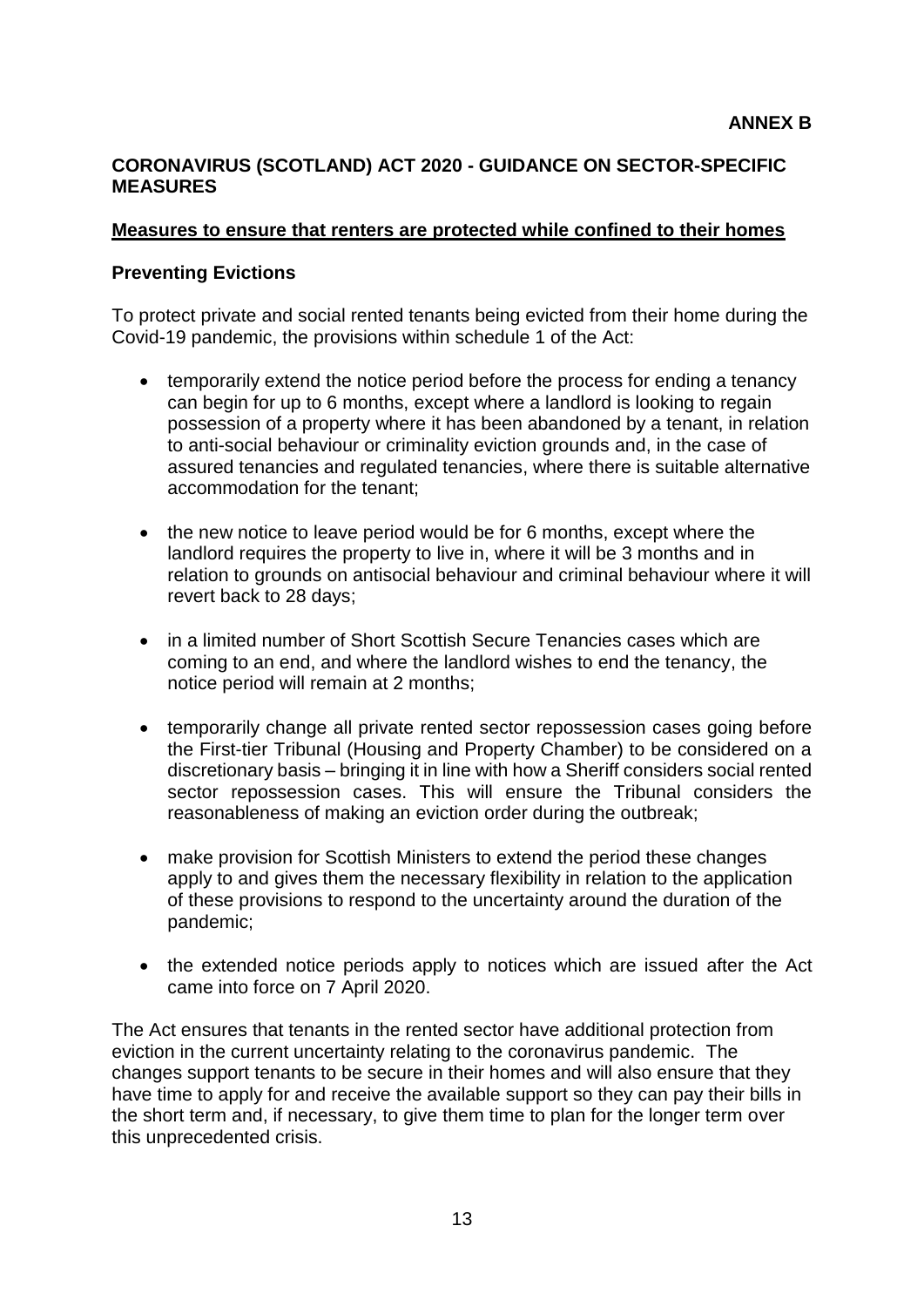**ANNEX B**

## CORONAVIRUS (SCOTLAND) ACT 2020 - GUIDANCE ON SECTOR-SPECIFIC MEASURES

### Measures to ensure that renters are protected while confined to their homes

### Preventing Evictions

To protect private and social rented tenants being evicted from their home during the Covid-19 pandemic, the provisions within schedule 1 of the Act:

- temporarily extend the notice period before the process for ending a tenancy can begin for up to 6 months, except where a landlord is looking to regain possession of a property where it has been abandoned by a tenant, in relation to anti-social behaviour or criminality eviction grounds and, in the case of assured tenancies and regulated tenancies, where there is suitable alternative accommodation for the tenant;

- the new notice to leave period would be for 6 months, except where the landlord requires the property to live in, where it will be 3 months and in relation to grounds on antisocial behaviour and criminal behaviour where it will revert back to 28 days;

- in a limited number of Short Scottish Secure Tenancies cases which are coming to an end, and where the landlord wishes to end the tenancy, the notice period will remain at 2 months;

- temporarily change all private rented sector repossession cases going before the First-tier Tribunal (Housing and Property Chamber) to be considered on a discretionary basis – bringing it in line with how a Sheriff considers social rented sector repossession cases. This will ensure the Tribunal considers the reasonableness of making an eviction order during the outbreak;

- make provision for Scottish Ministers to extend the period these changes apply to and gives them the necessary flexibility in relation to the application of these provisions to respond to the uncertainty around the duration of the pandemic;

- the extended notice periods apply to notices which are issued after the Act came into force on 7 April 2020.

The Act ensures that tenants in the rented sector have additional protection from eviction in the current uncertainty relating to the coronavirus pandemic. The changes support tenants to be secure in their homes and will also ensure that they have time to apply for and receive the available support so they can pay their bills in the short term and, if necessary, to give them time to plan for the longer term over this unprecedented crisis.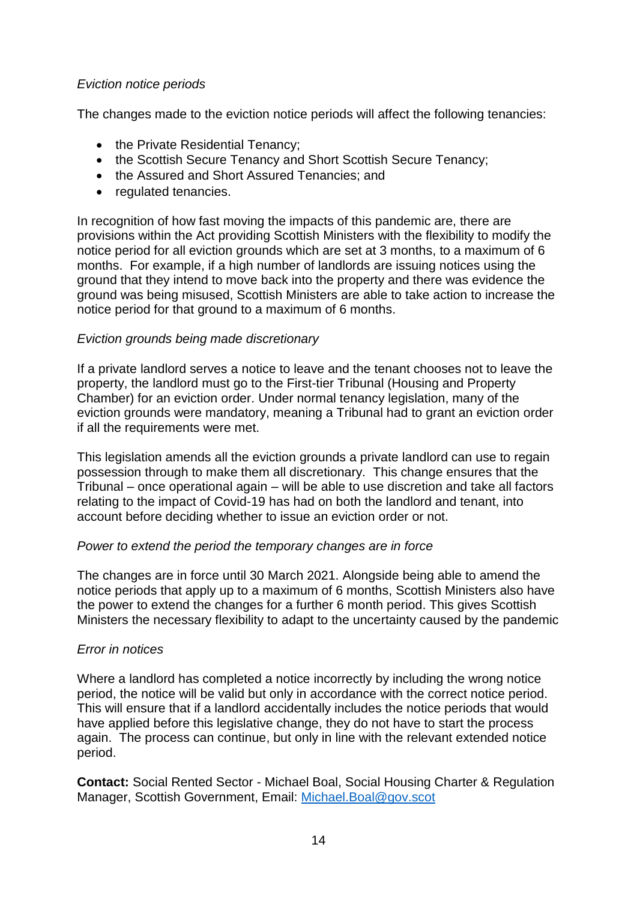*Eviction notice periods*

The changes made to the eviction notice periods will affect the following tenancies:

- the Private Residential Tenancy;
- the Scottish Secure Tenancy and Short Scottish Secure Tenancy;
- the Assured and Short Assured Tenancies; and
- regulated tenancies.

In recognition of how fast moving the impacts of this pandemic are, there are provisions within the Act providing Scottish Ministers with the flexibility to modify the notice period for all eviction grounds which are set at 3 months, to a maximum of 6 months. For example, if a high number of landlords are issuing notices using the ground that they intend to move back into the property and there was evidence the ground was being misused, Scottish Ministers are able to take action to increase the notice period for that ground to a maximum of 6 months.

*Eviction grounds being made discretionary*

If a private landlord serves a notice to leave and the tenant chooses not to leave the property, the landlord must go to the First-tier Tribunal (Housing and Property Chamber) for an eviction order. Under normal tenancy legislation, many of the eviction grounds were mandatory, meaning a Tribunal had to grant an eviction order if all the requirements were met.

This legislation amends all the eviction grounds a private landlord can use to regain possession through to make them all discretionary. This change ensures that the Tribunal – once operational again – will be able to use discretion and take all factors relating to the impact of Covid-19 has had on both the landlord and tenant, into account before deciding whether to issue an eviction order or not.

*Power to extend the period the temporary changes are in force*

The changes are in force until 30 March 2021. Alongside being able to amend the notice periods that apply up to a maximum of 6 months, Scottish Ministers also have the power to extend the changes for a further 6 month period. This gives Scottish Ministers the necessary flexibility to adapt to the uncertainty caused by the pandemic

*Error in notices*

Where a landlord has completed a notice incorrectly by including the wrong notice period, the notice will be valid but only in accordance with the correct notice period. This will ensure that if a landlord accidentally includes the notice periods that would have applied before this legislative change, they do not have to start the process again. The process can continue, but only in line with the relevant extended notice period.

**Contact:** Social Rented Sector - Michael Boal, Social Housing Charter & Regulation Manager, Scottish Government, Email: [Michael.Boal@gov.scot](mailto:Michael.Boal@gov.scot)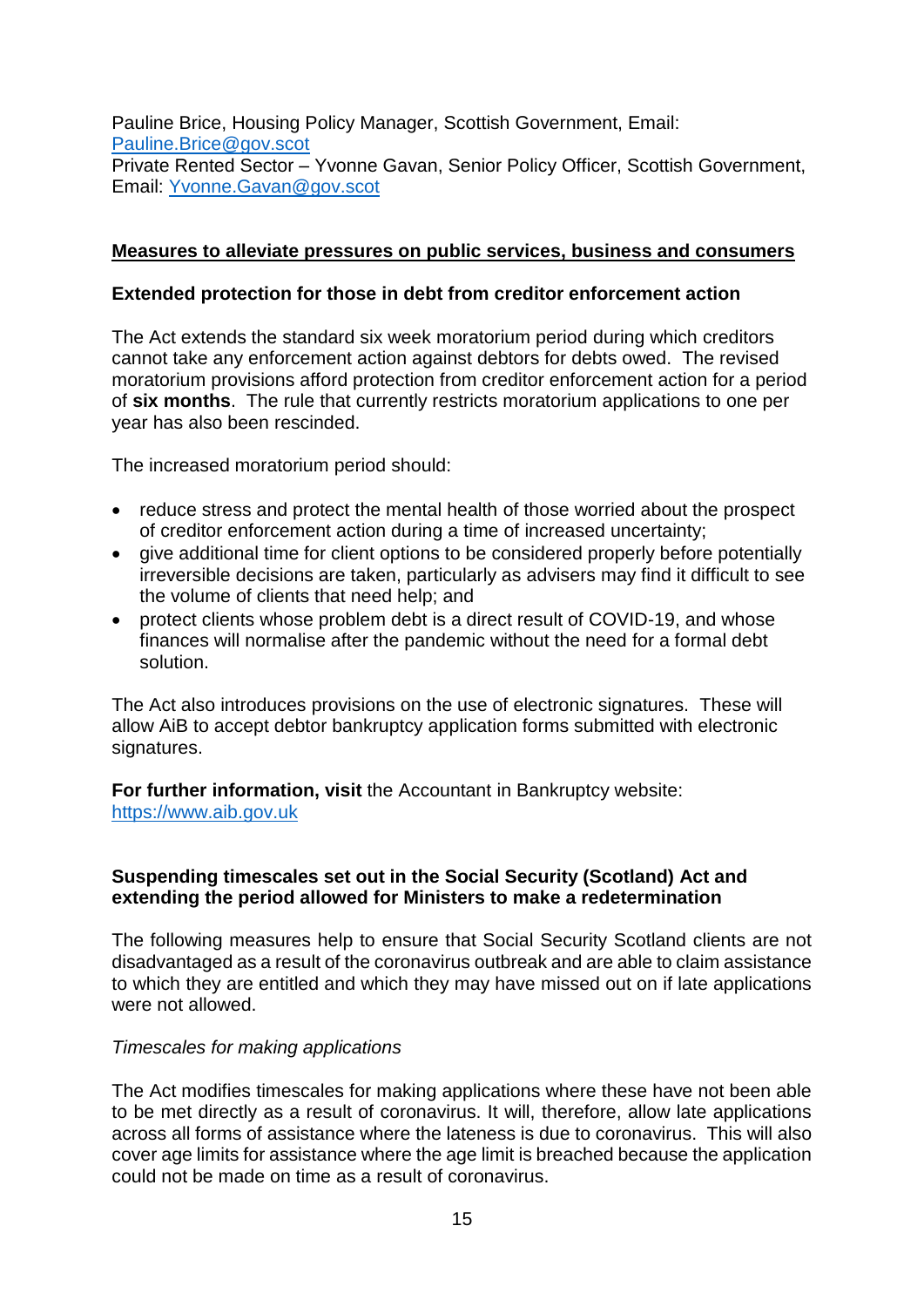Pauline Brice, Housing Policy Manager, Scottish Government, Email: Pauline.Brice@gov.scot
Private Rented Sector – Yvonne Gavan, Senior Policy Officer, Scottish Government, Email: Yvonne.Gavan@gov.scot

## Measures to alleviate pressures on public services, business and consumers

### Extended protection for those in debt from creditor enforcement action

The Act extends the standard six week moratorium period during which creditors cannot take any enforcement action against debtors for debts owed. The revised moratorium provisions afford protection from creditor enforcement action for a period of **six months**. The rule that currently restricts moratorium applications to one per year has also been rescinded.

The increased moratorium period should:

- reduce stress and protect the mental health of those worried about the prospect of creditor enforcement action during a time of increased uncertainty;
- give additional time for client options to be considered properly before potentially irreversible decisions are taken, particularly as advisers may find it difficult to see the volume of clients that need help; and
- protect clients whose problem debt is a direct result of COVID-19, and whose finances will normalise after the pandemic without the need for a formal debt solution.

The Act also introduces provisions on the use of electronic signatures. These will allow AiB to accept debtor bankruptcy application forms submitted with electronic signatures.

**For further information, visit** the Accountant in Bankruptcy website: https://www.aib.gov.uk

### Suspending timescales set out in the Social Security (Scotland) Act and extending the period allowed for Ministers to make a redetermination

The following measures help to ensure that Social Security Scotland clients are not disadvantaged as a result of the coronavirus outbreak and are able to claim assistance to which they are entitled and which they may have missed out on if late applications were not allowed.

*Timescales for making applications*

The Act modifies timescales for making applications where these have not been able to be met directly as a result of coronavirus. It will, therefore, allow late applications across all forms of assistance where the lateness is due to coronavirus. This will also cover age limits for assistance where the age limit is breached because the application could not be made on time as a result of coronavirus.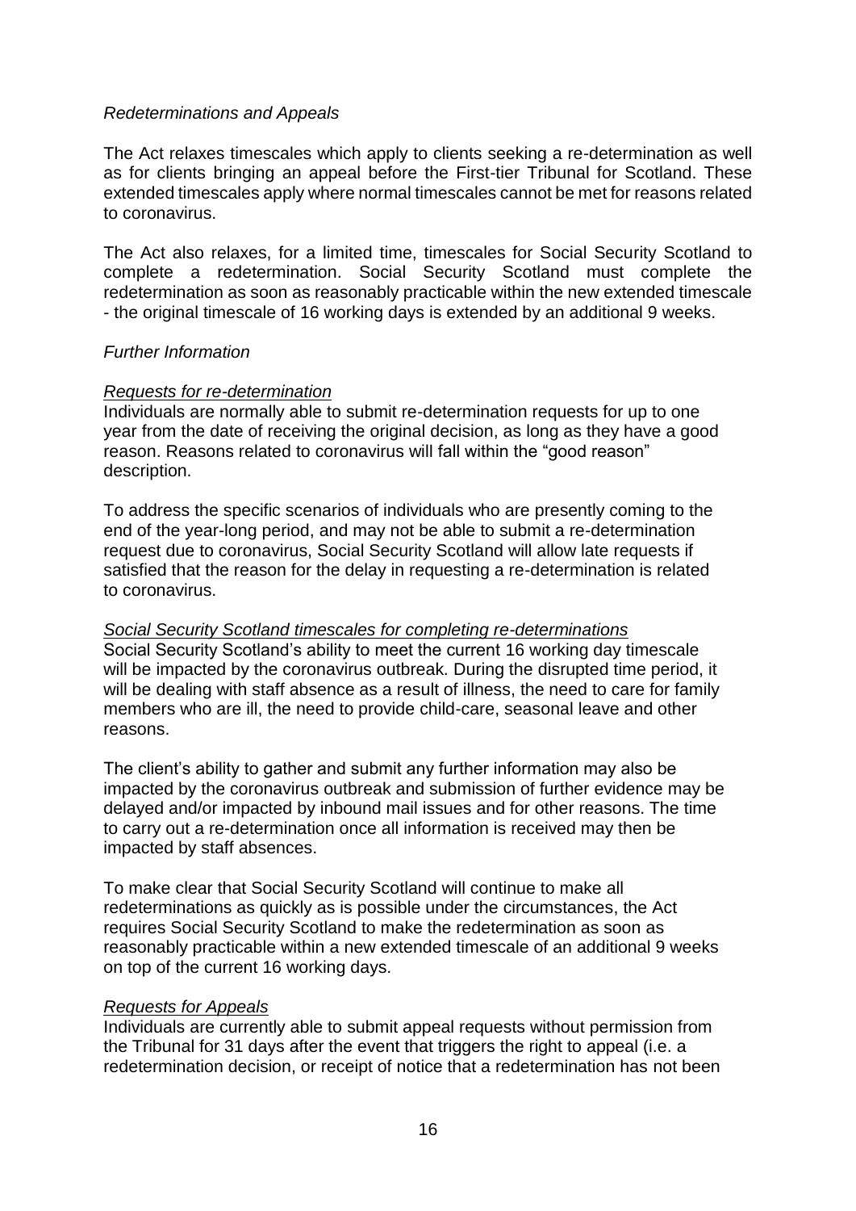*Redeterminations and Appeals*

The Act relaxes timescales which apply to clients seeking a re-determination as well as for clients bringing an appeal before the First-tier Tribunal for Scotland. These extended timescales apply where normal timescales cannot be met for reasons related to coronavirus.

The Act also relaxes, for a limited time, timescales for Social Security Scotland to complete a redetermination. Social Security Scotland must complete the redetermination as soon as reasonably practicable within the new extended timescale - the original timescale of 16 working days is extended by an additional 9 weeks.

*Further Information*

*Requests for re-determination*

Individuals are normally able to submit re-determination requests for up to one year from the date of receiving the original decision, as long as they have a good reason. Reasons related to coronavirus will fall within the "good reason" description.

To address the specific scenarios of individuals who are presently coming to the end of the year-long period, and may not be able to submit a re-determination request due to coronavirus, Social Security Scotland will allow late requests if satisfied that the reason for the delay in requesting a re-determination is related to coronavirus.

*Social Security Scotland timescales for completing re-determinations*

Social Security Scotland's ability to meet the current 16 working day timescale will be impacted by the coronavirus outbreak. During the disrupted time period, it will be dealing with staff absence as a result of illness, the need to care for family members who are ill, the need to provide child-care, seasonal leave and other reasons.

The client's ability to gather and submit any further information may also be impacted by the coronavirus outbreak and submission of further evidence may be delayed and/or impacted by inbound mail issues and for other reasons. The time to carry out a re-determination once all information is received may then be impacted by staff absences.

To make clear that Social Security Scotland will continue to make all redeterminations as quickly as is possible under the circumstances, the Act requires Social Security Scotland to make the redetermination as soon as reasonably practicable within a new extended timescale of an additional 9 weeks on top of the current 16 working days.

*Requests for Appeals*

Individuals are currently able to submit appeal requests without permission from the Tribunal for 31 days after the event that triggers the right to appeal (i.e. a redetermination decision, or receipt of notice that a redetermination has not been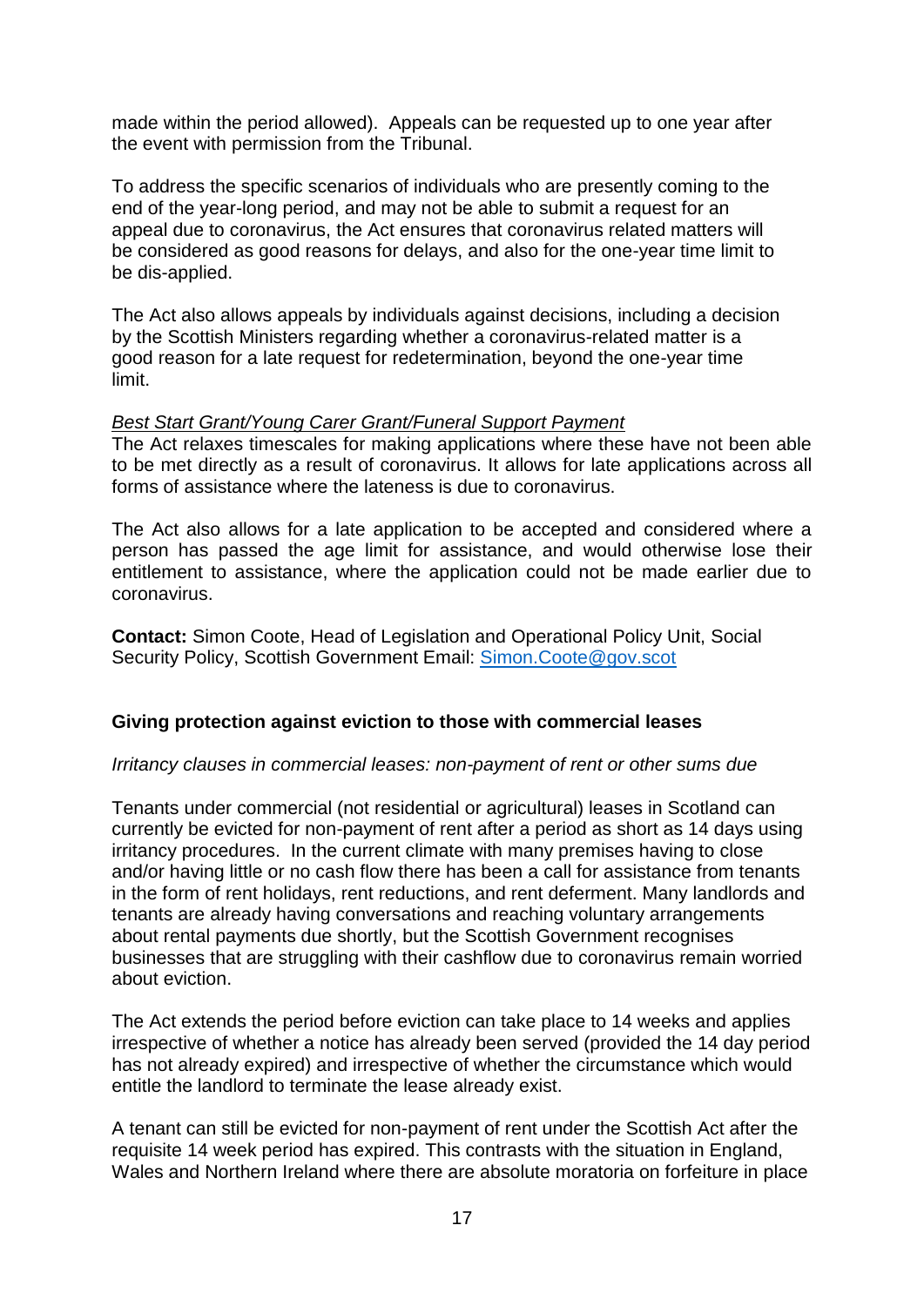made within the period allowed). Appeals can be requested up to one year after the event with permission from the Tribunal.

To address the specific scenarios of individuals who are presently coming to the end of the year-long period, and may not be able to submit a request for an appeal due to coronavirus, the Act ensures that coronavirus related matters will be considered as good reasons for delays, and also for the one-year time limit to be dis-applied.

The Act also allows appeals by individuals against decisions, including a decision by the Scottish Ministers regarding whether a coronavirus-related matter is a good reason for a late request for redetermination, beyond the one-year time limit.

*Best Start Grant/Young Carer Grant/Funeral Support Payment*

The Act relaxes timescales for making applications where these have not been able to be met directly as a result of coronavirus. It allows for late applications across all forms of assistance where the lateness is due to coronavirus.

The Act also allows for a late application to be accepted and considered where a person has passed the age limit for assistance, and would otherwise lose their entitlement to assistance, where the application could not be made earlier due to coronavirus.

**Contact:** Simon Coote, Head of Legislation and Operational Policy Unit, Social Security Policy, Scottish Government Email: [Simon.Coote@gov.scot](mailto:Simon.Coote@gov.scot)

**Giving protection against eviction to those with commercial leases**

*Irritancy clauses in commercial leases: non-payment of rent or other sums due*

Tenants under commercial (not residential or agricultural) leases in Scotland can currently be evicted for non-payment of rent after a period as short as 14 days using irritancy procedures. In the current climate with many premises having to close and/or having little or no cash flow there has been a call for assistance from tenants in the form of rent holidays, rent reductions, and rent deferment. Many landlords and tenants are already having conversations and reaching voluntary arrangements about rental payments due shortly, but the Scottish Government recognises businesses that are struggling with their cashflow due to coronavirus remain worried about eviction.

The Act extends the period before eviction can take place to 14 weeks and applies irrespective of whether a notice has already been served (provided the 14 day period has not already expired) and irrespective of whether the circumstance which would entitle the landlord to terminate the lease already exist.

A tenant can still be evicted for non-payment of rent under the Scottish Act after the requisite 14 week period has expired. This contrasts with the situation in England, Wales and Northern Ireland where there are absolute moratoria on forfeiture in place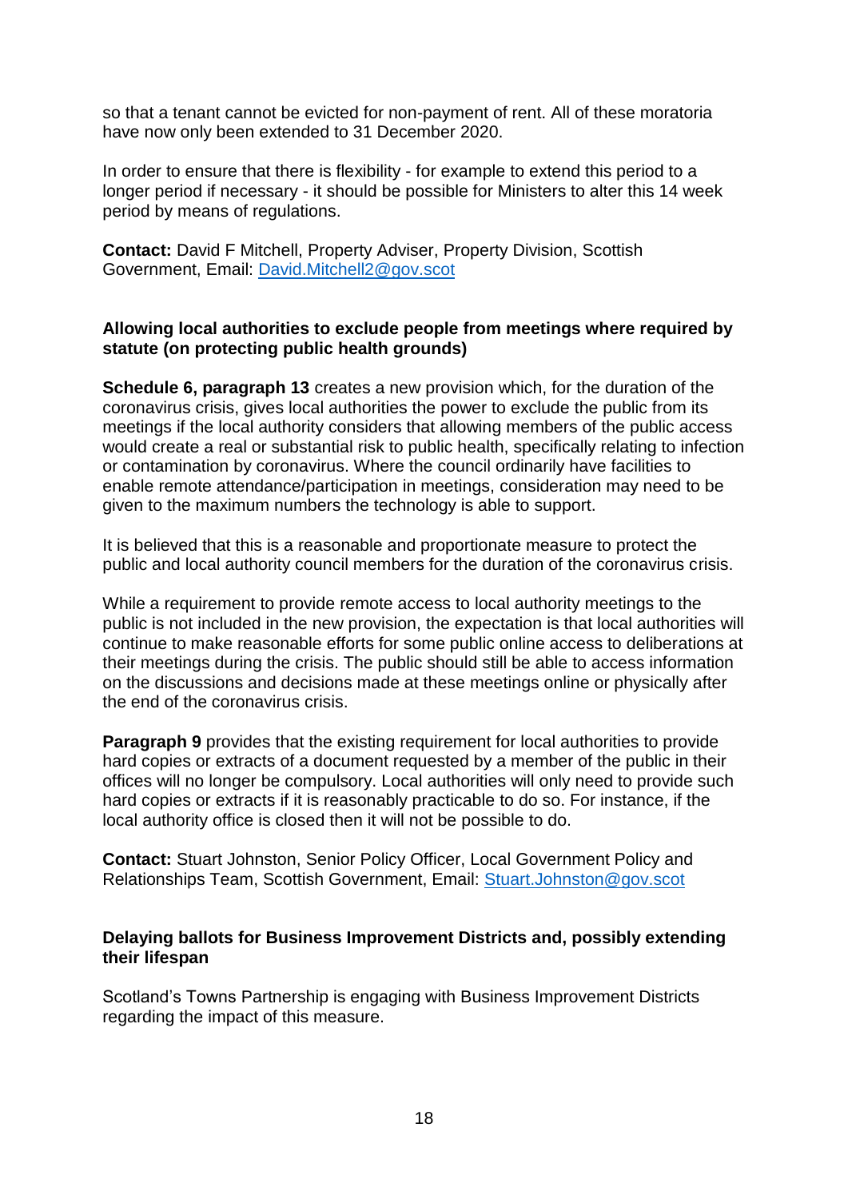so that a tenant cannot be evicted for non-payment of rent. All of these moratoria have now only been extended to 31 December 2020.

In order to ensure that there is flexibility - for example to extend this period to a longer period if necessary - it should be possible for Ministers to alter this 14 week period by means of regulations.

**Contact:** David F Mitchell, Property Adviser, Property Division, Scottish Government, Email: [David.Mitchell2@gov.scot](mailto:David.Mitchell2@gov.scot)

**Allowing local authorities to exclude people from meetings where required by statute (on protecting public health grounds)**

**Schedule 6, paragraph 13** creates a new provision which, for the duration of the coronavirus crisis, gives local authorities the power to exclude the public from its meetings if the local authority considers that allowing members of the public access would create a real or substantial risk to public health, specifically relating to infection or contamination by coronavirus. Where the council ordinarily have facilities to enable remote attendance/participation in meetings, consideration may need to be given to the maximum numbers the technology is able to support.

It is believed that this is a reasonable and proportionate measure to protect the public and local authority council members for the duration of the coronavirus crisis.

While a requirement to provide remote access to local authority meetings to the public is not included in the new provision, the expectation is that local authorities will continue to make reasonable efforts for some public online access to deliberations at their meetings during the crisis. The public should still be able to access information on the discussions and decisions made at these meetings online or physically after the end of the coronavirus crisis.

**Paragraph 9** provides that the existing requirement for local authorities to provide hard copies or extracts of a document requested by a member of the public in their offices will no longer be compulsory. Local authorities will only need to provide such hard copies or extracts if it is reasonably practicable to do so. For instance, if the local authority office is closed then it will not be possible to do.

**Contact:** Stuart Johnston, Senior Policy Officer, Local Government Policy and Relationships Team, Scottish Government, Email: [Stuart.Johnston@gov.scot](mailto:Stuart.Johnston@gov.scot)

**Delaying ballots for Business Improvement Districts and, possibly extending their lifespan**

Scotland's Towns Partnership is engaging with Business Improvement Districts regarding the impact of this measure.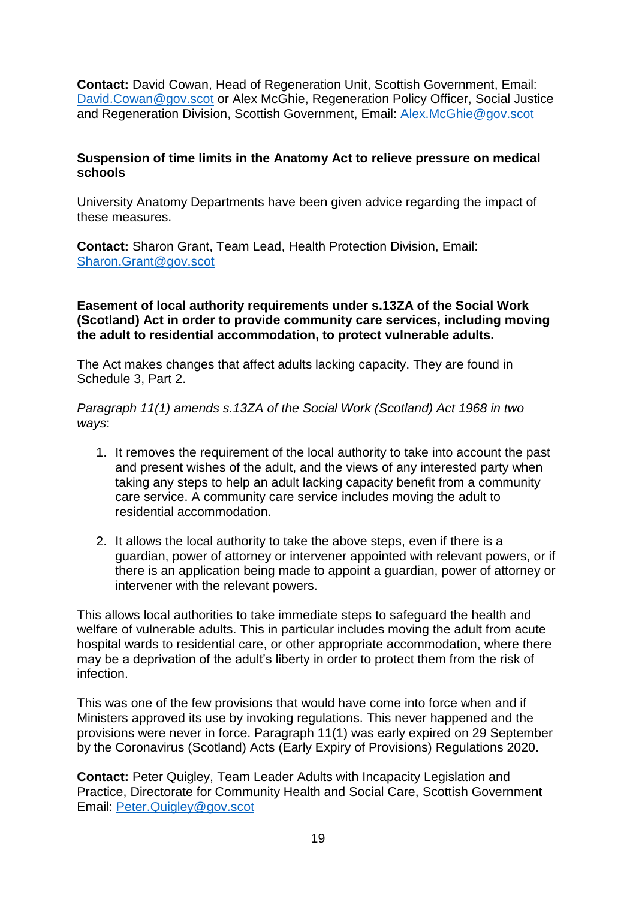**Contact:** David Cowan, Head of Regeneration Unit, Scottish Government, Email: [David.Cowan@gov.scot](mailto:David.Cowan@gov.scot) or Alex McGhie, Regeneration Policy Officer, Social Justice and Regeneration Division, Scottish Government, Email: [Alex.McGhie@gov.scot](mailto:Alex.McGhie@gov.scot)

**Suspension of time limits in the Anatomy Act to relieve pressure on medical schools**

University Anatomy Departments have been given advice regarding the impact of these measures.

**Contact:** Sharon Grant, Team Lead, Health Protection Division, Email: [Sharon.Grant@gov.scot](mailto:Sharon.Grant@gov.scot)

**Easement of local authority requirements under s.13ZA of the Social Work (Scotland) Act in order to provide community care services, including moving the adult to residential accommodation, to protect vulnerable adults.**

The Act makes changes that affect adults lacking capacity. They are found in Schedule 3, Part 2.

*Paragraph 11(1) amends s.13ZA of the Social Work (Scotland) Act 1968 in two ways*:

1. It removes the requirement of the local authority to take into account the past and present wishes of the adult, and the views of any interested party when taking any steps to help an adult lacking capacity benefit from a community care service. A community care service includes moving the adult to residential accommodation.

2. It allows the local authority to take the above steps, even if there is a guardian, power of attorney or intervener appointed with relevant powers, or if there is an application being made to appoint a guardian, power of attorney or intervener with the relevant powers.

This allows local authorities to take immediate steps to safeguard the health and welfare of vulnerable adults. This in particular includes moving the adult from acute hospital wards to residential care, or other appropriate accommodation, where there may be a deprivation of the adult's liberty in order to protect them from the risk of infection.

This was one of the few provisions that would have come into force when and if Ministers approved its use by invoking regulations. This never happened and the provisions were never in force. Paragraph 11(1) was early expired on 29 September by the Coronavirus (Scotland) Acts (Early Expiry of Provisions) Regulations 2020.

**Contact:** Peter Quigley, Team Leader Adults with Incapacity Legislation and Practice, Directorate for Community Health and Social Care, Scottish Government Email: [Peter.Quigley@gov.scot](mailto:Peter.Quigley@gov.scot)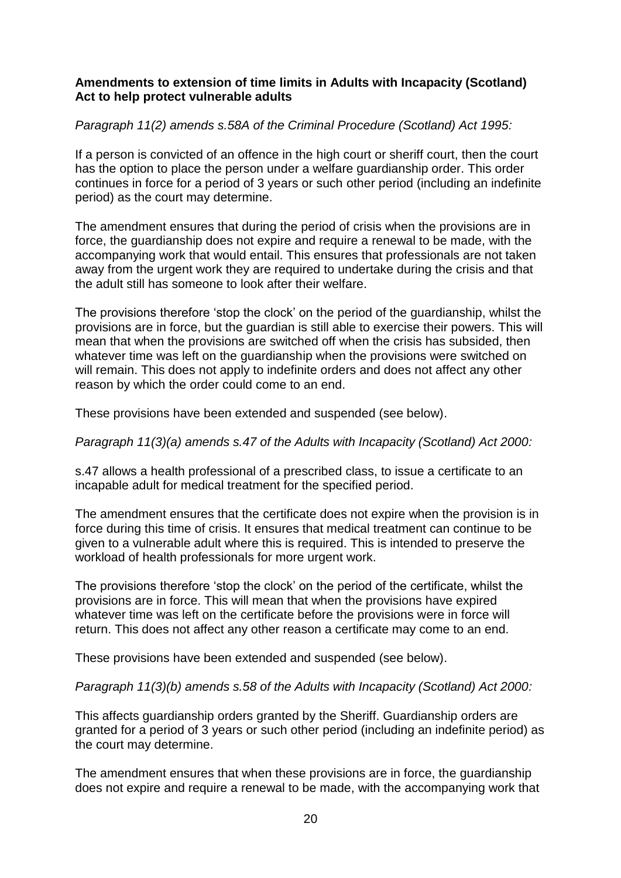**Amendments to extension of time limits in Adults with Incapacity (Scotland) Act to help protect vulnerable adults**

*Paragraph 11(2) amends s.58A of the Criminal Procedure (Scotland) Act 1995:*

If a person is convicted of an offence in the high court or sheriff court, then the court has the option to place the person under a welfare guardianship order. This order continues in force for a period of 3 years or such other period (including an indefinite period) as the court may determine.

The amendment ensures that during the period of crisis when the provisions are in force, the guardianship does not expire and require a renewal to be made, with the accompanying work that would entail. This ensures that professionals are not taken away from the urgent work they are required to undertake during the crisis and that the adult still has someone to look after their welfare.

The provisions therefore 'stop the clock' on the period of the guardianship, whilst the provisions are in force, but the guardian is still able to exercise their powers. This will mean that when the provisions are switched off when the crisis has subsided, then whatever time was left on the guardianship when the provisions were switched on will remain. This does not apply to indefinite orders and does not affect any other reason by which the order could come to an end.

These provisions have been extended and suspended (see below).

*Paragraph 11(3)(a) amends s.47 of the Adults with Incapacity (Scotland) Act 2000:*

s.47 allows a health professional of a prescribed class, to issue a certificate to an incapable adult for medical treatment for the specified period.

The amendment ensures that the certificate does not expire when the provision is in force during this time of crisis. It ensures that medical treatment can continue to be given to a vulnerable adult where this is required. This is intended to preserve the workload of health professionals for more urgent work.

The provisions therefore 'stop the clock' on the period of the certificate, whilst the provisions are in force. This will mean that when the provisions have expired whatever time was left on the certificate before the provisions were in force will return. This does not affect any other reason a certificate may come to an end.

These provisions have been extended and suspended (see below).

*Paragraph 11(3)(b) amends s.58 of the Adults with Incapacity (Scotland) Act 2000:*

This affects guardianship orders granted by the Sheriff. Guardianship orders are granted for a period of 3 years or such other period (including an indefinite period) as the court may determine.

The amendment ensures that when these provisions are in force, the guardianship does not expire and require a renewal to be made, with the accompanying work that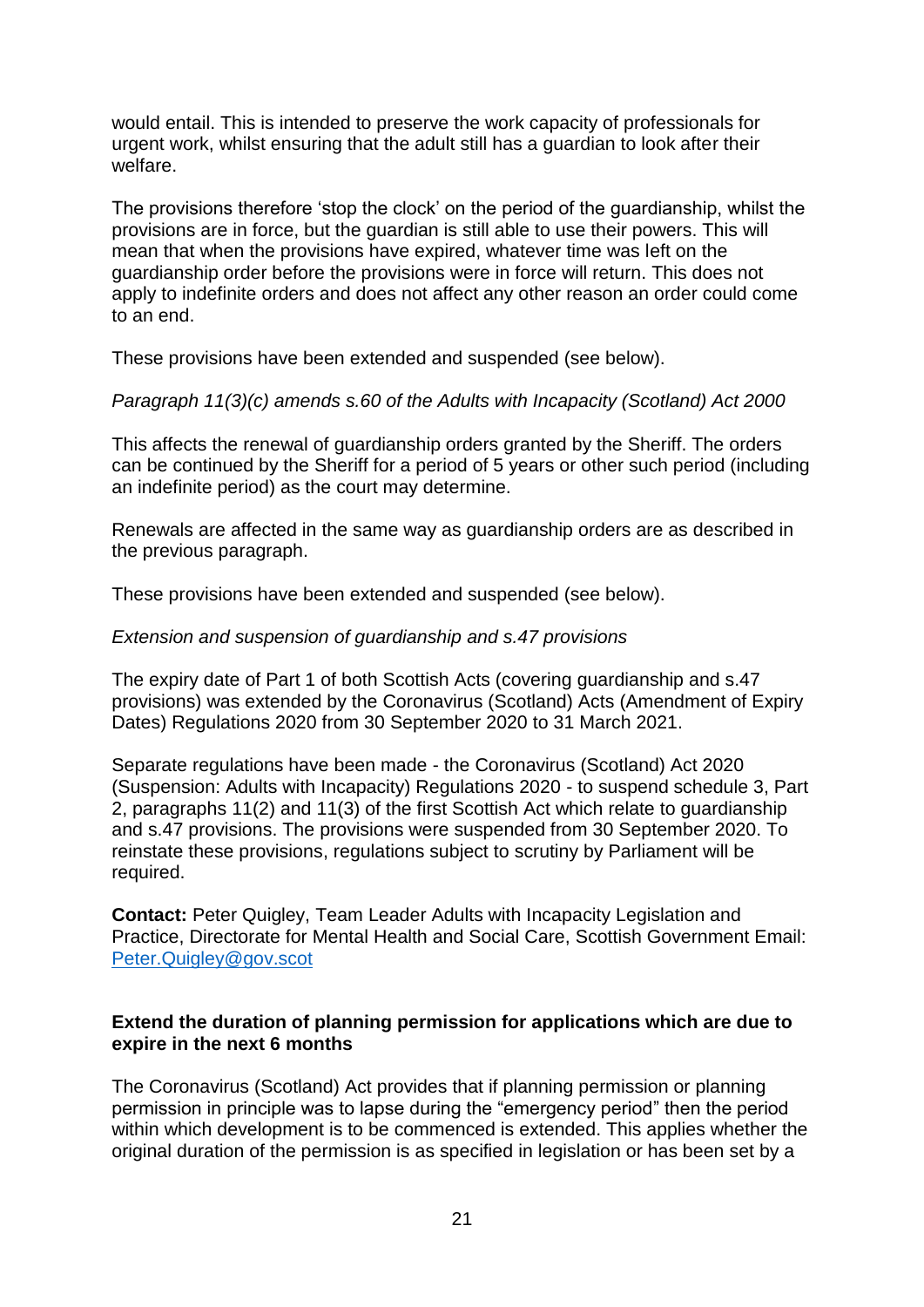would entail. This is intended to preserve the work capacity of professionals for urgent work, whilst ensuring that the adult still has a guardian to look after their welfare.

The provisions therefore 'stop the clock' on the period of the guardianship, whilst the provisions are in force, but the guardian is still able to use their powers. This will mean that when the provisions have expired, whatever time was left on the guardianship order before the provisions were in force will return. This does not apply to indefinite orders and does not affect any other reason an order could come to an end.

These provisions have been extended and suspended (see below).

*Paragraph 11(3)(c) amends s.60 of the Adults with Incapacity (Scotland) Act 2000*

This affects the renewal of guardianship orders granted by the Sheriff. The orders can be continued by the Sheriff for a period of 5 years or other such period (including an indefinite period) as the court may determine.

Renewals are affected in the same way as guardianship orders are as described in the previous paragraph.

These provisions have been extended and suspended (see below).

*Extension and suspension of guardianship and s.47 provisions*

The expiry date of Part 1 of both Scottish Acts (covering guardianship and s.47 provisions) was extended by the Coronavirus (Scotland) Acts (Amendment of Expiry Dates) Regulations 2020 from 30 September 2020 to 31 March 2021.

Separate regulations have been made - the Coronavirus (Scotland) Act 2020 (Suspension: Adults with Incapacity) Regulations 2020 - to suspend schedule 3, Part 2, paragraphs 11(2) and 11(3) of the first Scottish Act which relate to guardianship and s.47 provisions. The provisions were suspended from 30 September 2020. To reinstate these provisions, regulations subject to scrutiny by Parliament will be required.

**Contact:** Peter Quigley, Team Leader Adults with Incapacity Legislation and Practice, Directorate for Mental Health and Social Care, Scottish Government Email: Peter.Quigley@gov.scot

**Extend the duration of planning permission for applications which are due to expire in the next 6 months**

The Coronavirus (Scotland) Act provides that if planning permission or planning permission in principle was to lapse during the "emergency period" then the period within which development is to be commenced is extended. This applies whether the original duration of the permission is as specified in legislation or has been set by a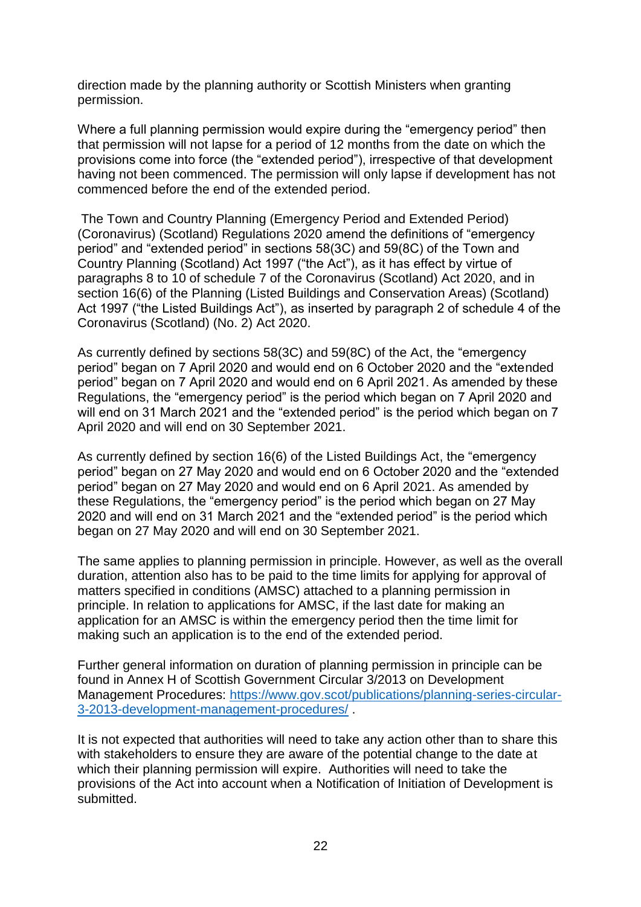direction made by the planning authority or Scottish Ministers when granting permission.

Where a full planning permission would expire during the "emergency period" then that permission will not lapse for a period of 12 months from the date on which the provisions come into force (the "extended period"), irrespective of that development having not been commenced. The permission will only lapse if development has not commenced before the end of the extended period.

The Town and Country Planning (Emergency Period and Extended Period) (Coronavirus) (Scotland) Regulations 2020 amend the definitions of "emergency period" and "extended period" in sections 58(3C) and 59(8C) of the Town and Country Planning (Scotland) Act 1997 ("the Act"), as it has effect by virtue of paragraphs 8 to 10 of schedule 7 of the Coronavirus (Scotland) Act 2020, and in section 16(6) of the Planning (Listed Buildings and Conservation Areas) (Scotland) Act 1997 ("the Listed Buildings Act"), as inserted by paragraph 2 of schedule 4 of the Coronavirus (Scotland) (No. 2) Act 2020.

As currently defined by sections 58(3C) and 59(8C) of the Act, the "emergency period" began on 7 April 2020 and would end on 6 October 2020 and the "extended period" began on 7 April 2020 and would end on 6 April 2021. As amended by these Regulations, the "emergency period" is the period which began on 7 April 2020 and will end on 31 March 2021 and the "extended period" is the period which began on 7 April 2020 and will end on 30 September 2021.

As currently defined by section 16(6) of the Listed Buildings Act, the "emergency period" began on 27 May 2020 and would end on 6 October 2020 and the "extended period" began on 27 May 2020 and would end on 6 April 2021. As amended by these Regulations, the "emergency period" is the period which began on 27 May 2020 and will end on 31 March 2021 and the "extended period" is the period which began on 27 May 2020 and will end on 30 September 2021.

The same applies to planning permission in principle. However, as well as the overall duration, attention also has to be paid to the time limits for applying for approval of matters specified in conditions (AMSC) attached to a planning permission in principle. In relation to applications for AMSC, if the last date for making an application for an AMSC is within the emergency period then the time limit for making such an application is to the end of the extended period.

Further general information on duration of planning permission in principle can be found in Annex H of Scottish Government Circular 3/2013 on Development Management Procedures: [https://www.gov.scot/publications/planning-series-circular-3-2013-development-management-procedures/](https://www.gov.scot/publications/planning-series-circular-3-2013-development-management-procedures/) .

It is not expected that authorities will need to take any action other than to share this with stakeholders to ensure they are aware of the potential change to the date at which their planning permission will expire. Authorities will need to take the provisions of the Act into account when a Notification of Initiation of Development is submitted.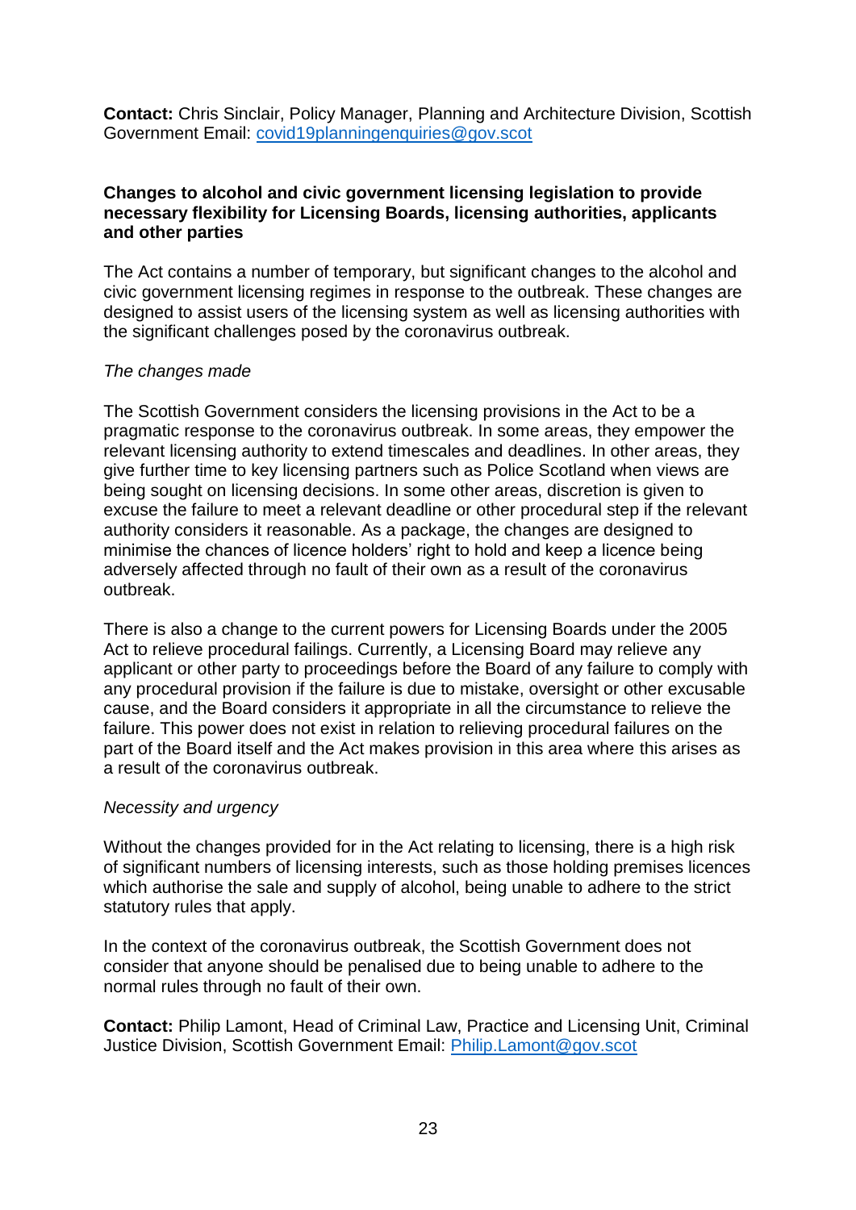**Contact:** Chris Sinclair, Policy Manager, Planning and Architecture Division, Scottish Government Email: [covid19planningenquiries@gov.scot](mailto:covid19planningenquiries@gov.scot)

**Changes to alcohol and civic government licensing legislation to provide necessary flexibility for Licensing Boards, licensing authorities, applicants and other parties**

The Act contains a number of temporary, but significant changes to the alcohol and civic government licensing regimes in response to the outbreak. These changes are designed to assist users of the licensing system as well as licensing authorities with the significant challenges posed by the coronavirus outbreak.

*The changes made*

The Scottish Government considers the licensing provisions in the Act to be a pragmatic response to the coronavirus outbreak. In some areas, they empower the relevant licensing authority to extend timescales and deadlines. In other areas, they give further time to key licensing partners such as Police Scotland when views are being sought on licensing decisions. In some other areas, discretion is given to excuse the failure to meet a relevant deadline or other procedural step if the relevant authority considers it reasonable. As a package, the changes are designed to minimise the chances of licence holders' right to hold and keep a licence being adversely affected through no fault of their own as a result of the coronavirus outbreak.

There is also a change to the current powers for Licensing Boards under the 2005 Act to relieve procedural failings. Currently, a Licensing Board may relieve any applicant or other party to proceedings before the Board of any failure to comply with any procedural provision if the failure is due to mistake, oversight or other excusable cause, and the Board considers it appropriate in all the circumstance to relieve the failure. This power does not exist in relation to relieving procedural failures on the part of the Board itself and the Act makes provision in this area where this arises as a result of the coronavirus outbreak.

*Necessity and urgency*

Without the changes provided for in the Act relating to licensing, there is a high risk of significant numbers of licensing interests, such as those holding premises licences which authorise the sale and supply of alcohol, being unable to adhere to the strict statutory rules that apply.

In the context of the coronavirus outbreak, the Scottish Government does not consider that anyone should be penalised due to being unable to adhere to the normal rules through no fault of their own.

**Contact:** Philip Lamont, Head of Criminal Law, Practice and Licensing Unit, Criminal Justice Division, Scottish Government Email: [Philip.Lamont@gov.scot](mailto:Philip.Lamont@gov.scot)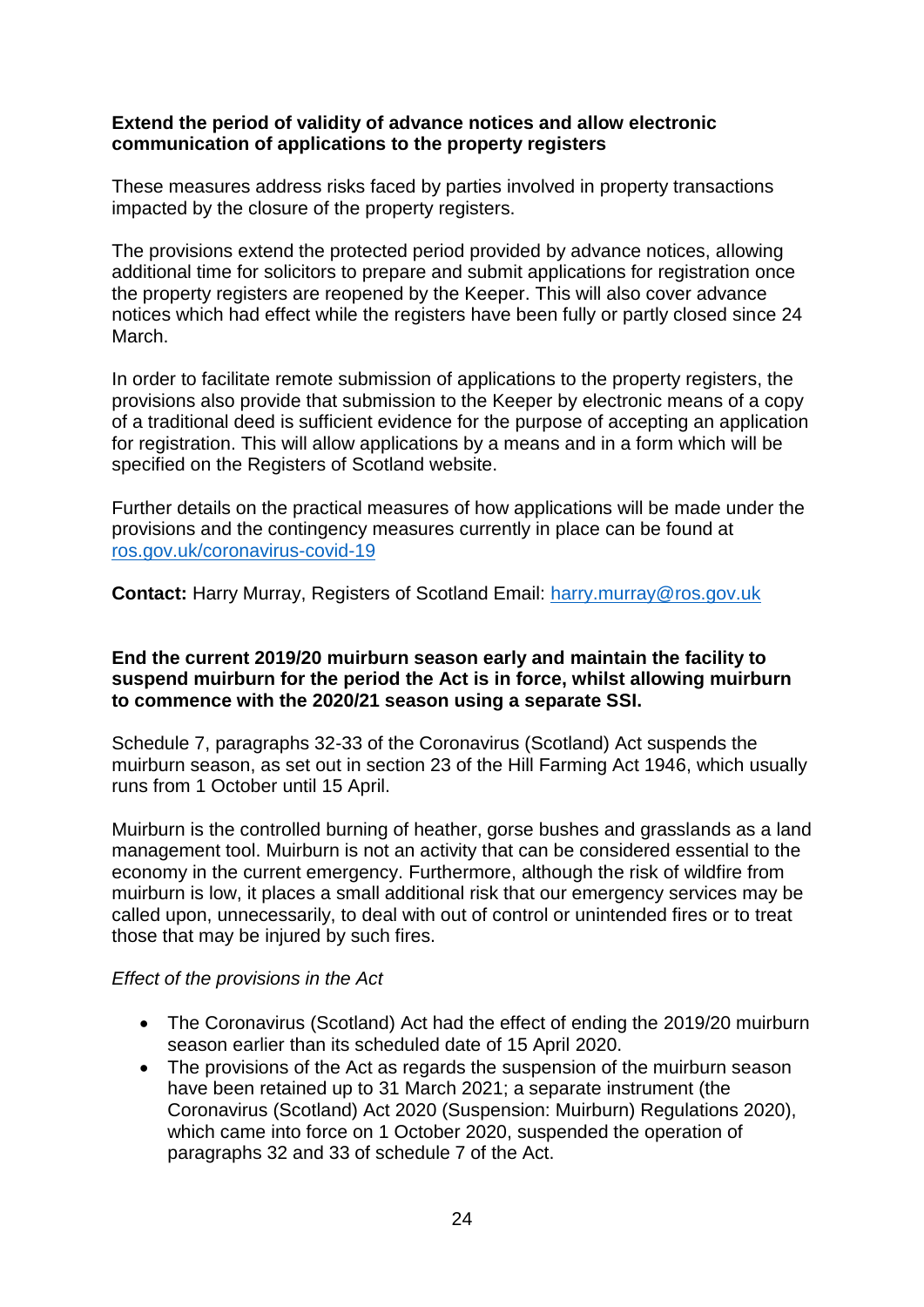**Extend the period of validity of advance notices and allow electronic communication of applications to the property registers**

These measures address risks faced by parties involved in property transactions impacted by the closure of the property registers.

The provisions extend the protected period provided by advance notices, allowing additional time for solicitors to prepare and submit applications for registration once the property registers are reopened by the Keeper. This will also cover advance notices which had effect while the registers have been fully or partly closed since 24 March.

In order to facilitate remote submission of applications to the property registers, the provisions also provide that submission to the Keeper by electronic means of a copy of a traditional deed is sufficient evidence for the purpose of accepting an application for registration. This will allow applications by a means and in a form which will be specified on the Registers of Scotland website.

Further details on the practical measures of how applications will be made under the provisions and the contingency measures currently in place can be found at [ros.gov.uk/coronavirus-covid-19](ros.gov.uk/coronavirus-covid-19)

**Contact:** Harry Murray, Registers of Scotland Email: [harry.murray@ros.gov.uk](mailto:harry.murray@ros.gov.uk)

**End the current 2019/20 muirburn season early and maintain the facility to suspend muirburn for the period the Act is in force, whilst allowing muirburn to commence with the 2020/21 season using a separate SSI.**

Schedule 7, paragraphs 32-33 of the Coronavirus (Scotland) Act suspends the muirburn season, as set out in section 23 of the Hill Farming Act 1946, which usually runs from 1 October until 15 April.

Muirburn is the controlled burning of heather, gorse bushes and grasslands as a land management tool. Muirburn is not an activity that can be considered essential to the economy in the current emergency. Furthermore, although the risk of wildfire from muirburn is low, it places a small additional risk that our emergency services may be called upon, unnecessarily, to deal with out of control or unintended fires or to treat those that may be injured by such fires.

*Effect of the provisions in the Act*

- The Coronavirus (Scotland) Act had the effect of ending the 2019/20 muirburn season earlier than its scheduled date of 15 April 2020.
- The provisions of the Act as regards the suspension of the muirburn season have been retained up to 31 March 2021; a separate instrument (the Coronavirus (Scotland) Act 2020 (Suspension: Muirburn) Regulations 2020), which came into force on 1 October 2020, suspended the operation of paragraphs 32 and 33 of schedule 7 of the Act.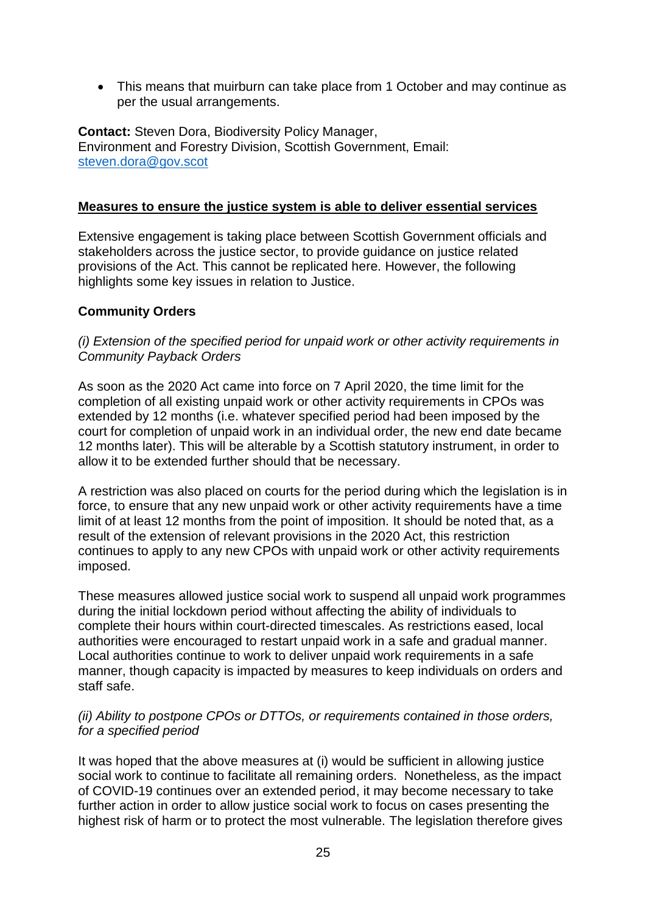- This means that muirburn can take place from 1 October and may continue as per the usual arrangements.

**Contact:** Steven Dora, Biodiversity Policy Manager,
Environment and Forestry Division, Scottish Government, Email: [steven.dora@gov.scot](mailto:steven.dora@gov.scot)

## Measures to ensure the justice system is able to deliver essential services

Extensive engagement is taking place between Scottish Government officials and stakeholders across the justice sector, to provide guidance on justice related provisions of the Act. This cannot be replicated here. However, the following highlights some key issues in relation to Justice.

### Community Orders

*(i) Extension of the specified period for unpaid work or other activity requirements in Community Payback Orders*

As soon as the 2020 Act came into force on 7 April 2020, the time limit for the completion of all existing unpaid work or other activity requirements in CPOs was extended by 12 months (i.e. whatever specified period had been imposed by the court for completion of unpaid work in an individual order, the new end date became 12 months later). This will be alterable by a Scottish statutory instrument, in order to allow it to be extended further should that be necessary.

A restriction was also placed on courts for the period during which the legislation is in force, to ensure that any new unpaid work or other activity requirements have a time limit of at least 12 months from the point of imposition. It should be noted that, as a result of the extension of relevant provisions in the 2020 Act, this restriction continues to apply to any new CPOs with unpaid work or other activity requirements imposed.

These measures allowed justice social work to suspend all unpaid work programmes during the initial lockdown period without affecting the ability of individuals to complete their hours within court-directed timescales. As restrictions eased, local authorities were encouraged to restart unpaid work in a safe and gradual manner. Local authorities continue to work to deliver unpaid work requirements in a safe manner, though capacity is impacted by measures to keep individuals on orders and staff safe.

*(ii) Ability to postpone CPOs or DTTOs, or requirements contained in those orders, for a specified period*

It was hoped that the above measures at (i) would be sufficient in allowing justice social work to continue to facilitate all remaining orders. Nonetheless, as the impact of COVID-19 continues over an extended period, it may become necessary to take further action in order to allow justice social work to focus on cases presenting the highest risk of harm or to protect the most vulnerable. The legislation therefore gives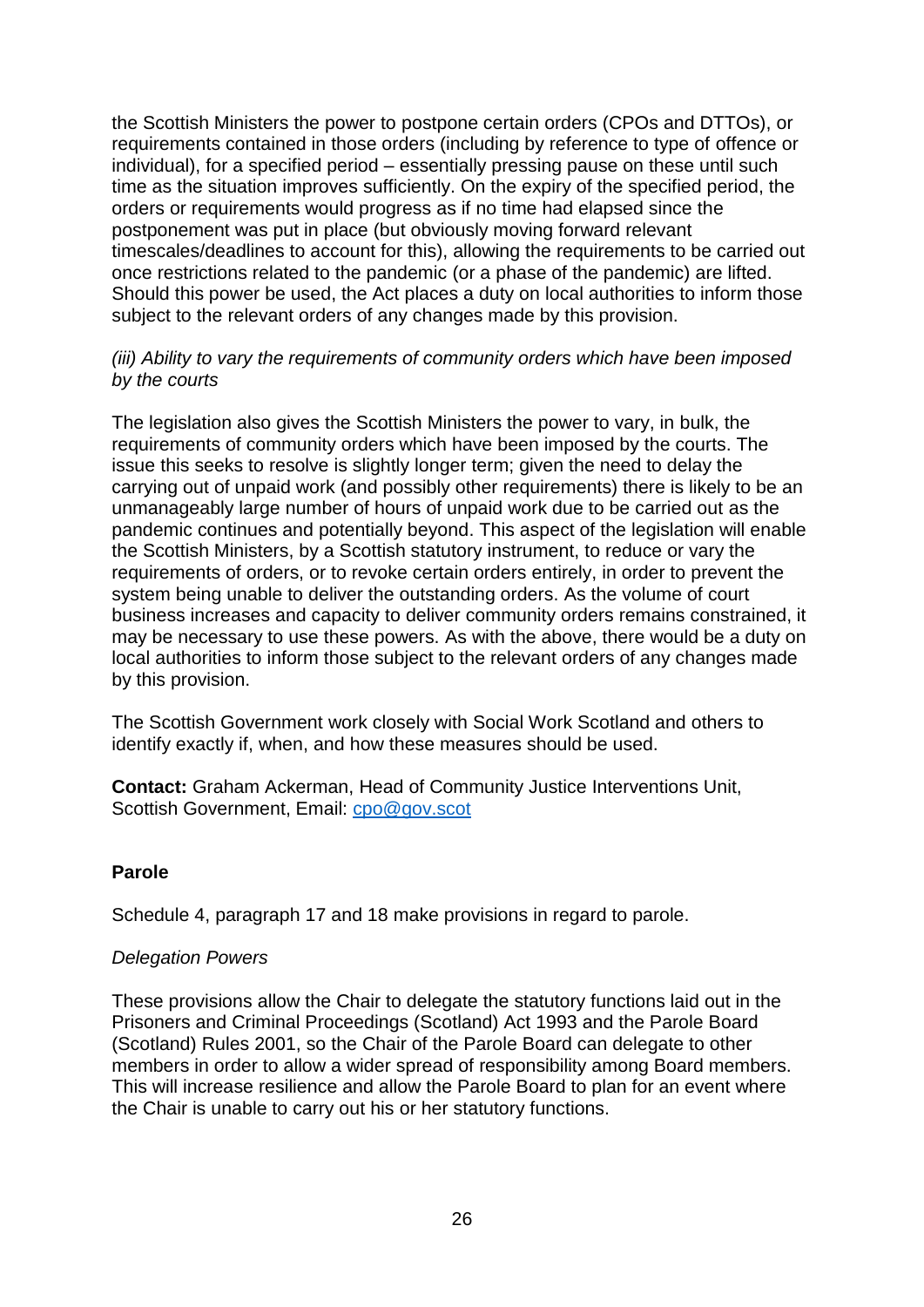the Scottish Ministers the power to postpone certain orders (CPOs and DTTOs), or requirements contained in those orders (including by reference to type of offence or individual), for a specified period – essentially pressing pause on these until such time as the situation improves sufficiently. On the expiry of the specified period, the orders or requirements would progress as if no time had elapsed since the postponement was put in place (but obviously moving forward relevant timescales/deadlines to account for this), allowing the requirements to be carried out once restrictions related to the pandemic (or a phase of the pandemic) are lifted. Should this power be used, the Act places a duty on local authorities to inform those subject to the relevant orders of any changes made by this provision.

*(iii) Ability to vary the requirements of community orders which have been imposed by the courts*

The legislation also gives the Scottish Ministers the power to vary, in bulk, the requirements of community orders which have been imposed by the courts. The issue this seeks to resolve is slightly longer term; given the need to delay the carrying out of unpaid work (and possibly other requirements) there is likely to be an unmanageably large number of hours of unpaid work due to be carried out as the pandemic continues and potentially beyond. This aspect of the legislation will enable the Scottish Ministers, by a Scottish statutory instrument, to reduce or vary the requirements of orders, or to revoke certain orders entirely, in order to prevent the system being unable to deliver the outstanding orders. As the volume of court business increases and capacity to deliver community orders remains constrained, it may be necessary to use these powers. As with the above, there would be a duty on local authorities to inform those subject to the relevant orders of any changes made by this provision.

The Scottish Government work closely with Social Work Scotland and others to identify exactly if, when, and how these measures should be used.

**Contact:** Graham Ackerman, Head of Community Justice Interventions Unit, Scottish Government, Email: [cpo@gov.scot](mailto:cpo@gov.scot)

**Parole**

Schedule 4, paragraph 17 and 18 make provisions in regard to parole.

*Delegation Powers*

These provisions allow the Chair to delegate the statutory functions laid out in the Prisoners and Criminal Proceedings (Scotland) Act 1993 and the Parole Board (Scotland) Rules 2001, so the Chair of the Parole Board can delegate to other members in order to allow a wider spread of responsibility among Board members. This will increase resilience and allow the Parole Board to plan for an event where the Chair is unable to carry out his or her statutory functions.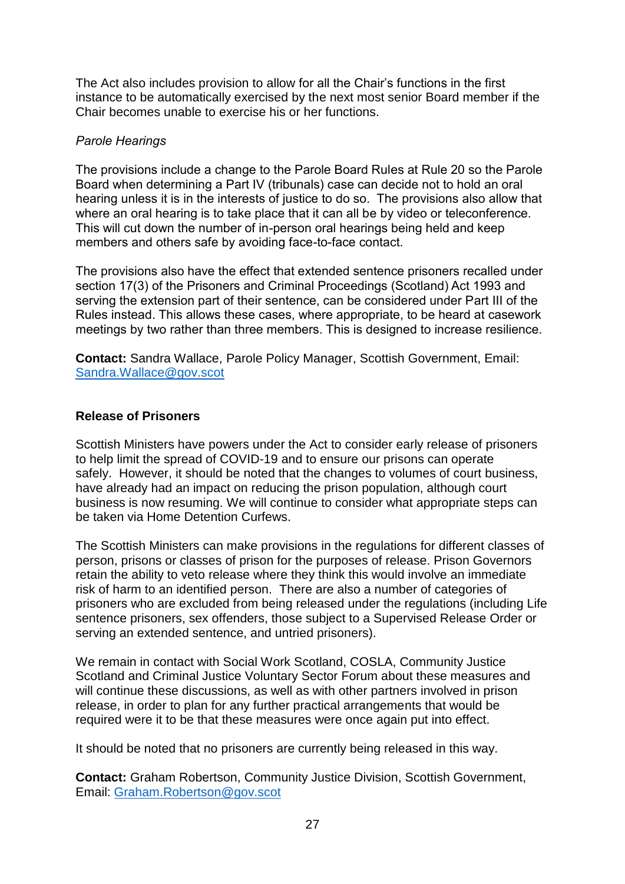The Act also includes provision to allow for all the Chair's functions in the first instance to be automatically exercised by the next most senior Board member if the Chair becomes unable to exercise his or her functions.

*Parole Hearings*

The provisions include a change to the Parole Board Rules at Rule 20 so the Parole Board when determining a Part IV (tribunals) case can decide not to hold an oral hearing unless it is in the interests of justice to do so. The provisions also allow that where an oral hearing is to take place that it can all be by video or teleconference. This will cut down the number of in-person oral hearings being held and keep members and others safe by avoiding face-to-face contact.

The provisions also have the effect that extended sentence prisoners recalled under section 17(3) of the Prisoners and Criminal Proceedings (Scotland) Act 1993 and serving the extension part of their sentence, can be considered under Part III of the Rules instead. This allows these cases, where appropriate, to be heard at casework meetings by two rather than three members. This is designed to increase resilience.

**Contact:** Sandra Wallace, Parole Policy Manager, Scottish Government, Email: [Sandra.Wallace@gov.scot](mailto:Sandra.Wallace@gov.scot)

**Release of Prisoners**

Scottish Ministers have powers under the Act to consider early release of prisoners to help limit the spread of COVID-19 and to ensure our prisons can operate safely. However, it should be noted that the changes to volumes of court business, have already had an impact on reducing the prison population, although court business is now resuming. We will continue to consider what appropriate steps can be taken via Home Detention Curfews.

The Scottish Ministers can make provisions in the regulations for different classes of person, prisons or classes of prison for the purposes of release. Prison Governors retain the ability to veto release where they think this would involve an immediate risk of harm to an identified person. There are also a number of categories of prisoners who are excluded from being released under the regulations (including Life sentence prisoners, sex offenders, those subject to a Supervised Release Order or serving an extended sentence, and untried prisoners).

We remain in contact with Social Work Scotland, COSLA, Community Justice Scotland and Criminal Justice Voluntary Sector Forum about these measures and will continue these discussions, as well as with other partners involved in prison release, in order to plan for any further practical arrangements that would be required were it to be that these measures were once again put into effect.

It should be noted that no prisoners are currently being released in this way.

**Contact:** Graham Robertson, Community Justice Division, Scottish Government, Email: [Graham.Robertson@gov.scot](mailto:Graham.Robertson@gov.scot)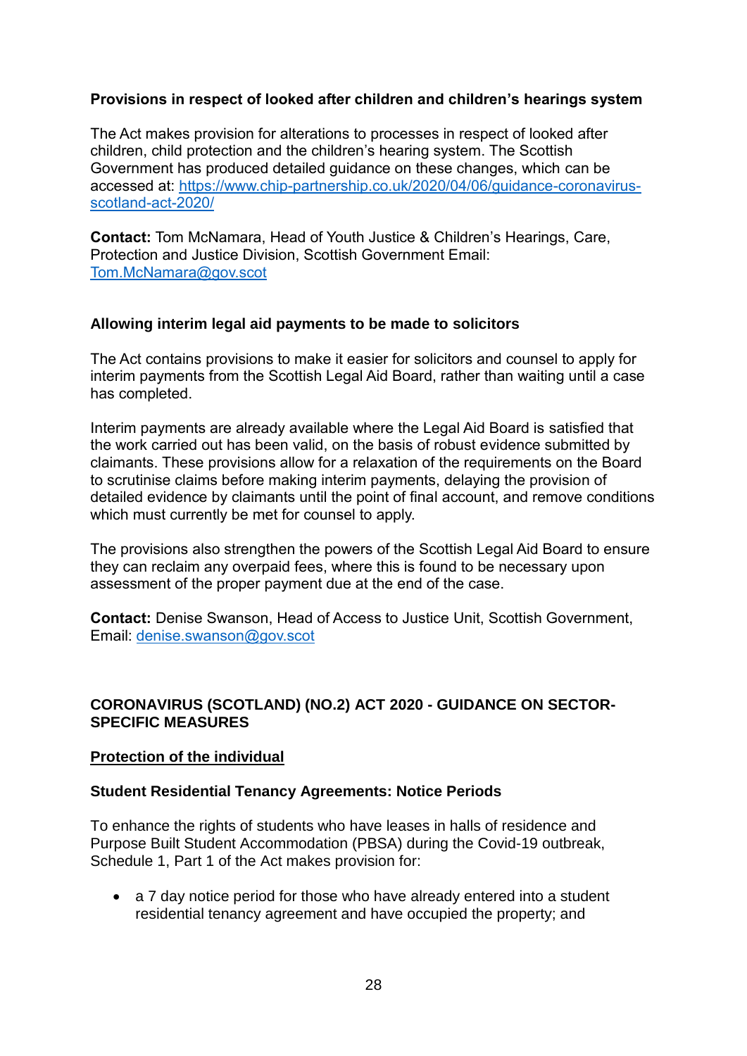**Provisions in respect of looked after children and children's hearings system**

The Act makes provision for alterations to processes in respect of looked after children, child protection and the children's hearing system. The Scottish Government has produced detailed guidance on these changes, which can be accessed at: [https://www.chip-partnership.co.uk/2020/04/06/guidance-coronavirus-scotland-act-2020/](https://www.chip-partnership.co.uk/2020/04/06/guidance-coronavirus-scotland-act-2020/)

**Contact:** Tom McNamara, Head of Youth Justice & Children's Hearings, Care, Protection and Justice Division, Scottish Government Email: [Tom.McNamara@gov.scot](mailto:Tom.McNamara@gov.scot)

**Allowing interim legal aid payments to be made to solicitors**

The Act contains provisions to make it easier for solicitors and counsel to apply for interim payments from the Scottish Legal Aid Board, rather than waiting until a case has completed.

Interim payments are already available where the Legal Aid Board is satisfied that the work carried out has been valid, on the basis of robust evidence submitted by claimants. These provisions allow for a relaxation of the requirements on the Board to scrutinise claims before making interim payments, delaying the provision of detailed evidence by claimants until the point of final account, and remove conditions which must currently be met for counsel to apply.

The provisions also strengthen the powers of the Scottish Legal Aid Board to ensure they can reclaim any overpaid fees, where this is found to be necessary upon assessment of the proper payment due at the end of the case.

**Contact:** Denise Swanson, Head of Access to Justice Unit, Scottish Government, Email: [denise.swanson@gov.scot](mailto:denise.swanson@gov.scot)

## CORONAVIRUS (SCOTLAND) (NO.2) ACT 2020 - GUIDANCE ON SECTOR-SPECIFIC MEASURES

**Protection of the individual**

**Student Residential Tenancy Agreements: Notice Periods**

To enhance the rights of students who have leases in halls of residence and Purpose Built Student Accommodation (PBSA) during the Covid-19 outbreak, Schedule 1, Part 1 of the Act makes provision for:

- a 7 day notice period for those who have already entered into a student residential tenancy agreement and have occupied the property; and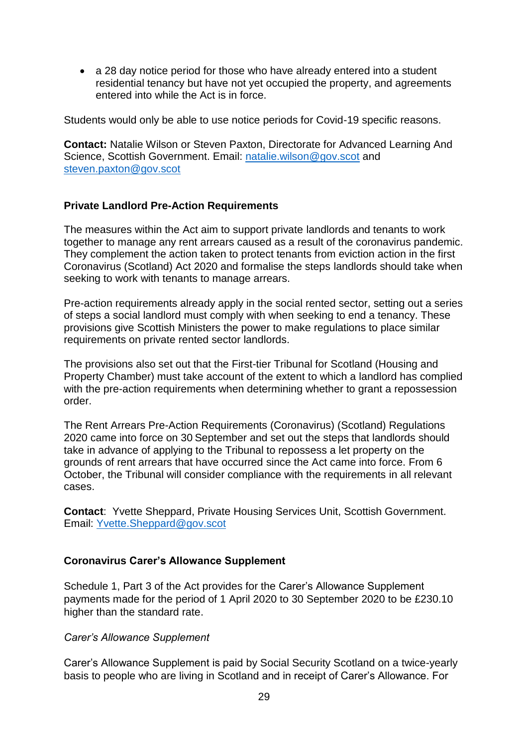- a 28 day notice period for those who have already entered into a student residential tenancy but have not yet occupied the property, and agreements entered into while the Act is in force.

Students would only be able to use notice periods for Covid-19 specific reasons.

**Contact:** Natalie Wilson or Steven Paxton, Directorate for Advanced Learning And Science, Scottish Government. Email: natalie.wilson@gov.scot and steven.paxton@gov.scot

### Private Landlord Pre-Action Requirements

The measures within the Act aim to support private landlords and tenants to work together to manage any rent arrears caused as a result of the coronavirus pandemic. They complement the action taken to protect tenants from eviction action in the first Coronavirus (Scotland) Act 2020 and formalise the steps landlords should take when seeking to work with tenants to manage arrears.

Pre-action requirements already apply in the social rented sector, setting out a series of steps a social landlord must comply with when seeking to end a tenancy. These provisions give Scottish Ministers the power to make regulations to place similar requirements on private rented sector landlords.

The provisions also set out that the First-tier Tribunal for Scotland (Housing and Property Chamber) must take account of the extent to which a landlord has complied with the pre-action requirements when determining whether to grant a repossession order.

The Rent Arrears Pre-Action Requirements (Coronavirus) (Scotland) Regulations 2020 came into force on 30 September and set out the steps that landlords should take in advance of applying to the Tribunal to repossess a let property on the grounds of rent arrears that have occurred since the Act came into force. From 6 October, the Tribunal will consider compliance with the requirements in all relevant cases.

**Contact**: Yvette Sheppard, Private Housing Services Unit, Scottish Government. Email: Yvette.Sheppard@gov.scot

### Coronavirus Carer's Allowance Supplement

Schedule 1, Part 3 of the Act provides for the Carer's Allowance Supplement payments made for the period of 1 April 2020 to 30 September 2020 to be £230.10 higher than the standard rate.

*Carer's Allowance Supplement*

Carer's Allowance Supplement is paid by Social Security Scotland on a twice-yearly basis to people who are living in Scotland and in receipt of Carer's Allowance. For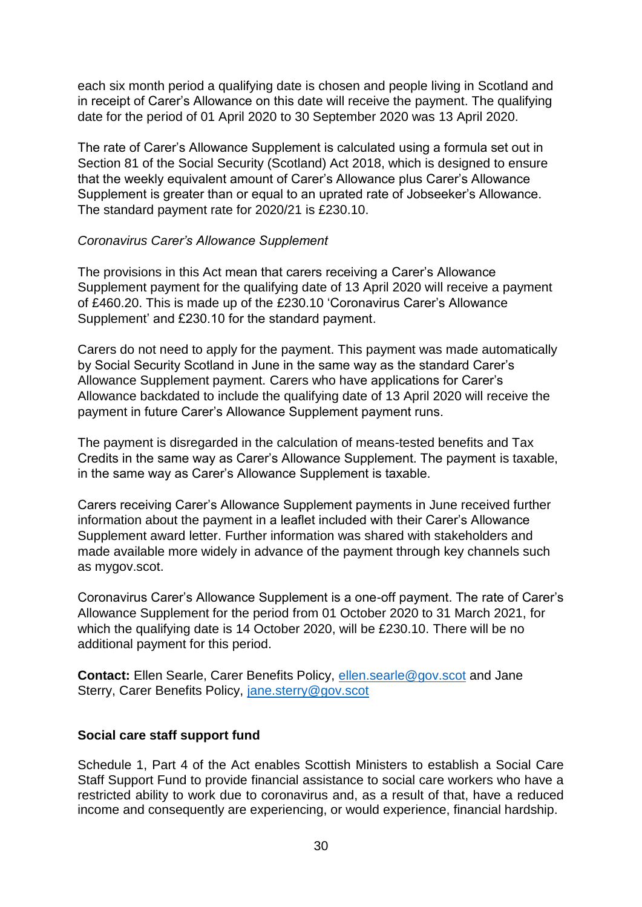each six month period a qualifying date is chosen and people living in Scotland and in receipt of Carer's Allowance on this date will receive the payment. The qualifying date for the period of 01 April 2020 to 30 September 2020 was 13 April 2020.

The rate of Carer's Allowance Supplement is calculated using a formula set out in Section 81 of the Social Security (Scotland) Act 2018, which is designed to ensure that the weekly equivalent amount of Carer's Allowance plus Carer's Allowance Supplement is greater than or equal to an uprated rate of Jobseeker's Allowance. The standard payment rate for 2020/21 is £230.10.

*Coronavirus Carer's Allowance Supplement*

The provisions in this Act mean that carers receiving a Carer's Allowance Supplement payment for the qualifying date of 13 April 2020 will receive a payment of £460.20. This is made up of the £230.10 'Coronavirus Carer's Allowance Supplement' and £230.10 for the standard payment.

Carers do not need to apply for the payment. This payment was made automatically by Social Security Scotland in June in the same way as the standard Carer's Allowance Supplement payment. Carers who have applications for Carer's Allowance backdated to include the qualifying date of 13 April 2020 will receive the payment in future Carer's Allowance Supplement payment runs.

The payment is disregarded in the calculation of means-tested benefits and Tax Credits in the same way as Carer's Allowance Supplement. The payment is taxable, in the same way as Carer's Allowance Supplement is taxable.

Carers receiving Carer's Allowance Supplement payments in June received further information about the payment in a leaflet included with their Carer's Allowance Supplement award letter. Further information was shared with stakeholders and made available more widely in advance of the payment through key channels such as mygov.scot.

Coronavirus Carer's Allowance Supplement is a one-off payment. The rate of Carer's Allowance Supplement for the period from 01 October 2020 to 31 March 2021, for which the qualifying date is 14 October 2020, will be £230.10. There will be no additional payment for this period.

**Contact:** Ellen Searle, Carer Benefits Policy, ellen.searle@gov.scot and Jane Sterry, Carer Benefits Policy, jane.sterry@gov.scot

### Social care staff support fund

Schedule 1, Part 4 of the Act enables Scottish Ministers to establish a Social Care Staff Support Fund to provide financial assistance to social care workers who have a restricted ability to work due to coronavirus and, as a result of that, have a reduced income and consequently are experiencing, or would experience, financial hardship.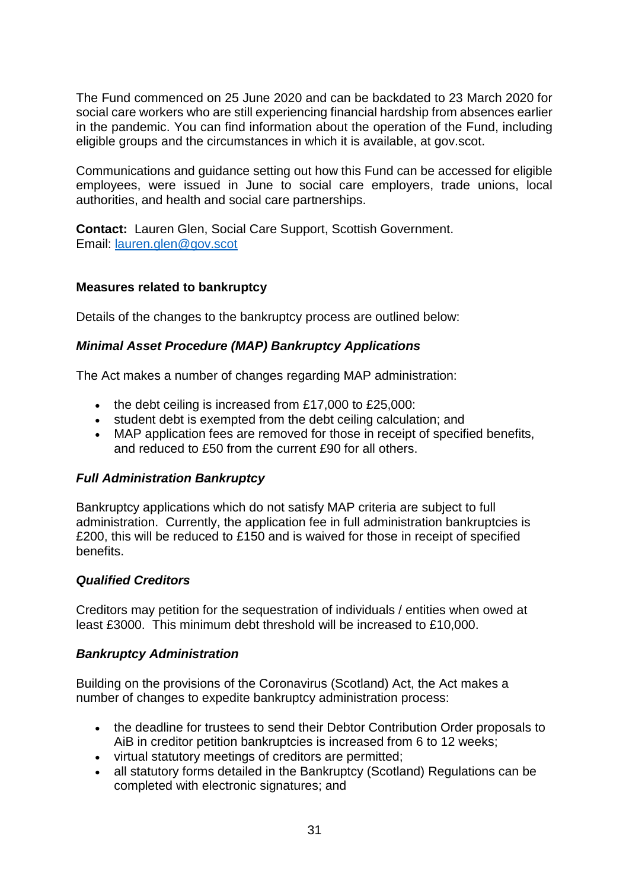The Fund commenced on 25 June 2020 and can be backdated to 23 March 2020 for social care workers who are still experiencing financial hardship from absences earlier in the pandemic. You can find information about the operation of the Fund, including eligible groups and the circumstances in which it is available, at gov.scot.

Communications and guidance setting out how this Fund can be accessed for eligible employees, were issued in June to social care employers, trade unions, local authorities, and health and social care partnerships.

**Contact:** Lauren Glen, Social Care Support, Scottish Government.
Email: lauren.glen@gov.scot

**Measures related to bankruptcy**

Details of the changes to the bankruptcy process are outlined below:

***Minimal Asset Procedure (MAP) Bankruptcy Applications***

The Act makes a number of changes regarding MAP administration:

- the debt ceiling is increased from £17,000 to £25,000:
- student debt is exempted from the debt ceiling calculation; and
- MAP application fees are removed for those in receipt of specified benefits, and reduced to £50 from the current £90 for all others.

***Full Administration Bankruptcy***

Bankruptcy applications which do not satisfy MAP criteria are subject to full administration. Currently, the application fee in full administration bankruptcies is £200, this will be reduced to £150 and is waived for those in receipt of specified benefits.

***Qualified Creditors***

Creditors may petition for the sequestration of individuals / entities when owed at least £3000. This minimum debt threshold will be increased to £10,000.

***Bankruptcy Administration***

Building on the provisions of the Coronavirus (Scotland) Act, the Act makes a number of changes to expedite bankruptcy administration process:

- the deadline for trustees to send their Debtor Contribution Order proposals to AiB in creditor petition bankruptcies is increased from 6 to 12 weeks;
- virtual statutory meetings of creditors are permitted;
- all statutory forms detailed in the Bankruptcy (Scotland) Regulations can be completed with electronic signatures; and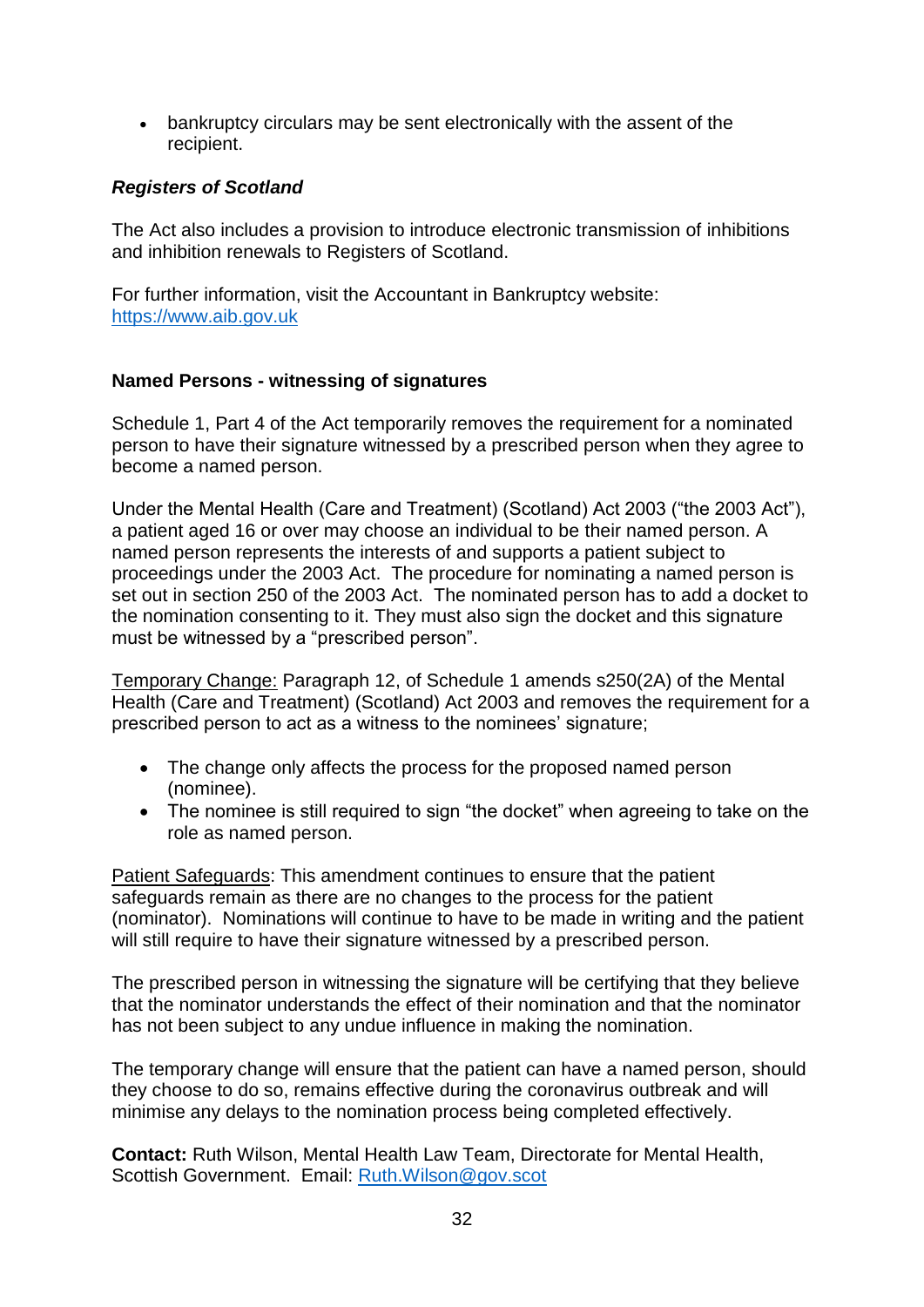- bankruptcy circulars may be sent electronically with the assent of the recipient.

***Registers of Scotland***

The Act also includes a provision to introduce electronic transmission of inhibitions and inhibition renewals to Registers of Scotland.

For further information, visit the Accountant in Bankruptcy website: [https://www.aib.gov.uk](https://www.aib.gov.uk)

**Named Persons - witnessing of signatures**

Schedule 1, Part 4 of the Act temporarily removes the requirement for a nominated person to have their signature witnessed by a prescribed person when they agree to become a named person.

Under the Mental Health (Care and Treatment) (Scotland) Act 2003 ("the 2003 Act"), a patient aged 16 or over may choose an individual to be their named person. A named person represents the interests of and supports a patient subject to proceedings under the 2003 Act. The procedure for nominating a named person is set out in section 250 of the 2003 Act. The nominated person has to add a docket to the nomination consenting to it. They must also sign the docket and this signature must be witnessed by a "prescribed person".

<u>Temporary Change:</u> Paragraph 12, of Schedule 1 amends s250(2A) of the Mental Health (Care and Treatment) (Scotland) Act 2003 and removes the requirement for a prescribed person to act as a witness to the nominees' signature;

- The change only affects the process for the proposed named person (nominee).
- The nominee is still required to sign "the docket" when agreeing to take on the role as named person.

<u>Patient Safeguards</u>: This amendment continues to ensure that the patient safeguards remain as there are no changes to the process for the patient (nominator). Nominations will continue to have to be made in writing and the patient will still require to have their signature witnessed by a prescribed person.

The prescribed person in witnessing the signature will be certifying that they believe that the nominator understands the effect of their nomination and that the nominator has not been subject to any undue influence in making the nomination.

The temporary change will ensure that the patient can have a named person, should they choose to do so, remains effective during the coronavirus outbreak and will minimise any delays to the nomination process being completed effectively.

**Contact:** Ruth Wilson, Mental Health Law Team, Directorate for Mental Health, Scottish Government. Email: [Ruth.Wilson@gov.scot](mailto:Ruth.Wilson@gov.scot)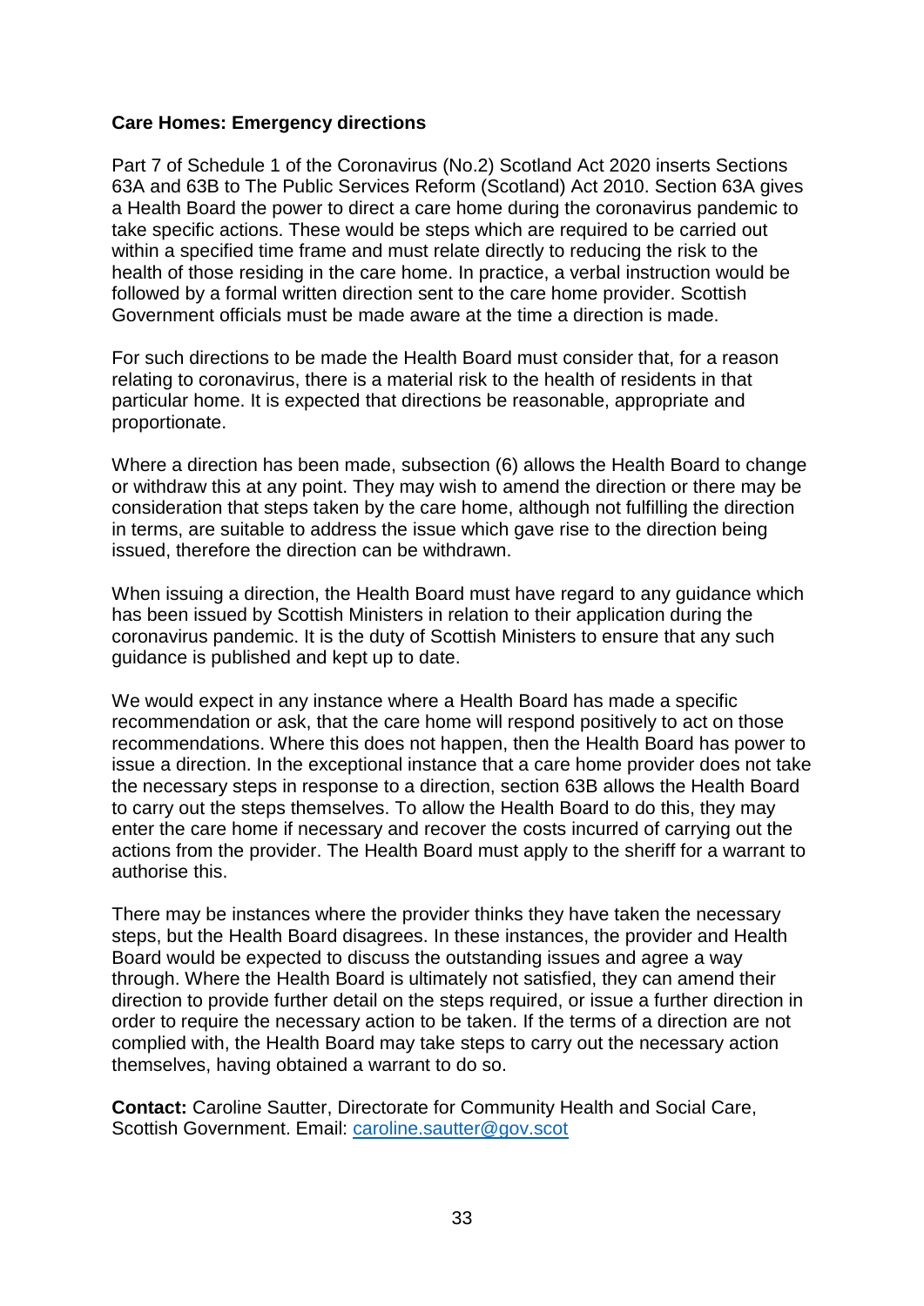**Care Homes: Emergency directions**

Part 7 of Schedule 1 of the Coronavirus (No.2) Scotland Act 2020 inserts Sections 63A and 63B to The Public Services Reform (Scotland) Act 2010. Section 63A gives a Health Board the power to direct a care home during the coronavirus pandemic to take specific actions. These would be steps which are required to be carried out within a specified time frame and must relate directly to reducing the risk to the health of those residing in the care home. In practice, a verbal instruction would be followed by a formal written direction sent to the care home provider. Scottish Government officials must be made aware at the time a direction is made.

For such directions to be made the Health Board must consider that, for a reason relating to coronavirus, there is a material risk to the health of residents in that particular home. It is expected that directions be reasonable, appropriate and proportionate.

Where a direction has been made, subsection (6) allows the Health Board to change or withdraw this at any point. They may wish to amend the direction or there may be consideration that steps taken by the care home, although not fulfilling the direction in terms, are suitable to address the issue which gave rise to the direction being issued, therefore the direction can be withdrawn.

When issuing a direction, the Health Board must have regard to any guidance which has been issued by Scottish Ministers in relation to their application during the coronavirus pandemic. It is the duty of Scottish Ministers to ensure that any such guidance is published and kept up to date.

We would expect in any instance where a Health Board has made a specific recommendation or ask, that the care home will respond positively to act on those recommendations. Where this does not happen, then the Health Board has power to issue a direction. In the exceptional instance that a care home provider does not take the necessary steps in response to a direction, section 63B allows the Health Board to carry out the steps themselves. To allow the Health Board to do this, they may enter the care home if necessary and recover the costs incurred of carrying out the actions from the provider. The Health Board must apply to the sheriff for a warrant to authorise this.

There may be instances where the provider thinks they have taken the necessary steps, but the Health Board disagrees. In these instances, the provider and Health Board would be expected to discuss the outstanding issues and agree a way through. Where the Health Board is ultimately not satisfied, they can amend their direction to provide further detail on the steps required, or issue a further direction in order to require the necessary action to be taken. If the terms of a direction are not complied with, the Health Board may take steps to carry out the necessary action themselves, having obtained a warrant to do so.

**Contact:** Caroline Sautter, Directorate for Community Health and Social Care, Scottish Government. Email: [caroline.sautter@gov.scot](mailto:caroline.sautter@gov.scot)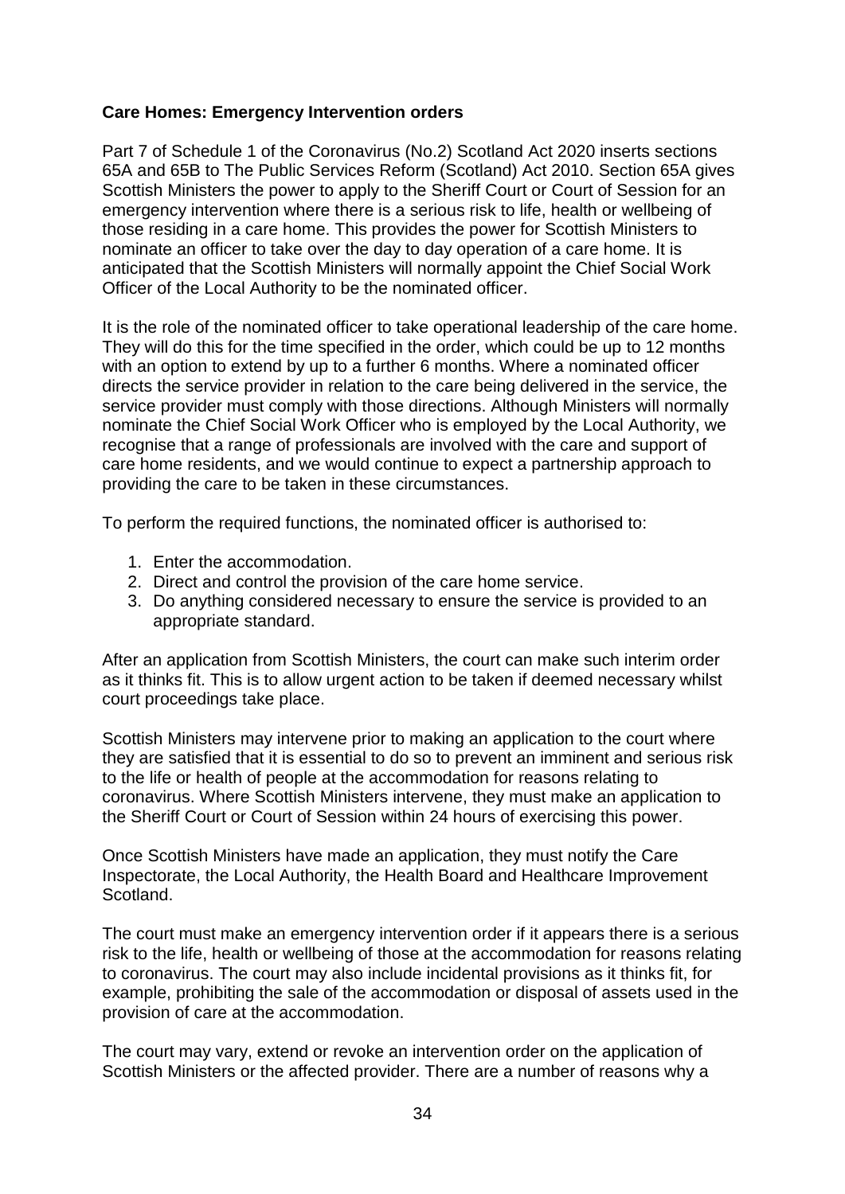**Care Homes: Emergency Intervention orders**

Part 7 of Schedule 1 of the Coronavirus (No.2) Scotland Act 2020 inserts sections 65A and 65B to The Public Services Reform (Scotland) Act 2010. Section 65A gives Scottish Ministers the power to apply to the Sheriff Court or Court of Session for an emergency intervention where there is a serious risk to life, health or wellbeing of those residing in a care home. This provides the power for Scottish Ministers to nominate an officer to take over the day to day operation of a care home. It is anticipated that the Scottish Ministers will normally appoint the Chief Social Work Officer of the Local Authority to be the nominated officer.

It is the role of the nominated officer to take operational leadership of the care home. They will do this for the time specified in the order, which could be up to 12 months with an option to extend by up to a further 6 months. Where a nominated officer directs the service provider in relation to the care being delivered in the service, the service provider must comply with those directions. Although Ministers will normally nominate the Chief Social Work Officer who is employed by the Local Authority, we recognise that a range of professionals are involved with the care and support of care home residents, and we would continue to expect a partnership approach to providing the care to be taken in these circumstances.

To perform the required functions, the nominated officer is authorised to:

1. Enter the accommodation.
2. Direct and control the provision of the care home service.
3. Do anything considered necessary to ensure the service is provided to an appropriate standard.

After an application from Scottish Ministers, the court can make such interim order as it thinks fit. This is to allow urgent action to be taken if deemed necessary whilst court proceedings take place.

Scottish Ministers may intervene prior to making an application to the court where they are satisfied that it is essential to do so to prevent an imminent and serious risk to the life or health of people at the accommodation for reasons relating to coronavirus. Where Scottish Ministers intervene, they must make an application to the Sheriff Court or Court of Session within 24 hours of exercising this power.

Once Scottish Ministers have made an application, they must notify the Care Inspectorate, the Local Authority, the Health Board and Healthcare Improvement Scotland.

The court must make an emergency intervention order if it appears there is a serious risk to the life, health or wellbeing of those at the accommodation for reasons relating to coronavirus. The court may also include incidental provisions as it thinks fit, for example, prohibiting the sale of the accommodation or disposal of assets used in the provision of care at the accommodation.

The court may vary, extend or revoke an intervention order on the application of Scottish Ministers or the affected provider. There are a number of reasons why a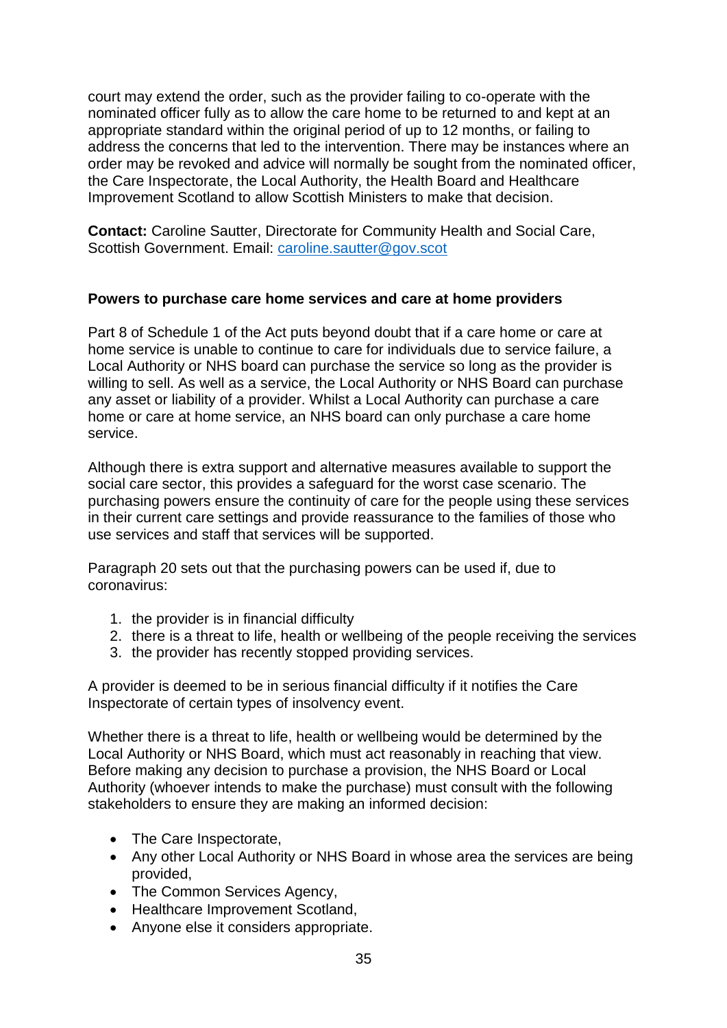court may extend the order, such as the provider failing to co-operate with the nominated officer fully as to allow the care home to be returned to and kept at an appropriate standard within the original period of up to 12 months, or failing to address the concerns that led to the intervention. There may be instances where an order may be revoked and advice will normally be sought from the nominated officer, the Care Inspectorate, the Local Authority, the Health Board and Healthcare Improvement Scotland to allow Scottish Ministers to make that decision.

**Contact:** Caroline Sautter, Directorate for Community Health and Social Care, Scottish Government. Email: caroline.sautter@gov.scot

**Powers to purchase care home services and care at home providers**

Part 8 of Schedule 1 of the Act puts beyond doubt that if a care home or care at home service is unable to continue to care for individuals due to service failure, a Local Authority or NHS board can purchase the service so long as the provider is willing to sell. As well as a service, the Local Authority or NHS Board can purchase any asset or liability of a provider. Whilst a Local Authority can purchase a care home or care at home service, an NHS board can only purchase a care home service.

Although there is extra support and alternative measures available to support the social care sector, this provides a safeguard for the worst case scenario. The purchasing powers ensure the continuity of care for the people using these services in their current care settings and provide reassurance to the families of those who use services and staff that services will be supported.

Paragraph 20 sets out that the purchasing powers can be used if, due to coronavirus:

1. the provider is in financial difficulty
2. there is a threat to life, health or wellbeing of the people receiving the services
3. the provider has recently stopped providing services.

A provider is deemed to be in serious financial difficulty if it notifies the Care Inspectorate of certain types of insolvency event.

Whether there is a threat to life, health or wellbeing would be determined by the Local Authority or NHS Board, which must act reasonably in reaching that view. Before making any decision to purchase a provision, the NHS Board or Local Authority (whoever intends to make the purchase) must consult with the following stakeholders to ensure they are making an informed decision:

- The Care Inspectorate,
- Any other Local Authority or NHS Board in whose area the services are being provided,
- The Common Services Agency,
- Healthcare Improvement Scotland,
- Anyone else it considers appropriate.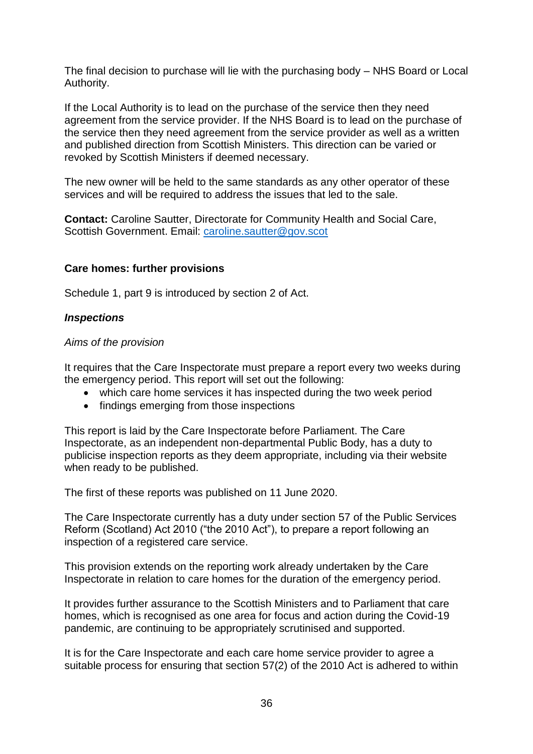The final decision to purchase will lie with the purchasing body – NHS Board or Local Authority.

If the Local Authority is to lead on the purchase of the service then they need agreement from the service provider. If the NHS Board is to lead on the purchase of the service then they need agreement from the service provider as well as a written and published direction from Scottish Ministers. This direction can be varied or revoked by Scottish Ministers if deemed necessary.

The new owner will be held to the same standards as any other operator of these services and will be required to address the issues that led to the sale.

**Contact:** Caroline Sautter, Directorate for Community Health and Social Care, Scottish Government. Email: [caroline.sautter@gov.scot](mailto:caroline.sautter@gov.scot)

**Care homes: further provisions**

Schedule 1, part 9 is introduced by section 2 of Act.

***Inspections***

*Aims of the provision*

It requires that the Care Inspectorate must prepare a report every two weeks during the emergency period. This report will set out the following:

- which care home services it has inspected during the two week period
- findings emerging from those inspections

This report is laid by the Care Inspectorate before Parliament. The Care Inspectorate, as an independent non-departmental Public Body, has a duty to publicise inspection reports as they deem appropriate, including via their website when ready to be published.

The first of these reports was published on 11 June 2020.

The Care Inspectorate currently has a duty under section 57 of the Public Services Reform (Scotland) Act 2010 ("the 2010 Act"), to prepare a report following an inspection of a registered care service.

This provision extends on the reporting work already undertaken by the Care Inspectorate in relation to care homes for the duration of the emergency period.

It provides further assurance to the Scottish Ministers and to Parliament that care homes, which is recognised as one area for focus and action during the Covid-19 pandemic, are continuing to be appropriately scrutinised and supported.

It is for the Care Inspectorate and each care home service provider to agree a suitable process for ensuring that section 57(2) of the 2010 Act is adhered to within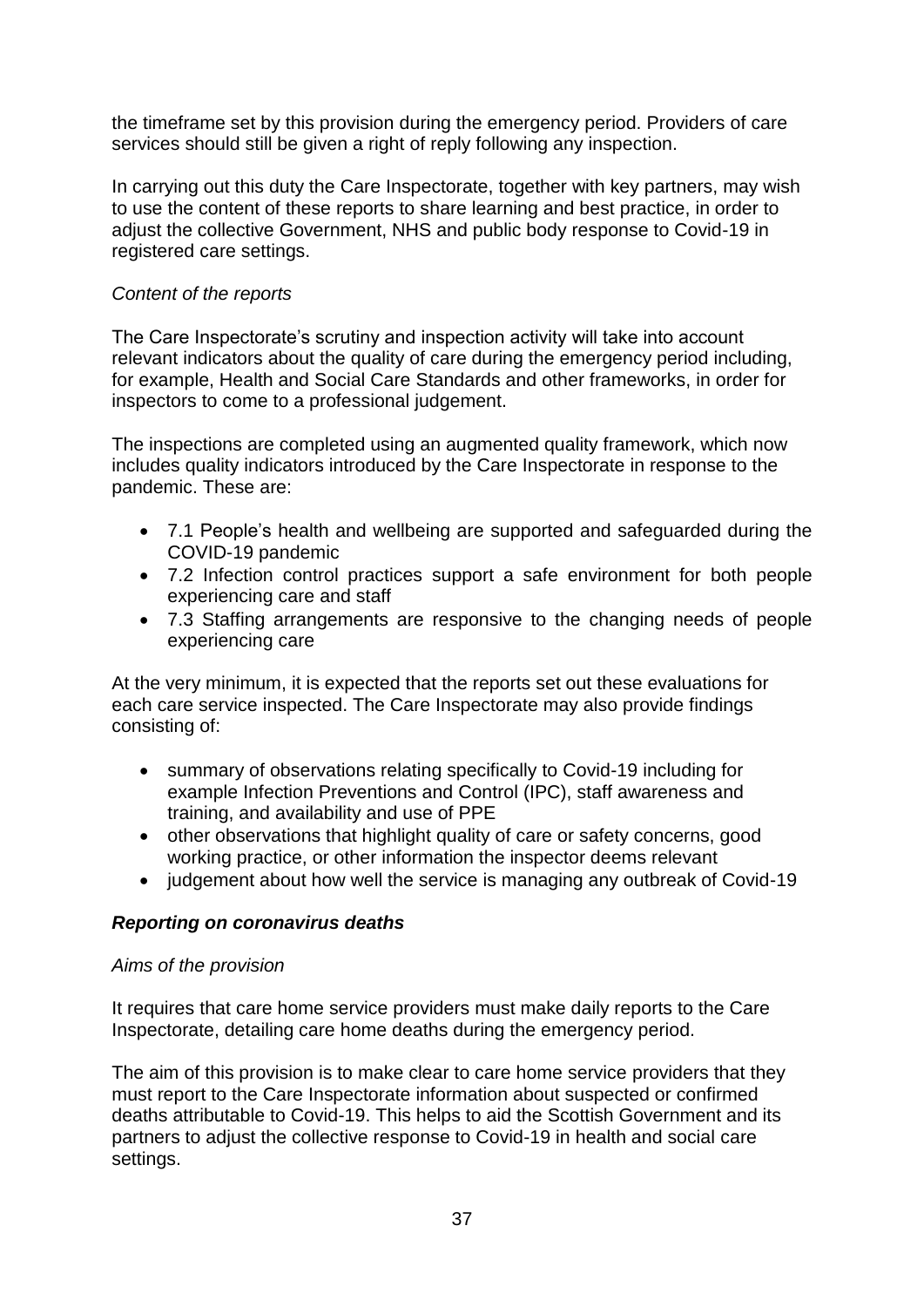the timeframe set by this provision during the emergency period. Providers of care services should still be given a right of reply following any inspection.

In carrying out this duty the Care Inspectorate, together with key partners, may wish to use the content of these reports to share learning and best practice, in order to adjust the collective Government, NHS and public body response to Covid-19 in registered care settings.

*Content of the reports*

The Care Inspectorate's scrutiny and inspection activity will take into account relevant indicators about the quality of care during the emergency period including, for example, Health and Social Care Standards and other frameworks, in order for inspectors to come to a professional judgement.

The inspections are completed using an augmented quality framework, which now includes quality indicators introduced by the Care Inspectorate in response to the pandemic. These are:

- 7.1 People's health and wellbeing are supported and safeguarded during the COVID-19 pandemic
- 7.2 Infection control practices support a safe environment for both people experiencing care and staff
- 7.3 Staffing arrangements are responsive to the changing needs of people experiencing care

At the very minimum, it is expected that the reports set out these evaluations for each care service inspected. The Care Inspectorate may also provide findings consisting of:

- summary of observations relating specifically to Covid-19 including for example Infection Preventions and Control (IPC), staff awareness and training, and availability and use of PPE
- other observations that highlight quality of care or safety concerns, good working practice, or other information the inspector deems relevant
- judgement about how well the service is managing any outbreak of Covid-19

***Reporting on coronavirus deaths***

*Aims of the provision*

It requires that care home service providers must make daily reports to the Care Inspectorate, detailing care home deaths during the emergency period.

The aim of this provision is to make clear to care home service providers that they must report to the Care Inspectorate information about suspected or confirmed deaths attributable to Covid-19. This helps to aid the Scottish Government and its partners to adjust the collective response to Covid-19 in health and social care settings.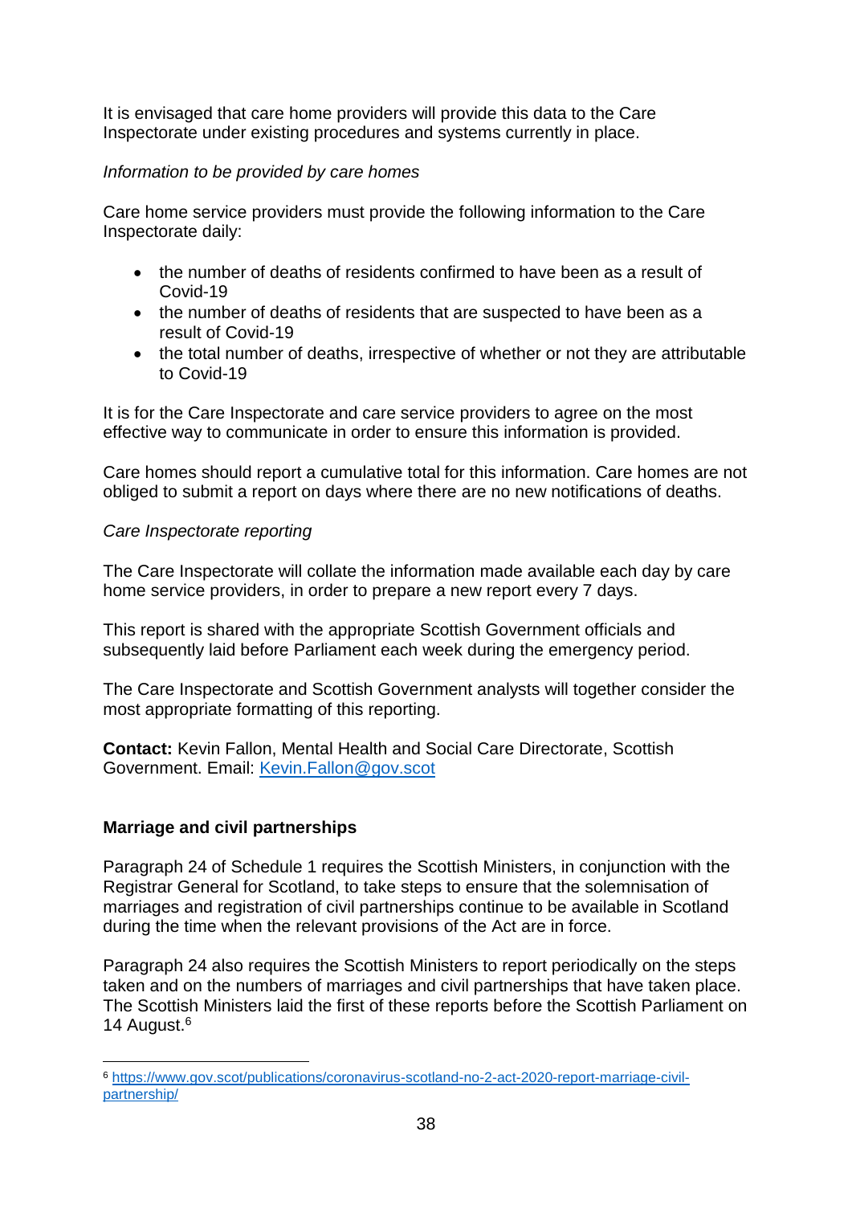It is envisaged that care home providers will provide this data to the Care Inspectorate under existing procedures and systems currently in place.

*Information to be provided by care homes*

Care home service providers must provide the following information to the Care Inspectorate daily:

- the number of deaths of residents confirmed to have been as a result of Covid-19
- the number of deaths of residents that are suspected to have been as a result of Covid-19
- the total number of deaths, irrespective of whether or not they are attributable to Covid-19

It is for the Care Inspectorate and care service providers to agree on the most effective way to communicate in order to ensure this information is provided.

Care homes should report a cumulative total for this information. Care homes are not obliged to submit a report on days where there are no new notifications of deaths.

*Care Inspectorate reporting*

The Care Inspectorate will collate the information made available each day by care home service providers, in order to prepare a new report every 7 days.

This report is shared with the appropriate Scottish Government officials and subsequently laid before Parliament each week during the emergency period.

The Care Inspectorate and Scottish Government analysts will together consider the most appropriate formatting of this reporting.

**Contact:** Kevin Fallon, Mental Health and Social Care Directorate, Scottish Government. Email: Kevin.Fallon@gov.scot

**Marriage and civil partnerships**

Paragraph 24 of Schedule 1 requires the Scottish Ministers, in conjunction with the Registrar General for Scotland, to take steps to ensure that the solemnisation of marriages and registration of civil partnerships continue to be available in Scotland during the time when the relevant provisions of the Act are in force.

Paragraph 24 also requires the Scottish Ministers to report periodically on the steps taken and on the numbers of marriages and civil partnerships that have taken place. The Scottish Ministers laid the first of these reports before the Scottish Parliament on 14 August.[6]

[6] https://www.gov.scot/publications/coronavirus-scotland-no-2-act-2020-report-marriage-civil-partnership/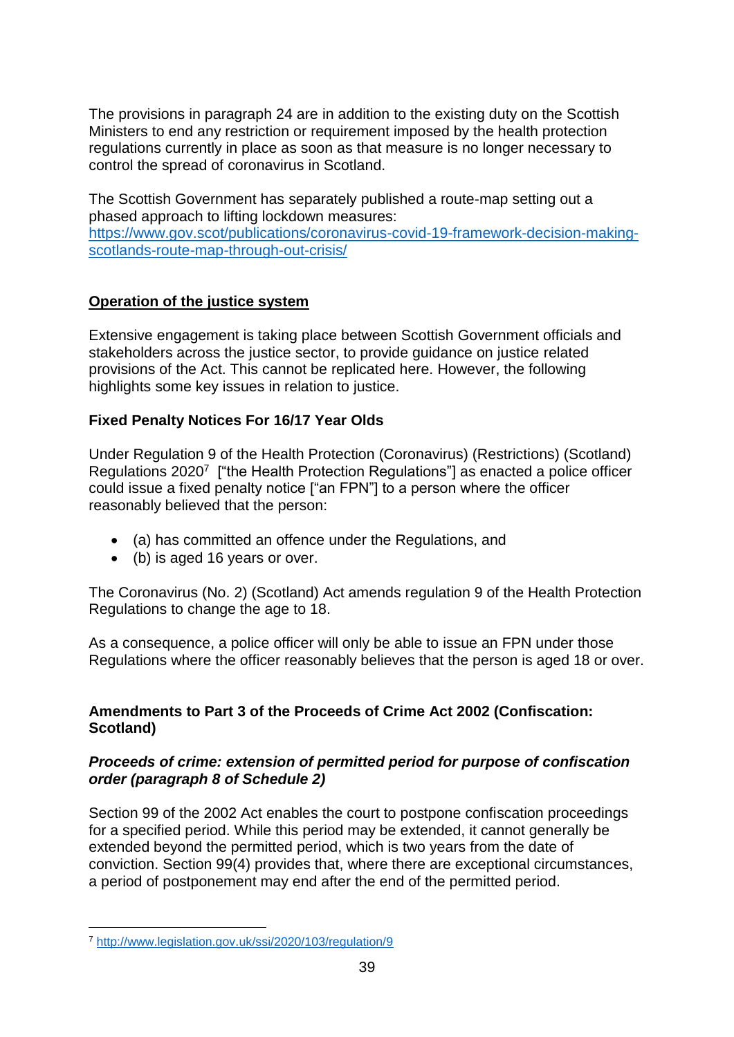The provisions in paragraph 24 are in addition to the existing duty on the Scottish Ministers to end any restriction or requirement imposed by the health protection regulations currently in place as soon as that measure is no longer necessary to control the spread of coronavirus in Scotland.

The Scottish Government has separately published a route-map setting out a phased approach to lifting lockdown measures: https://www.gov.scot/publications/coronavirus-covid-19-framework-decision-making-scotlands-route-map-through-out-crisis/

## Operation of the justice system

Extensive engagement is taking place between Scottish Government officials and stakeholders across the justice sector, to provide guidance on justice related provisions of the Act. This cannot be replicated here. However, the following highlights some key issues in relation to justice.

### Fixed Penalty Notices For 16/17 Year Olds

Under Regulation 9 of the Health Protection (Coronavirus) (Restrictions) (Scotland) Regulations 2020[7] ["the Health Protection Regulations"] as enacted a police officer could issue a fixed penalty notice ["an FPN"] to a person where the officer reasonably believed that the person:

- (a) has committed an offence under the Regulations, and
- (b) is aged 16 years or over.

The Coronavirus (No. 2) (Scotland) Act amends regulation 9 of the Health Protection Regulations to change the age to 18.

As a consequence, a police officer will only be able to issue an FPN under those Regulations where the officer reasonably believes that the person is aged 18 or over.

### Amendments to Part 3 of the Proceeds of Crime Act 2002 (Confiscation: Scotland)

#### *Proceeds of crime: extension of permitted period for purpose of confiscation order (paragraph 8 of Schedule 2)*

Section 99 of the 2002 Act enables the court to postpone confiscation proceedings for a specified period. While this period may be extended, it cannot generally be extended beyond the permitted period, which is two years from the date of conviction. Section 99(4) provides that, where there are exceptional circumstances, a period of postponement may end after the end of the permitted period.

[7] http://www.legislation.gov.uk/ssi/2020/103/regulation/9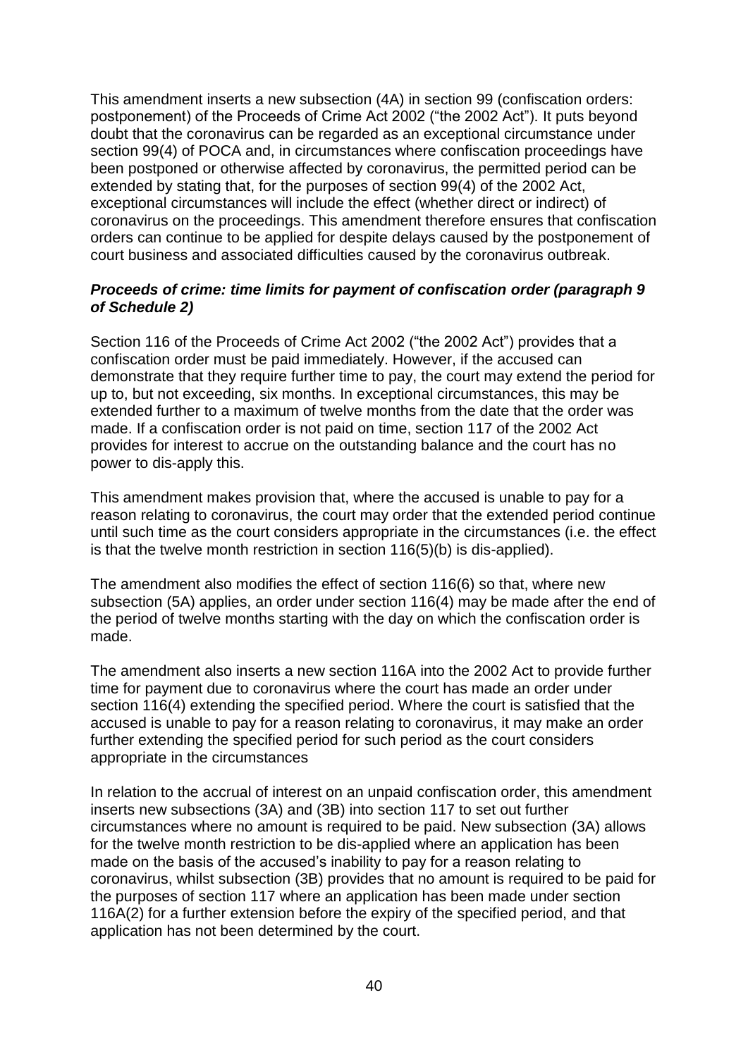This amendment inserts a new subsection (4A) in section 99 (confiscation orders: postponement) of the Proceeds of Crime Act 2002 ("the 2002 Act"). It puts beyond doubt that the coronavirus can be regarded as an exceptional circumstance under section 99(4) of POCA and, in circumstances where confiscation proceedings have been postponed or otherwise affected by coronavirus, the permitted period can be extended by stating that, for the purposes of section 99(4) of the 2002 Act, exceptional circumstances will include the effect (whether direct or indirect) of coronavirus on the proceedings. This amendment therefore ensures that confiscation orders can continue to be applied for despite delays caused by the postponement of court business and associated difficulties caused by the coronavirus outbreak.

***Proceeds of crime: time limits for payment of confiscation order (paragraph 9 of Schedule 2)***

Section 116 of the Proceeds of Crime Act 2002 ("the 2002 Act") provides that a confiscation order must be paid immediately. However, if the accused can demonstrate that they require further time to pay, the court may extend the period for up to, but not exceeding, six months. In exceptional circumstances, this may be extended further to a maximum of twelve months from the date that the order was made. If a confiscation order is not paid on time, section 117 of the 2002 Act provides for interest to accrue on the outstanding balance and the court has no power to dis-apply this.

This amendment makes provision that, where the accused is unable to pay for a reason relating to coronavirus, the court may order that the extended period continue until such time as the court considers appropriate in the circumstances (i.e. the effect is that the twelve month restriction in section 116(5)(b) is dis-applied).

The amendment also modifies the effect of section 116(6) so that, where new subsection (5A) applies, an order under section 116(4) may be made after the end of the period of twelve months starting with the day on which the confiscation order is made.

The amendment also inserts a new section 116A into the 2002 Act to provide further time for payment due to coronavirus where the court has made an order under section 116(4) extending the specified period. Where the court is satisfied that the accused is unable to pay for a reason relating to coronavirus, it may make an order further extending the specified period for such period as the court considers appropriate in the circumstances

In relation to the accrual of interest on an unpaid confiscation order, this amendment inserts new subsections (3A) and (3B) into section 117 to set out further circumstances where no amount is required to be paid. New subsection (3A) allows for the twelve month restriction to be dis-applied where an application has been made on the basis of the accused's inability to pay for a reason relating to coronavirus, whilst subsection (3B) provides that no amount is required to be paid for the purposes of section 117 where an application has been made under section 116A(2) for a further extension before the expiry of the specified period, and that application has not been determined by the court.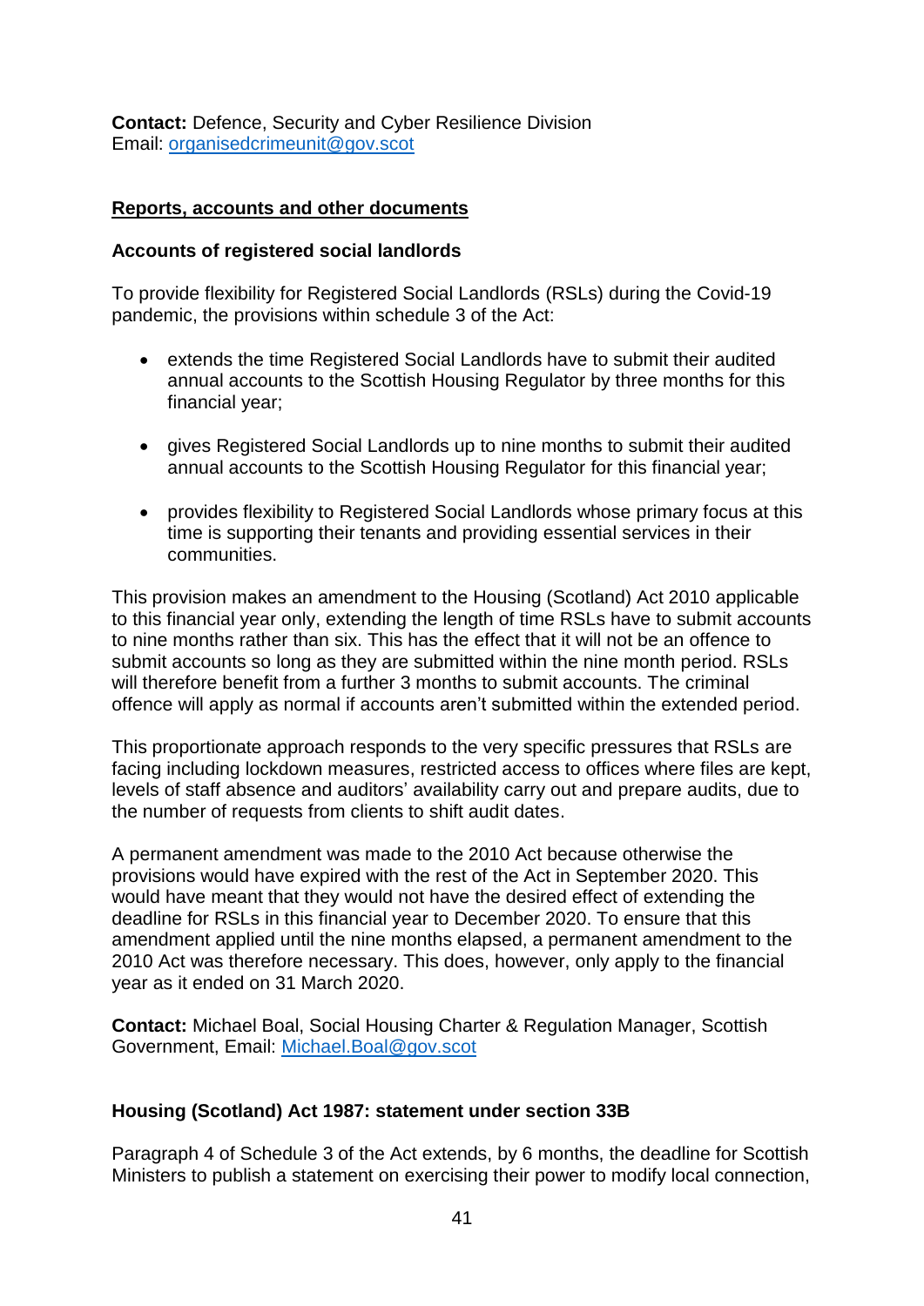**Contact:** Defence, Security and Cyber Resilience Division
Email: [organisedcrimeunit@gov.scot](mailto:organisedcrimeunit@gov.scot)

## Reports, accounts and other documents

### Accounts of registered social landlords

To provide flexibility for Registered Social Landlords (RSLs) during the Covid-19 pandemic, the provisions within schedule 3 of the Act:

- extends the time Registered Social Landlords have to submit their audited annual accounts to the Scottish Housing Regulator by three months for this financial year;
- gives Registered Social Landlords up to nine months to submit their audited annual accounts to the Scottish Housing Regulator for this financial year;
- provides flexibility to Registered Social Landlords whose primary focus at this time is supporting their tenants and providing essential services in their communities.

This provision makes an amendment to the Housing (Scotland) Act 2010 applicable to this financial year only, extending the length of time RSLs have to submit accounts to nine months rather than six. This has the effect that it will not be an offence to submit accounts so long as they are submitted within the nine month period. RSLs will therefore benefit from a further 3 months to submit accounts. The criminal offence will apply as normal if accounts aren't submitted within the extended period.

This proportionate approach responds to the very specific pressures that RSLs are facing including lockdown measures, restricted access to offices where files are kept, levels of staff absence and auditors' availability carry out and prepare audits, due to the number of requests from clients to shift audit dates.

A permanent amendment was made to the 2010 Act because otherwise the provisions would have expired with the rest of the Act in September 2020. This would have meant that they would not have the desired effect of extending the deadline for RSLs in this financial year to December 2020. To ensure that this amendment applied until the nine months elapsed, a permanent amendment to the 2010 Act was therefore necessary. This does, however, only apply to the financial year as it ended on 31 March 2020.

**Contact:** Michael Boal, Social Housing Charter & Regulation Manager, Scottish Government, Email: [Michael.Boal@gov.scot](mailto:Michael.Boal@gov.scot)

### Housing (Scotland) Act 1987: statement under section 33B

Paragraph 4 of Schedule 3 of the Act extends, by 6 months, the deadline for Scottish Ministers to publish a statement on exercising their power to modify local connection,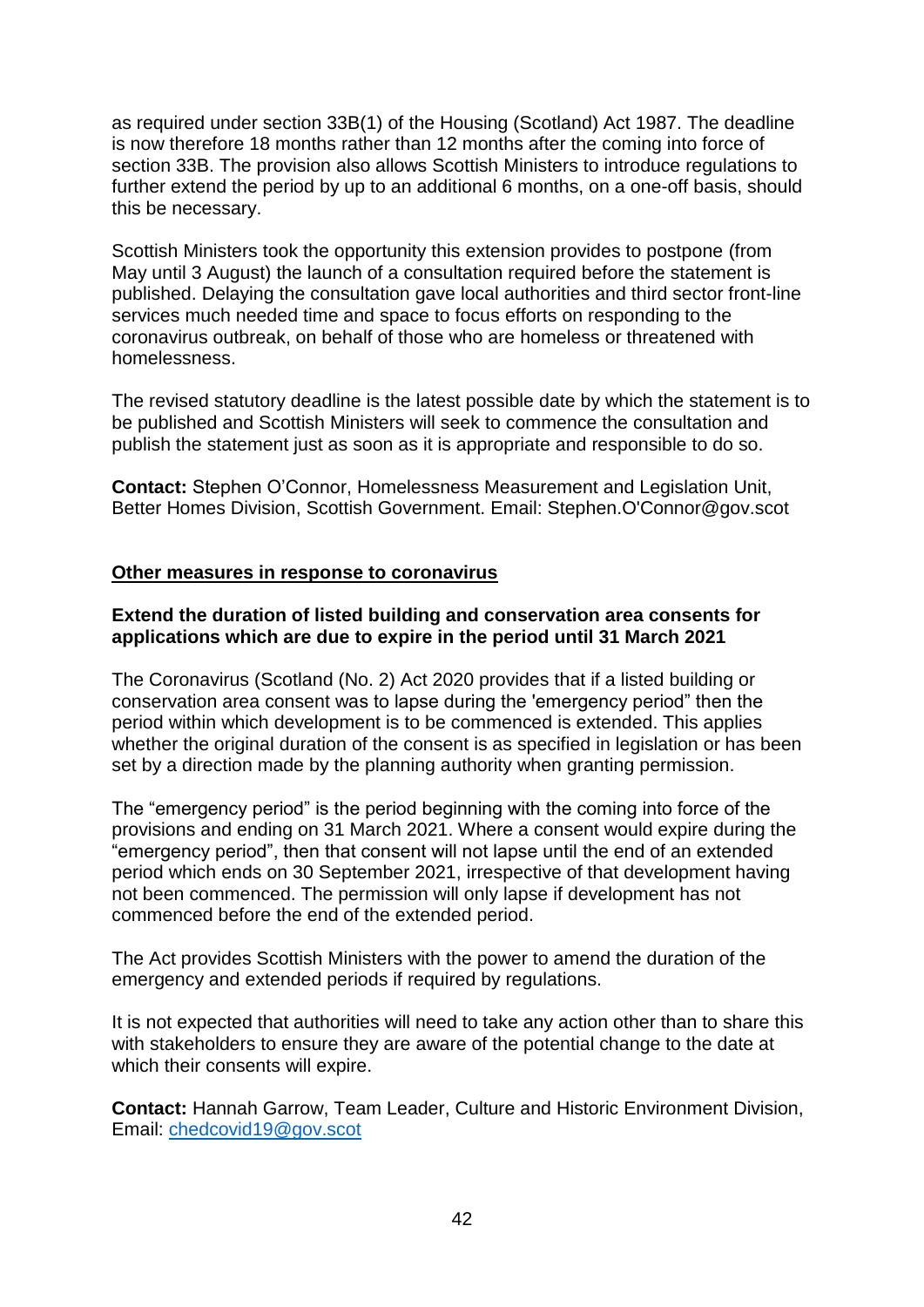as required under section 33B(1) of the Housing (Scotland) Act 1987. The deadline is now therefore 18 months rather than 12 months after the coming into force of section 33B. The provision also allows Scottish Ministers to introduce regulations to further extend the period by up to an additional 6 months, on a one-off basis, should this be necessary.

Scottish Ministers took the opportunity this extension provides to postpone (from May until 3 August) the launch of a consultation required before the statement is published. Delaying the consultation gave local authorities and third sector front-line services much needed time and space to focus efforts on responding to the coronavirus outbreak, on behalf of those who are homeless or threatened with homelessness.

The revised statutory deadline is the latest possible date by which the statement is to be published and Scottish Ministers will seek to commence the consultation and publish the statement just as soon as it is appropriate and responsible to do so.

**Contact:** Stephen O'Connor, Homelessness Measurement and Legislation Unit, Better Homes Division, Scottish Government. Email: Stephen.O'Connor@gov.scot

## Other measures in response to coronavirus

### Extend the duration of listed building and conservation area consents for applications which are due to expire in the period until 31 March 2021

The Coronavirus (Scotland (No. 2) Act 2020 provides that if a listed building or conservation area consent was to lapse during the 'emergency period" then the period within which development is to be commenced is extended. This applies whether the original duration of the consent is as specified in legislation or has been set by a direction made by the planning authority when granting permission.

The "emergency period" is the period beginning with the coming into force of the provisions and ending on 31 March 2021. Where a consent would expire during the "emergency period", then that consent will not lapse until the end of an extended period which ends on 30 September 2021, irrespective of that development having not been commenced. The permission will only lapse if development has not commenced before the end of the extended period.

The Act provides Scottish Ministers with the power to amend the duration of the emergency and extended periods if required by regulations.

It is not expected that authorities will need to take any action other than to share this with stakeholders to ensure they are aware of the potential change to the date at which their consents will expire.

**Contact:** Hannah Garrow, Team Leader, Culture and Historic Environment Division, Email: chedcovid19@gov.scot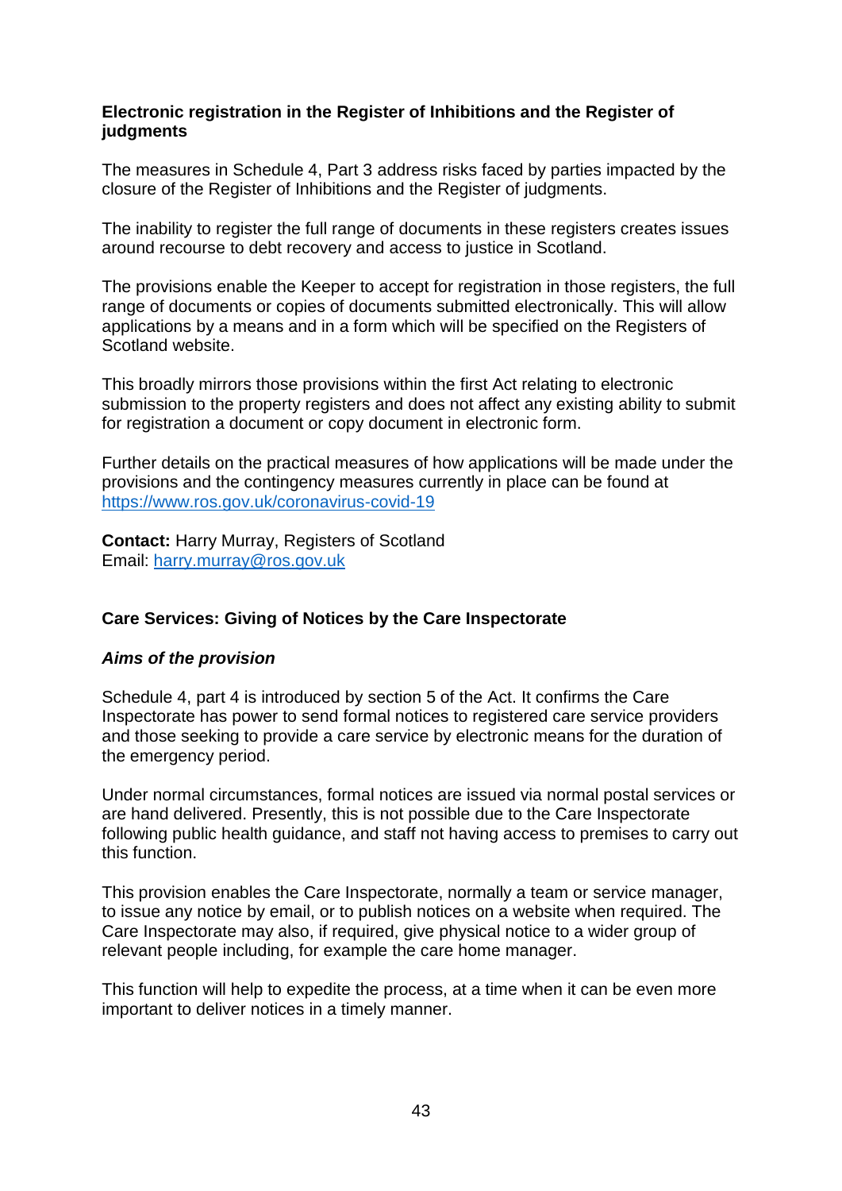**Electronic registration in the Register of Inhibitions and the Register of judgments**

The measures in Schedule 4, Part 3 address risks faced by parties impacted by the closure of the Register of Inhibitions and the Register of judgments.

The inability to register the full range of documents in these registers creates issues around recourse to debt recovery and access to justice in Scotland.

The provisions enable the Keeper to accept for registration in those registers, the full range of documents or copies of documents submitted electronically. This will allow applications by a means and in a form which will be specified on the Registers of Scotland website.

This broadly mirrors those provisions within the first Act relating to electronic submission to the property registers and does not affect any existing ability to submit for registration a document or copy document in electronic form.

Further details on the practical measures of how applications will be made under the provisions and the contingency measures currently in place can be found at https://www.ros.gov.uk/coronavirus-covid-19

**Contact:** Harry Murray, Registers of Scotland
Email: harry.murray@ros.gov.uk

**Care Services: Giving of Notices by the Care Inspectorate**

***Aims of the provision***

Schedule 4, part 4 is introduced by section 5 of the Act. It confirms the Care Inspectorate has power to send formal notices to registered care service providers and those seeking to provide a care service by electronic means for the duration of the emergency period.

Under normal circumstances, formal notices are issued via normal postal services or are hand delivered. Presently, this is not possible due to the Care Inspectorate following public health guidance, and staff not having access to premises to carry out this function.

This provision enables the Care Inspectorate, normally a team or service manager, to issue any notice by email, or to publish notices on a website when required. The Care Inspectorate may also, if required, give physical notice to a wider group of relevant people including, for example the care home manager.

This function will help to expedite the process, at a time when it can be even more important to deliver notices in a timely manner.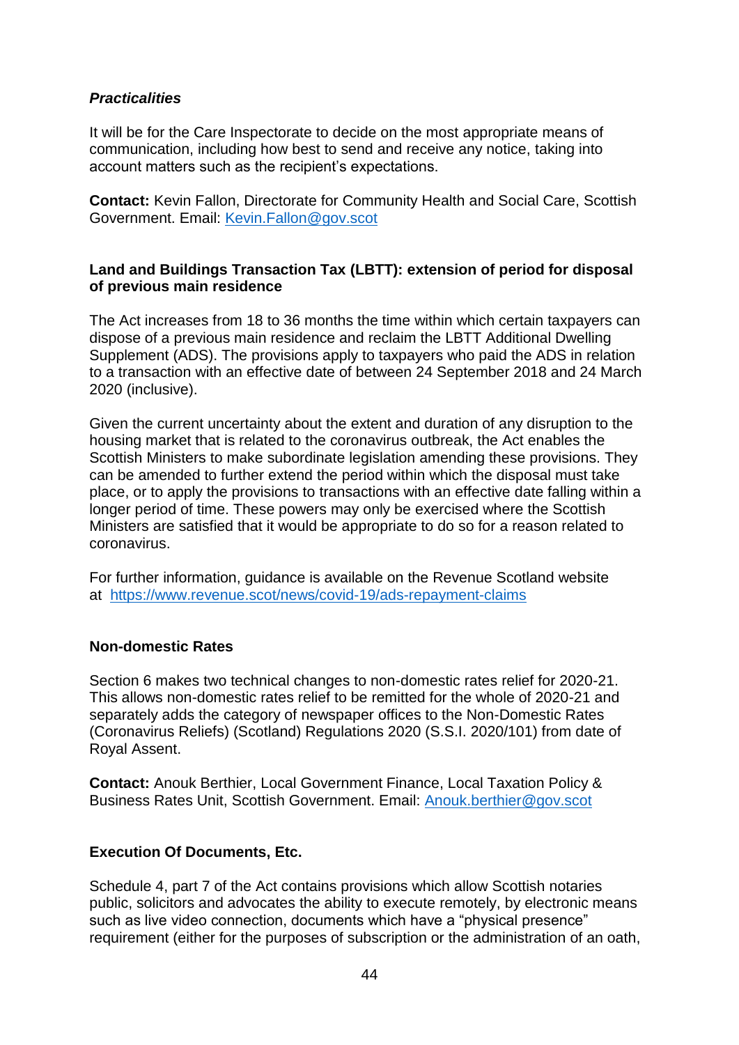***Practicalities***

It will be for the Care Inspectorate to decide on the most appropriate means of communication, including how best to send and receive any notice, taking into account matters such as the recipient's expectations.

**Contact:** Kevin Fallon, Directorate for Community Health and Social Care, Scottish Government. Email: Kevin.Fallon@gov.scot

**Land and Buildings Transaction Tax (LBTT): extension of period for disposal of previous main residence**

The Act increases from 18 to 36 months the time within which certain taxpayers can dispose of a previous main residence and reclaim the LBTT Additional Dwelling Supplement (ADS). The provisions apply to taxpayers who paid the ADS in relation to a transaction with an effective date of between 24 September 2018 and 24 March 2020 (inclusive).

Given the current uncertainty about the extent and duration of any disruption to the housing market that is related to the coronavirus outbreak, the Act enables the Scottish Ministers to make subordinate legislation amending these provisions. They can be amended to further extend the period within which the disposal must take place, or to apply the provisions to transactions with an effective date falling within a longer period of time. These powers may only be exercised where the Scottish Ministers are satisfied that it would be appropriate to do so for a reason related to coronavirus.

For further information, guidance is available on the Revenue Scotland website at https://www.revenue.scot/news/covid-19/ads-repayment-claims

**Non-domestic Rates**

Section 6 makes two technical changes to non-domestic rates relief for 2020-21. This allows non-domestic rates relief to be remitted for the whole of 2020-21 and separately adds the category of newspaper offices to the Non-Domestic Rates (Coronavirus Reliefs) (Scotland) Regulations 2020 (S.S.I. 2020/101) from date of Royal Assent.

**Contact:** Anouk Berthier, Local Government Finance, Local Taxation Policy & Business Rates Unit, Scottish Government. Email: Anouk.berthier@gov.scot

**Execution Of Documents, Etc.**

Schedule 4, part 7 of the Act contains provisions which allow Scottish notaries public, solicitors and advocates the ability to execute remotely, by electronic means such as live video connection, documents which have a "physical presence" requirement (either for the purposes of subscription or the administration of an oath,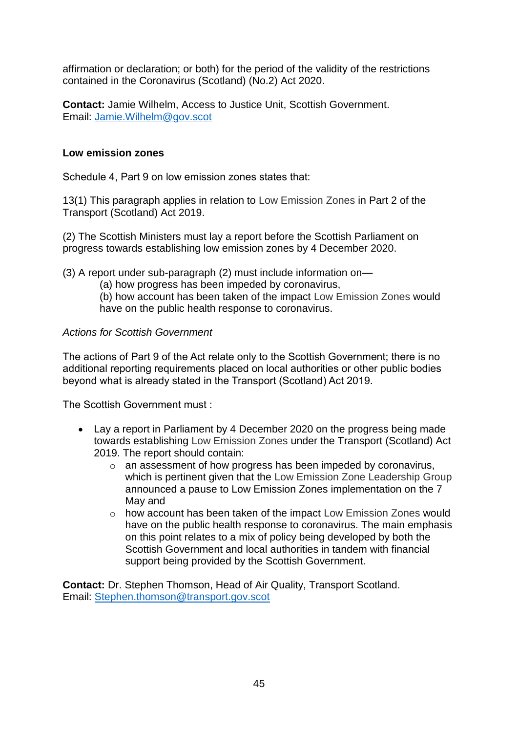affirmation or declaration; or both) for the period of the validity of the restrictions contained in the Coronavirus (Scotland) (No.2) Act 2020.

**Contact:** Jamie Wilhelm, Access to Justice Unit, Scottish Government.
Email: Jamie.Wilhelm@gov.scot

**Low emission zones**

Schedule 4, Part 9 on low emission zones states that:

13(1) This paragraph applies in relation to Low Emission Zones in Part 2 of the Transport (Scotland) Act 2019.

(2) The Scottish Ministers must lay a report before the Scottish Parliament on progress towards establishing low emission zones by 4 December 2020.

(3) A report under sub-paragraph (2) must include information on—
 (a) how progress has been impeded by coronavirus,
 (b) how account has been taken of the impact Low Emission Zones would have on the public health response to coronavirus.

*Actions for Scottish Government*

The actions of Part 9 of the Act relate only to the Scottish Government; there is no additional reporting requirements placed on local authorities or other public bodies beyond what is already stated in the Transport (Scotland) Act 2019.

The Scottish Government must :

- Lay a report in Parliament by 4 December 2020 on the progress being made towards establishing Low Emission Zones under the Transport (Scotland) Act 2019. The report should contain:
    - an assessment of how progress has been impeded by coronavirus, which is pertinent given that the Low Emission Zone Leadership Group announced a pause to Low Emission Zones implementation on the 7 May and
    - how account has been taken of the impact Low Emission Zones would have on the public health response to coronavirus. The main emphasis on this point relates to a mix of policy being developed by both the Scottish Government and local authorities in tandem with financial support being provided by the Scottish Government.

**Contact:** Dr. Stephen Thomson, Head of Air Quality, Transport Scotland.
Email: Stephen.thomson@transport.gov.scot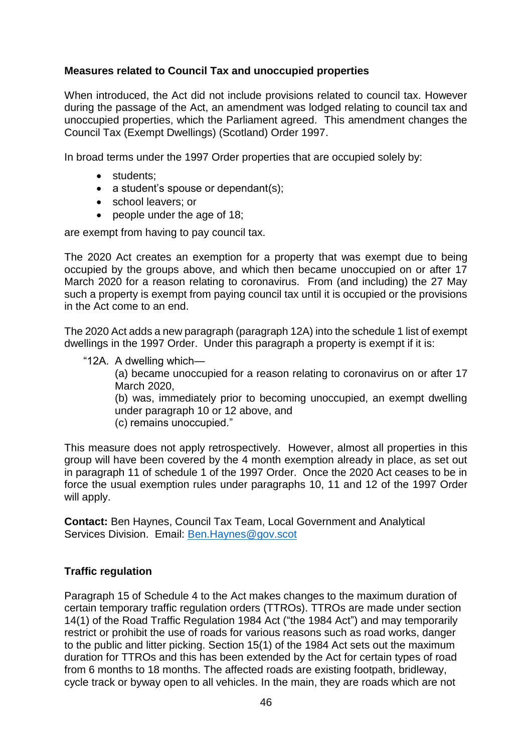**Measures related to Council Tax and unoccupied properties**

When introduced, the Act did not include provisions related to council tax. However during the passage of the Act, an amendment was lodged relating to council tax and unoccupied properties, which the Parliament agreed. This amendment changes the Council Tax (Exempt Dwellings) (Scotland) Order 1997.

In broad terms under the 1997 Order properties that are occupied solely by:

- students;
- a student's spouse or dependant(s);
- school leavers; or
- people under the age of 18;

are exempt from having to pay council tax.

The 2020 Act creates an exemption for a property that was exempt due to being occupied by the groups above, and which then became unoccupied on or after 17 March 2020 for a reason relating to coronavirus. From (and including) the 27 May such a property is exempt from paying council tax until it is occupied or the provisions in the Act come to an end.

The 2020 Act adds a new paragraph (paragraph 12A) into the schedule 1 list of exempt dwellings in the 1997 Order. Under this paragraph a property is exempt if it is:

> "12A. A dwelling which—
>
> (a) became unoccupied for a reason relating to coronavirus on or after 17 March 2020,
>
> (b) was, immediately prior to becoming unoccupied, an exempt dwelling under paragraph 10 or 12 above, and
>
> (c) remains unoccupied."

This measure does not apply retrospectively. However, almost all properties in this group will have been covered by the 4 month exemption already in place, as set out in paragraph 11 of schedule 1 of the 1997 Order. Once the 2020 Act ceases to be in force the usual exemption rules under paragraphs 10, 11 and 12 of the 1997 Order will apply.

**Contact:** Ben Haynes, Council Tax Team, Local Government and Analytical Services Division. Email: Ben.Haynes@gov.scot

**Traffic regulation**

Paragraph 15 of Schedule 4 to the Act makes changes to the maximum duration of certain temporary traffic regulation orders (TTROs). TTROs are made under section 14(1) of the Road Traffic Regulation 1984 Act ("the 1984 Act") and may temporarily restrict or prohibit the use of roads for various reasons such as road works, danger to the public and litter picking. Section 15(1) of the 1984 Act sets out the maximum duration for TTROs and this has been extended by the Act for certain types of road from 6 months to 18 months. The affected roads are existing footpath, bridleway, cycle track or byway open to all vehicles. In the main, they are roads which are not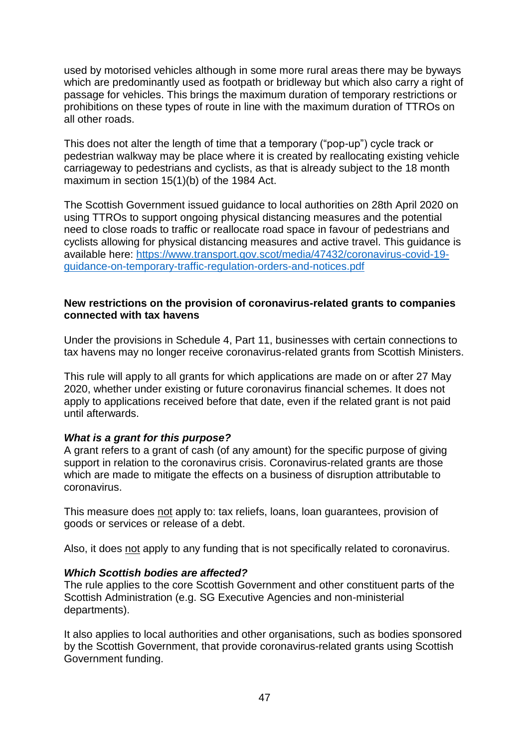used by motorised vehicles although in some more rural areas there may be byways which are predominantly used as footpath or bridleway but which also carry a right of passage for vehicles. This brings the maximum duration of temporary restrictions or prohibitions on these types of route in line with the maximum duration of TTROs on all other roads.

This does not alter the length of time that a temporary ("pop-up") cycle track or pedestrian walkway may be place where it is created by reallocating existing vehicle carriageway to pedestrians and cyclists, as that is already subject to the 18 month maximum in section 15(1)(b) of the 1984 Act.

The Scottish Government issued guidance to local authorities on 28th April 2020 on using TTROs to support ongoing physical distancing measures and the potential need to close roads to traffic or reallocate road space in favour of pedestrians and cyclists allowing for physical distancing measures and active travel. This guidance is available here: [https://www.transport.gov.scot/media/47432/coronavirus-covid-19-guidance-on-temporary-traffic-regulation-orders-and-notices.pdf](https://www.transport.gov.scot/media/47432/coronavirus-covid-19-guidance-on-temporary-traffic-regulation-orders-and-notices.pdf)

**New restrictions on the provision of coronavirus-related grants to companies connected with tax havens**

Under the provisions in Schedule 4, Part 11, businesses with certain connections to tax havens may no longer receive coronavirus-related grants from Scottish Ministers.

This rule will apply to all grants for which applications are made on or after 27 May 2020, whether under existing or future coronavirus financial schemes. It does not apply to applications received before that date, even if the related grant is not paid until afterwards.

***What is a grant for this purpose?***

A grant refers to a grant of cash (of any amount) for the specific purpose of giving support in relation to the coronavirus crisis. Coronavirus-related grants are those which are made to mitigate the effects on a business of disruption attributable to coronavirus.

This measure does not apply to: tax reliefs, loans, loan guarantees, provision of goods or services or release of a debt.

Also, it does not apply to any funding that is not specifically related to coronavirus.

***Which Scottish bodies are affected?***

The rule applies to the core Scottish Government and other constituent parts of the Scottish Administration (e.g. SG Executive Agencies and non-ministerial departments).

It also applies to local authorities and other organisations, such as bodies sponsored by the Scottish Government, that provide coronavirus-related grants using Scottish Government funding.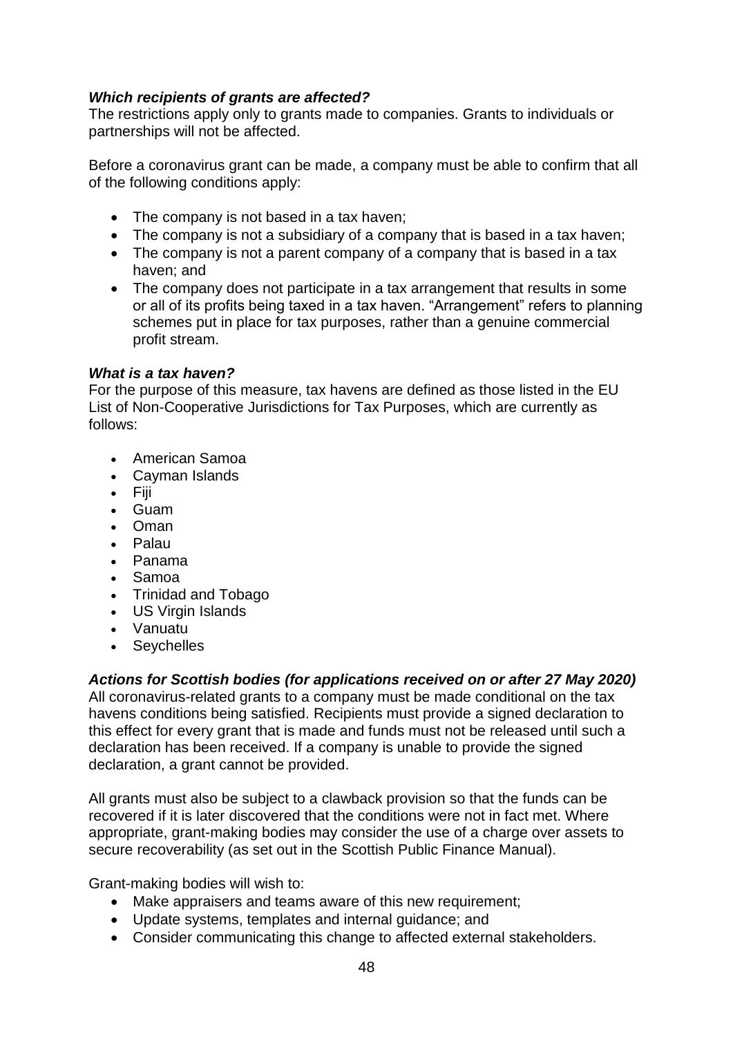### *Which recipients of grants are affected?*

The restrictions apply only to grants made to companies. Grants to individuals or partnerships will not be affected.

Before a coronavirus grant can be made, a company must be able to confirm that all of the following conditions apply:

- The company is not based in a tax haven;
- The company is not a subsidiary of a company that is based in a tax haven;
- The company is not a parent company of a company that is based in a tax haven; and
- The company does not participate in a tax arrangement that results in some or all of its profits being taxed in a tax haven. "Arrangement" refers to planning schemes put in place for tax purposes, rather than a genuine commercial profit stream.

### *What is a tax haven?*

For the purpose of this measure, tax havens are defined as those listed in the EU List of Non-Cooperative Jurisdictions for Tax Purposes, which are currently as follows:

- American Samoa
- Cayman Islands
- Fiji
- Guam
- Oman
- Palau
- Panama
- Samoa
- Trinidad and Tobago
- US Virgin Islands
- Vanuatu
- Seychelles

### *Actions for Scottish bodies (for applications received on or after 27 May 2020)*

All coronavirus-related grants to a company must be made conditional on the tax havens conditions being satisfied. Recipients must provide a signed declaration to this effect for every grant that is made and funds must not be released until such a declaration has been received. If a company is unable to provide the signed declaration, a grant cannot be provided.

All grants must also be subject to a clawback provision so that the funds can be recovered if it is later discovered that the conditions were not in fact met. Where appropriate, grant-making bodies may consider the use of a charge over assets to secure recoverability (as set out in the Scottish Public Finance Manual).

Grant-making bodies will wish to:

- Make appraisers and teams aware of this new requirement;
- Update systems, templates and internal guidance; and
- Consider communicating this change to affected external stakeholders.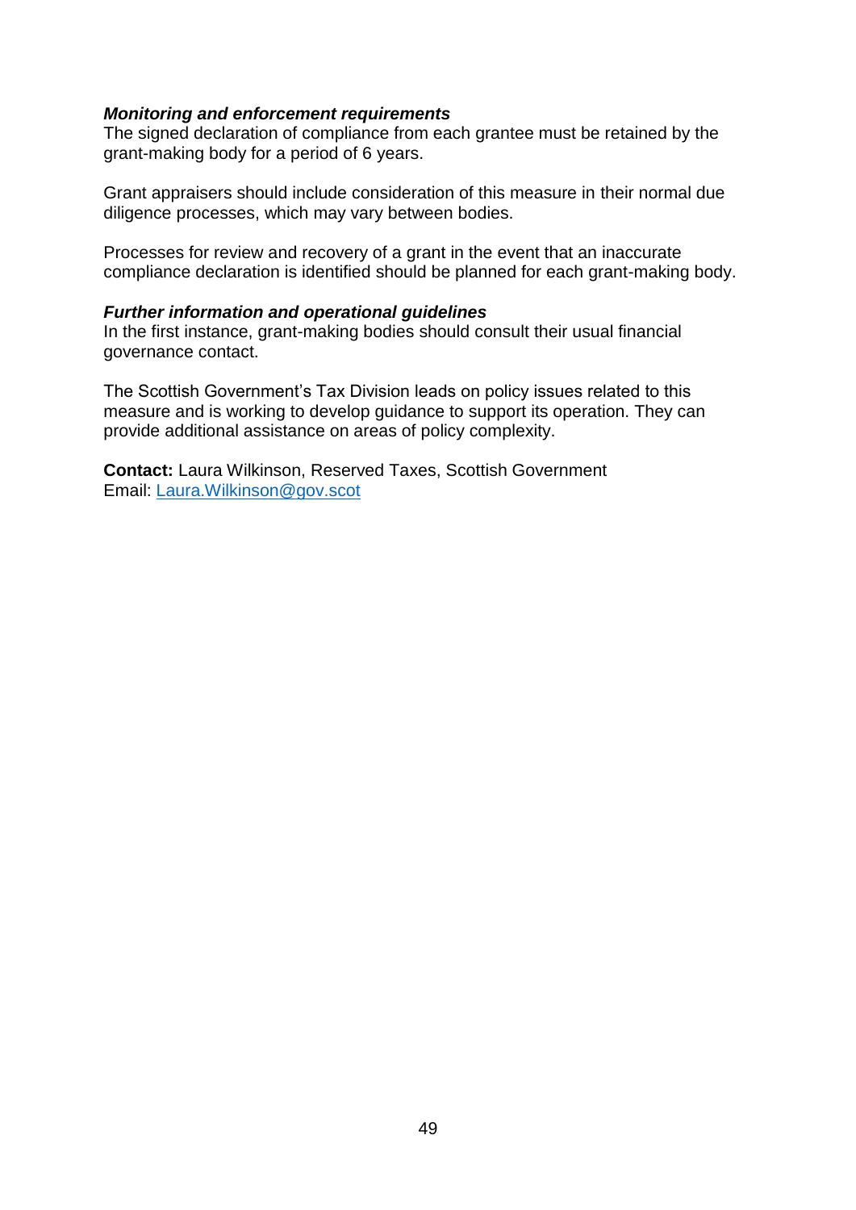***Monitoring and enforcement requirements***

The signed declaration of compliance from each grantee must be retained by the grant-making body for a period of 6 years.

Grant appraisers should include consideration of this measure in their normal due diligence processes, which may vary between bodies.

Processes for review and recovery of a grant in the event that an inaccurate compliance declaration is identified should be planned for each grant-making body.

***Further information and operational guidelines***

In the first instance, grant-making bodies should consult their usual financial governance contact.

The Scottish Government's Tax Division leads on policy issues related to this measure and is working to develop guidance to support its operation. They can provide additional assistance on areas of policy complexity.

**Contact:** Laura Wilkinson, Reserved Taxes, Scottish Government
Email: [Laura.Wilkinson@gov.scot](mailto:Laura.Wilkinson@gov.scot)